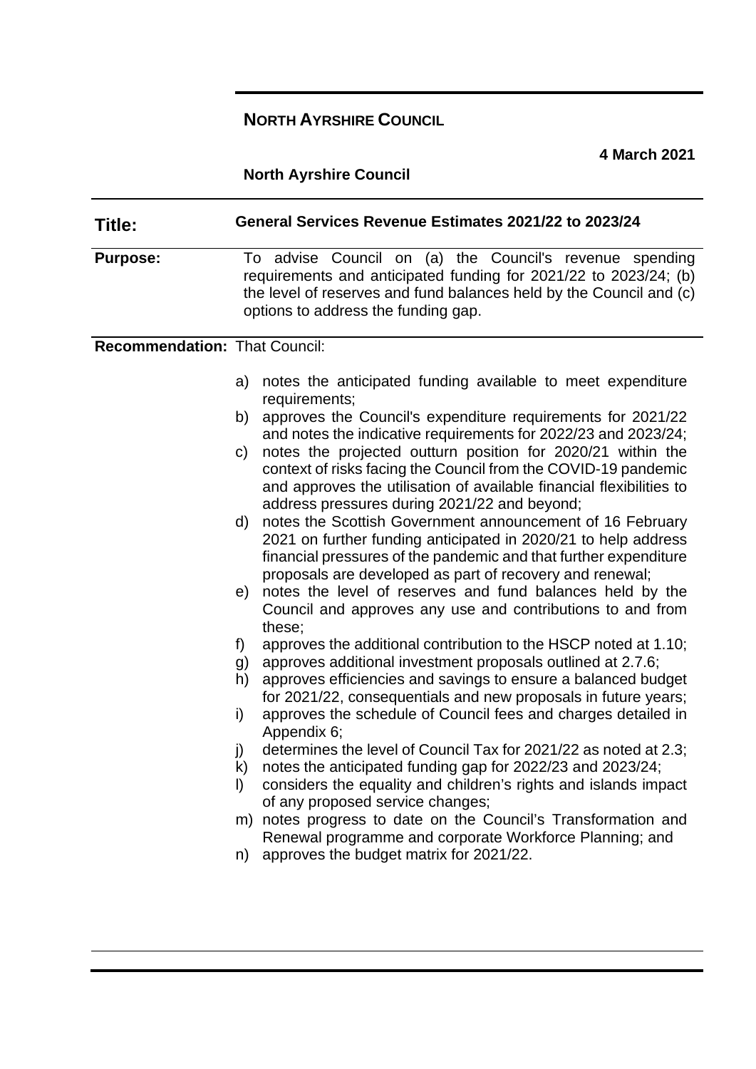**NORTH AYRSHIRE COUNCIL**

**4 March 2021**

**North Ayrshire Council**

| | |
|---|---|
| **Title:** | **General Services Revenue Estimates 2021/22 to 2023/24** |
| **Purpose:** | To advise Council on (a) the Council's revenue spending requirements and anticipated funding for 2021/22 to 2023/24; (b) the level of reserves and fund balances held by the Council and (c) options to address the funding gap. |

**Recommendation:** That Council:

a) notes the anticipated funding available to meet expenditure requirements;

b) approves the Council's expenditure requirements for 2021/22 and notes the indicative requirements for 2022/23 and 2023/24;

c) notes the projected outturn position for 2020/21 within the context of risks facing the Council from the COVID-19 pandemic and approves the utilisation of available financial flexibilities to address pressures during 2021/22 and beyond;

d) notes the Scottish Government announcement of 16 February 2021 on further funding anticipated in 2020/21 to help address financial pressures of the pandemic and that further expenditure proposals are developed as part of recovery and renewal;

e) notes the level of reserves and fund balances held by the Council and approves any use and contributions to and from these;

f) approves the additional contribution to the HSCP noted at 1.10;

g) approves additional investment proposals outlined at 2.7.6;

h) approves efficiencies and savings to ensure a balanced budget for 2021/22, consequentials and new proposals in future years;

i) approves the schedule of Council fees and charges detailed in Appendix 6;

j) determines the level of Council Tax for 2021/22 as noted at 2.3;

k) notes the anticipated funding gap for 2022/23 and 2023/24;

l) considers the equality and children's rights and islands impact of any proposed service changes;

m) notes progress to date on the Council's Transformation and Renewal programme and corporate Workforce Planning; and

n) approves the budget matrix for 2021/22.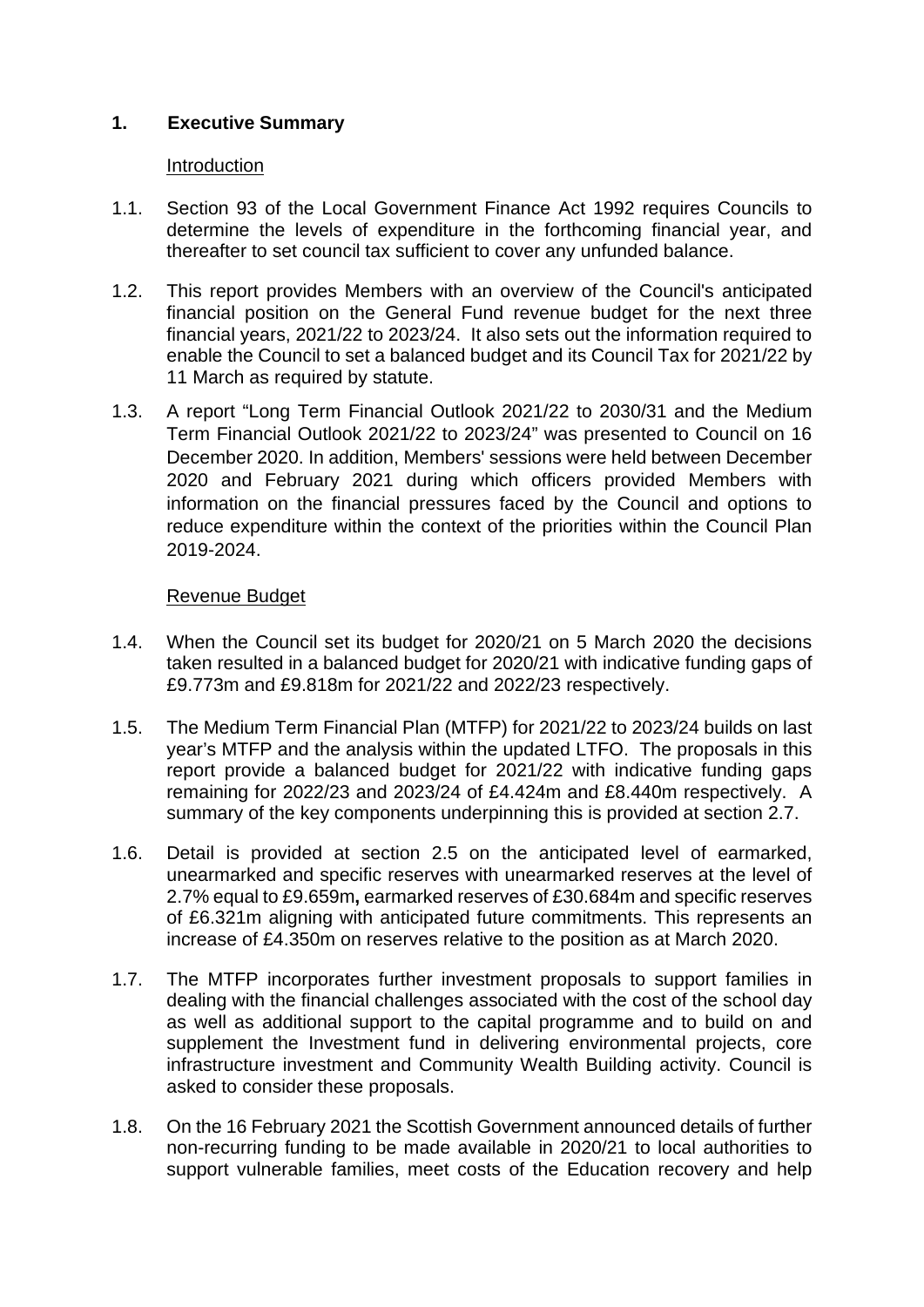## 1. Executive Summary

Introduction

1.1. Section 93 of the Local Government Finance Act 1992 requires Councils to determine the levels of expenditure in the forthcoming financial year, and thereafter to set council tax sufficient to cover any unfunded balance.

1.2. This report provides Members with an overview of the Council's anticipated financial position on the General Fund revenue budget for the next three financial years, 2021/22 to 2023/24. It also sets out the information required to enable the Council to set a balanced budget and its Council Tax for 2021/22 by 11 March as required by statute.

1.3. A report "Long Term Financial Outlook 2021/22 to 2030/31 and the Medium Term Financial Outlook 2021/22 to 2023/24" was presented to Council on 16 December 2020. In addition, Members' sessions were held between December 2020 and February 2021 during which officers provided Members with information on the financial pressures faced by the Council and options to reduce expenditure within the context of the priorities within the Council Plan 2019-2024.

Revenue Budget

1.4. When the Council set its budget for 2020/21 on 5 March 2020 the decisions taken resulted in a balanced budget for 2020/21 with indicative funding gaps of £9.773m and £9.818m for 2021/22 and 2022/23 respectively.

1.5. The Medium Term Financial Plan (MTFP) for 2021/22 to 2023/24 builds on last year's MTFP and the analysis within the updated LTFO. The proposals in this report provide a balanced budget for 2021/22 with indicative funding gaps remaining for 2022/23 and 2023/24 of £4.424m and £8.440m respectively. A summary of the key components underpinning this is provided at section 2.7.

1.6. Detail is provided at section 2.5 on the anticipated level of earmarked, unearmarked and specific reserves with unearmarked reserves at the level of 2.7% equal to £9.659m**,** earmarked reserves of £30.684m and specific reserves of £6.321m aligning with anticipated future commitments. This represents an increase of £4.350m on reserves relative to the position as at March 2020.

1.7. The MTFP incorporates further investment proposals to support families in dealing with the financial challenges associated with the cost of the school day as well as additional support to the capital programme and to build on and supplement the Investment fund in delivering environmental projects, core infrastructure investment and Community Wealth Building activity. Council is asked to consider these proposals.

1.8. On the 16 February 2021 the Scottish Government announced details of further non-recurring funding to be made available in 2020/21 to local authorities to support vulnerable families, meet costs of the Education recovery and help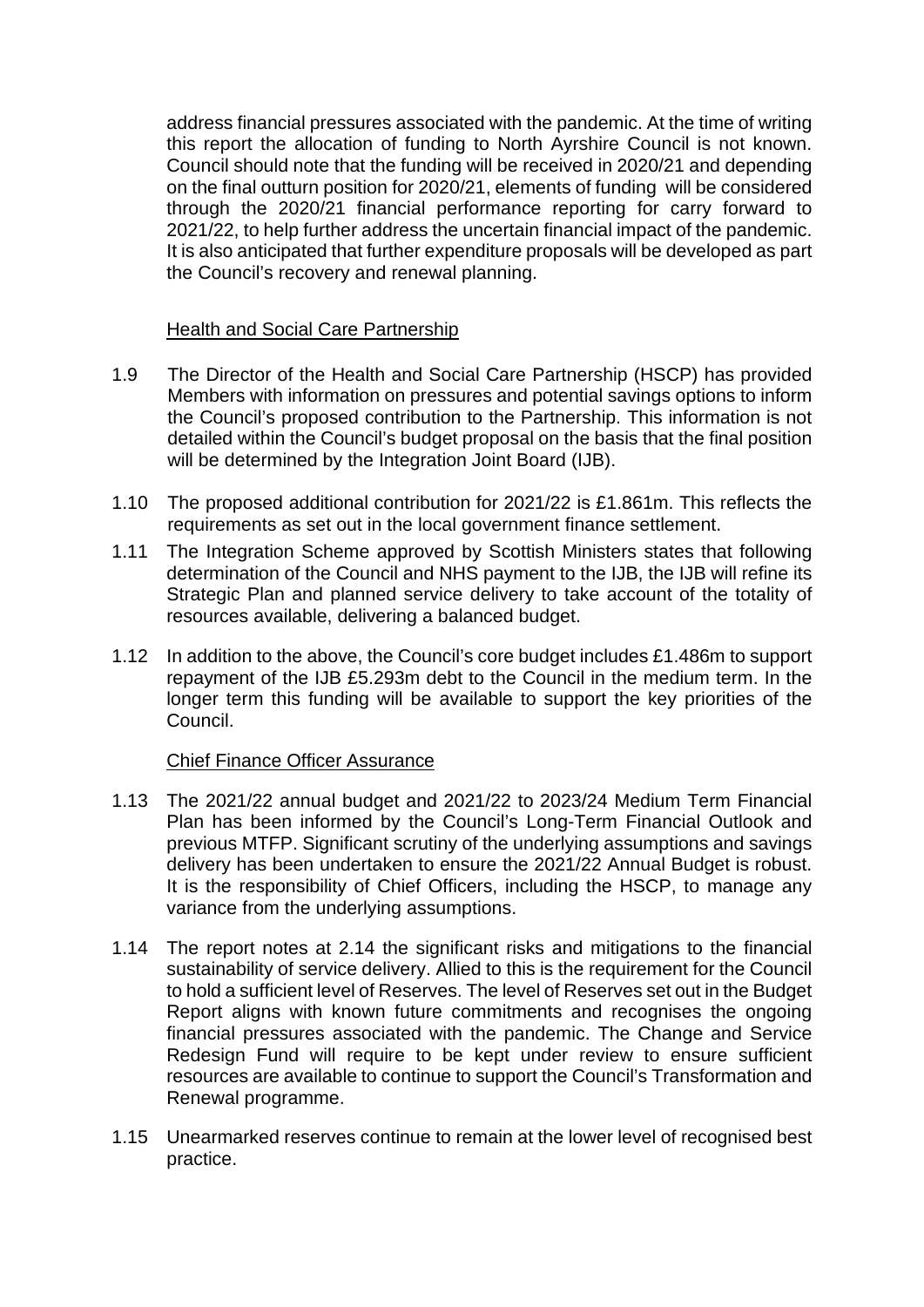address financial pressures associated with the pandemic. At the time of writing this report the allocation of funding to North Ayrshire Council is not known. Council should note that the funding will be received in 2020/21 and depending on the final outturn position for 2020/21, elements of funding will be considered through the 2020/21 financial performance reporting for carry forward to 2021/22, to help further address the uncertain financial impact of the pandemic. It is also anticipated that further expenditure proposals will be developed as part the Council's recovery and renewal planning.

<u>Health and Social Care Partnership</u>

1.9 The Director of the Health and Social Care Partnership (HSCP) has provided Members with information on pressures and potential savings options to inform the Council's proposed contribution to the Partnership. This information is not detailed within the Council's budget proposal on the basis that the final position will be determined by the Integration Joint Board (IJB).

1.10 The proposed additional contribution for 2021/22 is £1.861m. This reflects the requirements as set out in the local government finance settlement.

1.11 The Integration Scheme approved by Scottish Ministers states that following determination of the Council and NHS payment to the IJB, the IJB will refine its Strategic Plan and planned service delivery to take account of the totality of resources available, delivering a balanced budget.

1.12 In addition to the above, the Council's core budget includes £1.486m to support repayment of the IJB £5.293m debt to the Council in the medium term. In the longer term this funding will be available to support the key priorities of the Council.

<u>Chief Finance Officer Assurance</u>

1.13 The 2021/22 annual budget and 2021/22 to 2023/24 Medium Term Financial Plan has been informed by the Council's Long-Term Financial Outlook and previous MTFP. Significant scrutiny of the underlying assumptions and savings delivery has been undertaken to ensure the 2021/22 Annual Budget is robust. It is the responsibility of Chief Officers, including the HSCP, to manage any variance from the underlying assumptions.

1.14 The report notes at 2.14 the significant risks and mitigations to the financial sustainability of service delivery. Allied to this is the requirement for the Council to hold a sufficient level of Reserves. The level of Reserves set out in the Budget Report aligns with known future commitments and recognises the ongoing financial pressures associated with the pandemic. The Change and Service Redesign Fund will require to be kept under review to ensure sufficient resources are available to continue to support the Council's Transformation and Renewal programme.

1.15 Unearmarked reserves continue to remain at the lower level of recognised best practice.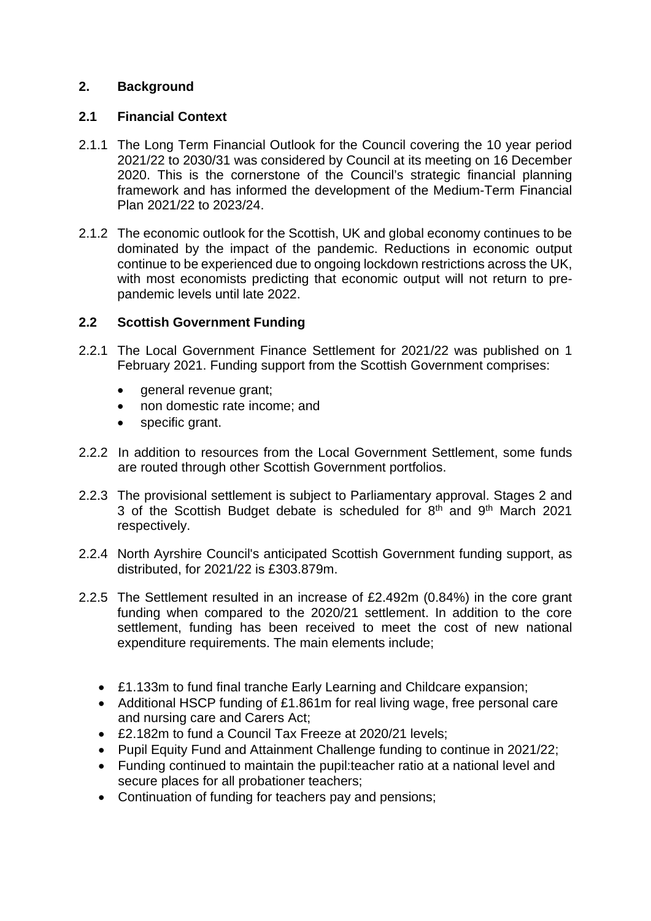## 2. Background

### 2.1 Financial Context

2.1.1 The Long Term Financial Outlook for the Council covering the 10 year period 2021/22 to 2030/31 was considered by Council at its meeting on 16 December 2020. This is the cornerstone of the Council's strategic financial planning framework and has informed the development of the Medium-Term Financial Plan 2021/22 to 2023/24.

2.1.2 The economic outlook for the Scottish, UK and global economy continues to be dominated by the impact of the pandemic. Reductions in economic output continue to be experienced due to ongoing lockdown restrictions across the UK, with most economists predicting that economic output will not return to pre-pandemic levels until late 2022.

### 2.2 Scottish Government Funding

2.2.1 The Local Government Finance Settlement for 2021/22 was published on 1 February 2021. Funding support from the Scottish Government comprises:

- general revenue grant;
- non domestic rate income; and
- specific grant.

2.2.2 In addition to resources from the Local Government Settlement, some funds are routed through other Scottish Government portfolios.

2.2.3 The provisional settlement is subject to Parliamentary approval. Stages 2 and 3 of the Scottish Budget debate is scheduled for 8th and 9th March 2021 respectively.

2.2.4 North Ayrshire Council's anticipated Scottish Government funding support, as distributed, for 2021/22 is £303.879m.

2.2.5 The Settlement resulted in an increase of £2.492m (0.84%) in the core grant funding when compared to the 2020/21 settlement. In addition to the core settlement, funding has been received to meet the cost of new national expenditure requirements. The main elements include;

- £1.133m to fund final tranche Early Learning and Childcare expansion;
- Additional HSCP funding of £1.861m for real living wage, free personal care and nursing care and Carers Act;
- £2.182m to fund a Council Tax Freeze at 2020/21 levels;
- Pupil Equity Fund and Attainment Challenge funding to continue in 2021/22;
- Funding continued to maintain the pupil:teacher ratio at a national level and secure places for all probationer teachers;
- Continuation of funding for teachers pay and pensions;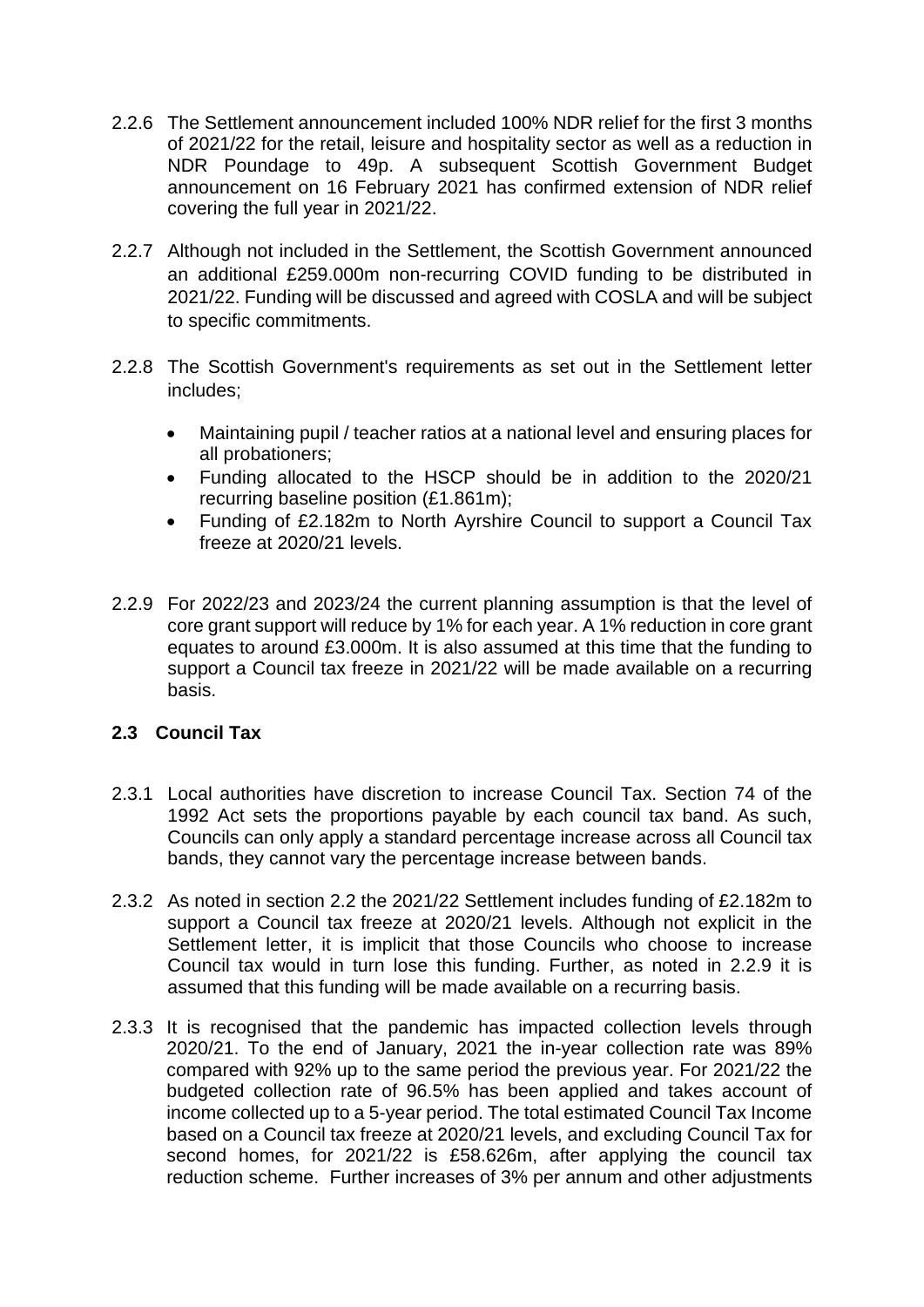2.2.6 The Settlement announcement included 100% NDR relief for the first 3 months of 2021/22 for the retail, leisure and hospitality sector as well as a reduction in NDR Poundage to 49p. A subsequent Scottish Government Budget announcement on 16 February 2021 has confirmed extension of NDR relief covering the full year in 2021/22.

2.2.7 Although not included in the Settlement, the Scottish Government announced an additional £259.000m non-recurring COVID funding to be distributed in 2021/22. Funding will be discussed and agreed with COSLA and will be subject to specific commitments.

2.2.8 The Scottish Government's requirements as set out in the Settlement letter includes;

- Maintaining pupil / teacher ratios at a national level and ensuring places for all probationers;
- Funding allocated to the HSCP should be in addition to the 2020/21 recurring baseline position (£1.861m);
- Funding of £2.182m to North Ayrshire Council to support a Council Tax freeze at 2020/21 levels.

2.2.9 For 2022/23 and 2023/24 the current planning assumption is that the level of core grant support will reduce by 1% for each year. A 1% reduction in core grant equates to around £3.000m. It is also assumed at this time that the funding to support a Council tax freeze in 2021/22 will be made available on a recurring basis.

## 2.3 Council Tax

2.3.1 Local authorities have discretion to increase Council Tax. Section 74 of the 1992 Act sets the proportions payable by each council tax band. As such, Councils can only apply a standard percentage increase across all Council tax bands, they cannot vary the percentage increase between bands.

2.3.2 As noted in section 2.2 the 2021/22 Settlement includes funding of £2.182m to support a Council tax freeze at 2020/21 levels. Although not explicit in the Settlement letter, it is implicit that those Councils who choose to increase Council tax would in turn lose this funding. Further, as noted in 2.2.9 it is assumed that this funding will be made available on a recurring basis.

2.3.3 It is recognised that the pandemic has impacted collection levels through 2020/21. To the end of January, 2021 the in-year collection rate was 89% compared with 92% up to the same period the previous year. For 2021/22 the budgeted collection rate of 96.5% has been applied and takes account of income collected up to a 5-year period. The total estimated Council Tax Income based on a Council tax freeze at 2020/21 levels, and excluding Council Tax for second homes, for 2021/22 is £58.626m, after applying the council tax reduction scheme. Further increases of 3% per annum and other adjustments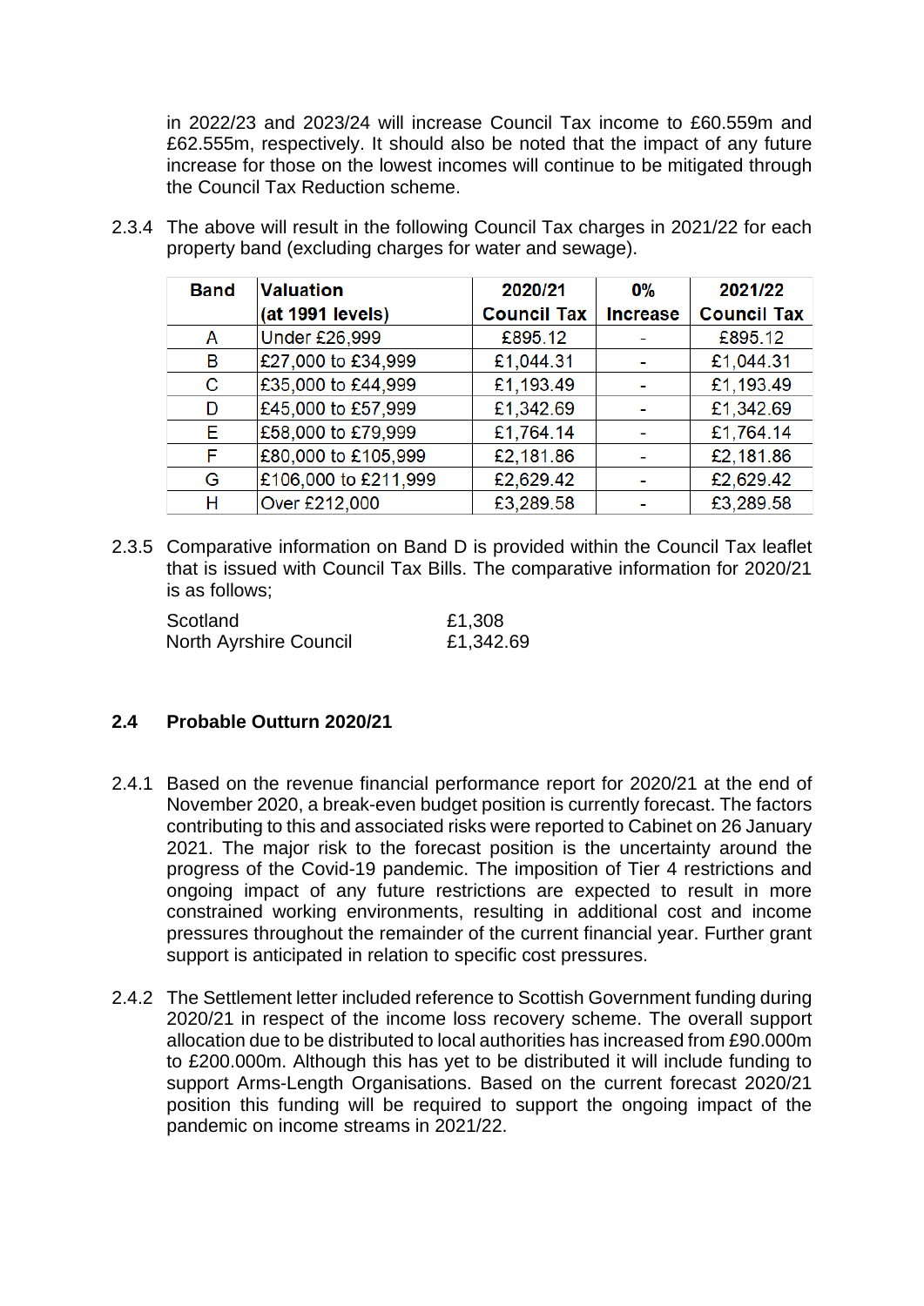in 2022/23 and 2023/24 will increase Council Tax income to £60.559m and £62.555m, respectively. It should also be noted that the impact of any future increase for those on the lowest incomes will continue to be mitigated through the Council Tax Reduction scheme.

2.3.4 The above will result in the following Council Tax charges in 2021/22 for each property band (excluding charges for water and sewage).

| Band | Valuation (at 1991 levels) | 2020/21 Council Tax | 0% Increase | 2021/22 Council Tax |
|---|---|---|---|---|
| A | Under £26,999 | £895.12 | - | £895.12 |
| B | £27,000 to £34,999 | £1,044.31 | - | £1,044.31 |
| C | £35,000 to £44,999 | £1,193.49 | - | £1,193.49 |
| D | £45,000 to £57,999 | £1,342.69 | - | £1,342.69 |
| E | £58,000 to £79,999 | £1,764.14 | - | £1,764.14 |
| F | £80,000 to £105,999 | £2,181.86 | - | £2,181.86 |
| G | £106,000 to £211,999 | £2,629.42 | - | £2,629.42 |
| H | Over £212,000 | £3,289.58 | - | £3,289.58 |

2.3.5 Comparative information on Band D is provided within the Council Tax leaflet that is issued with Council Tax Bills. The comparative information for 2020/21 is as follows;

| | |
|---|---|
| Scotland | £1,308 |
| North Ayrshire Council | £1,342.69 |

## 2.4 Probable Outturn 2020/21

2.4.1 Based on the revenue financial performance report for 2020/21 at the end of November 2020, a break-even budget position is currently forecast. The factors contributing to this and associated risks were reported to Cabinet on 26 January 2021. The major risk to the forecast position is the uncertainty around the progress of the Covid-19 pandemic. The imposition of Tier 4 restrictions and ongoing impact of any future restrictions are expected to result in more constrained working environments, resulting in additional cost and income pressures throughout the remainder of the current financial year. Further grant support is anticipated in relation to specific cost pressures.

2.4.2 The Settlement letter included reference to Scottish Government funding during 2020/21 in respect of the income loss recovery scheme. The overall support allocation due to be distributed to local authorities has increased from £90.000m to £200.000m. Although this has yet to be distributed it will include funding to support Arms-Length Organisations. Based on the current forecast 2020/21 position this funding will be required to support the ongoing impact of the pandemic on income streams in 2021/22.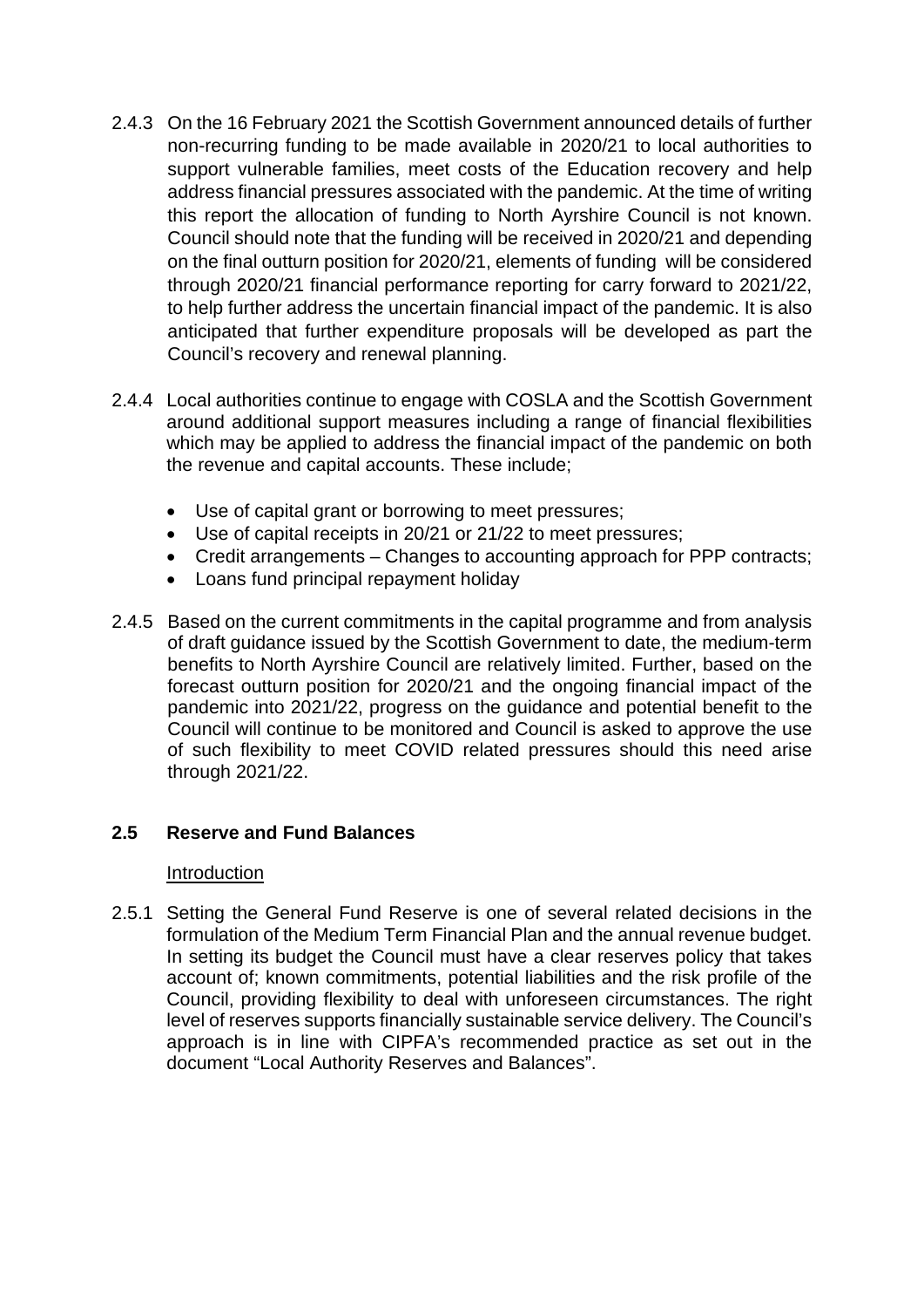2.4.3 On the 16 February 2021 the Scottish Government announced details of further non-recurring funding to be made available in 2020/21 to local authorities to support vulnerable families, meet costs of the Education recovery and help address financial pressures associated with the pandemic. At the time of writing this report the allocation of funding to North Ayrshire Council is not known. Council should note that the funding will be received in 2020/21 and depending on the final outturn position for 2020/21, elements of funding will be considered through 2020/21 financial performance reporting for carry forward to 2021/22, to help further address the uncertain financial impact of the pandemic. It is also anticipated that further expenditure proposals will be developed as part the Council's recovery and renewal planning.

2.4.4 Local authorities continue to engage with COSLA and the Scottish Government around additional support measures including a range of financial flexibilities which may be applied to address the financial impact of the pandemic on both the revenue and capital accounts. These include;

- Use of capital grant or borrowing to meet pressures;
- Use of capital receipts in 20/21 or 21/22 to meet pressures;
- Credit arrangements – Changes to accounting approach for PPP contracts;
- Loans fund principal repayment holiday

2.4.5 Based on the current commitments in the capital programme and from analysis of draft guidance issued by the Scottish Government to date, the medium-term benefits to North Ayrshire Council are relatively limited. Further, based on the forecast outturn position for 2020/21 and the ongoing financial impact of the pandemic into 2021/22, progress on the guidance and potential benefit to the Council will continue to be monitored and Council is asked to approve the use of such flexibility to meet COVID related pressures should this need arise through 2021/22.

## 2.5 Reserve and Fund Balances

Introduction

2.5.1 Setting the General Fund Reserve is one of several related decisions in the formulation of the Medium Term Financial Plan and the annual revenue budget. In setting its budget the Council must have a clear reserves policy that takes account of; known commitments, potential liabilities and the risk profile of the Council, providing flexibility to deal with unforeseen circumstances. The right level of reserves supports financially sustainable service delivery. The Council's approach is in line with CIPFA's recommended practice as set out in the document "Local Authority Reserves and Balances".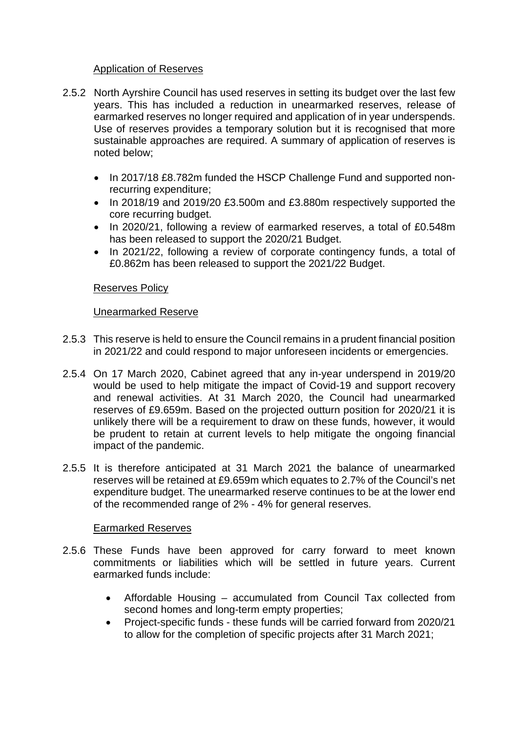Application of Reserves

2.5.2 North Ayrshire Council has used reserves in setting its budget over the last few years. This has included a reduction in unearmarked reserves, release of earmarked reserves no longer required and application of in year underspends. Use of reserves provides a temporary solution but it is recognised that more sustainable approaches are required. A summary of application of reserves is noted below;

- In 2017/18 £8.782m funded the HSCP Challenge Fund and supported non-recurring expenditure;
- In 2018/19 and 2019/20 £3.500m and £3.880m respectively supported the core recurring budget.
- In 2020/21, following a review of earmarked reserves, a total of £0.548m has been released to support the 2020/21 Budget.
- In 2021/22, following a review of corporate contingency funds, a total of £0.862m has been released to support the 2021/22 Budget.

Reserves Policy

Unearmarked Reserve

2.5.3 This reserve is held to ensure the Council remains in a prudent financial position in 2021/22 and could respond to major unforeseen incidents or emergencies.

2.5.4 On 17 March 2020, Cabinet agreed that any in-year underspend in 2019/20 would be used to help mitigate the impact of Covid-19 and support recovery and renewal activities. At 31 March 2020, the Council had unearmarked reserves of £9.659m. Based on the projected outturn position for 2020/21 it is unlikely there will be a requirement to draw on these funds, however, it would be prudent to retain at current levels to help mitigate the ongoing financial impact of the pandemic.

2.5.5 It is therefore anticipated at 31 March 2021 the balance of unearmarked reserves will be retained at £9.659m which equates to 2.7% of the Council's net expenditure budget. The unearmarked reserve continues to be at the lower end of the recommended range of 2% - 4% for general reserves.

Earmarked Reserves

2.5.6 These Funds have been approved for carry forward to meet known commitments or liabilities which will be settled in future years. Current earmarked funds include:

- Affordable Housing – accumulated from Council Tax collected from second homes and long-term empty properties;
- Project-specific funds - these funds will be carried forward from 2020/21 to allow for the completion of specific projects after 31 March 2021;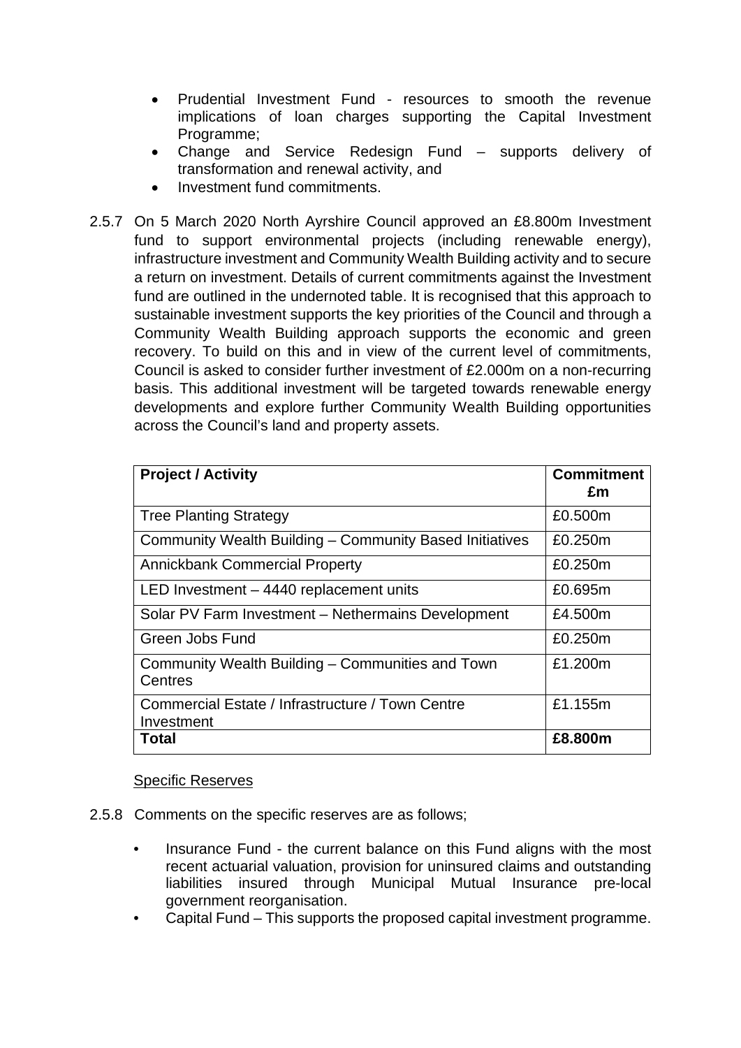- Prudential Investment Fund - resources to smooth the revenue implications of loan charges supporting the Capital Investment Programme;
- Change and Service Redesign Fund – supports delivery of transformation and renewal activity, and
- Investment fund commitments.

2.5.7 On 5 March 2020 North Ayrshire Council approved an £8.800m Investment fund to support environmental projects (including renewable energy), infrastructure investment and Community Wealth Building activity and to secure a return on investment. Details of current commitments against the Investment fund are outlined in the undernoted table. It is recognised that this approach to sustainable investment supports the key priorities of the Council and through a Community Wealth Building approach supports the economic and green recovery. To build on this and in view of the current level of commitments, Council is asked to consider further investment of £2.000m on a non-recurring basis. This additional investment will be targeted towards renewable energy developments and explore further Community Wealth Building opportunities across the Council's land and property assets.

| **Project / Activity** | **Commitment £m** |
|---|---|
| Tree Planting Strategy | £0.500m |
| Community Wealth Building – Community Based Initiatives | £0.250m |
| Annickbank Commercial Property | £0.250m |
| LED Investment – 4440 replacement units | £0.695m |
| Solar PV Farm Investment – Nethermains Development | £4.500m |
| Green Jobs Fund | £0.250m |
| Community Wealth Building – Communities and Town Centres | £1.200m |
| Commercial Estate / Infrastructure / Town Centre Investment | £1.155m |
| **Total** | **£8.800m** |

Specific Reserves

2.5.8 Comments on the specific reserves are as follows;

- Insurance Fund - the current balance on this Fund aligns with the most recent actuarial valuation, provision for uninsured claims and outstanding liabilities insured through Municipal Mutual Insurance pre-local government reorganisation.
- Capital Fund – This supports the proposed capital investment programme.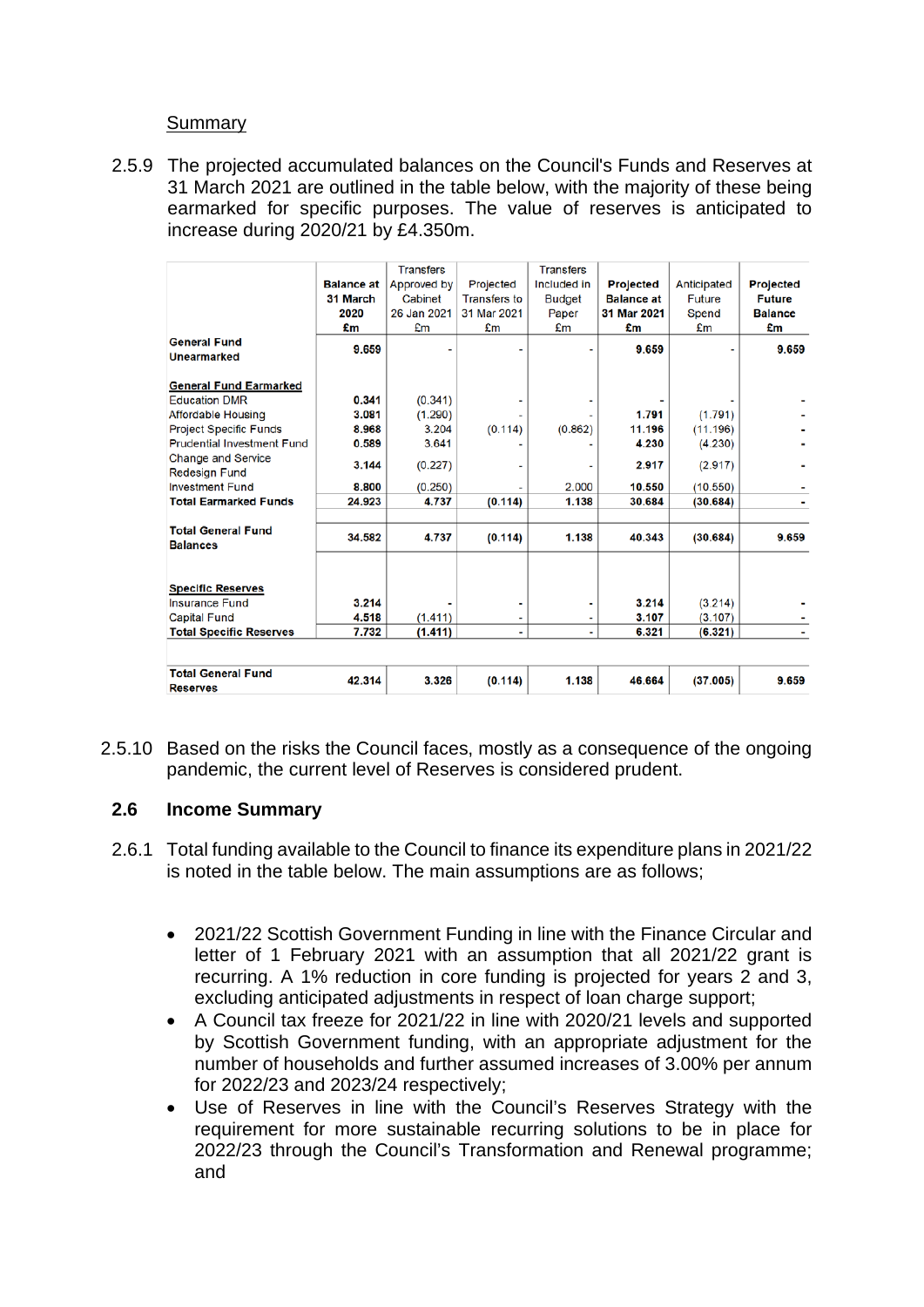Summary

2.5.9 The projected accumulated balances on the Council's Funds and Reserves at 31 March 2021 are outlined in the table below, with the majority of these being earmarked for specific purposes. The value of reserves is anticipated to increase during 2020/21 by £4.350m.

| | Balance at 31 March 2020 £m | Transfers Approved by Cabinet 26 Jan 2021 £m | Projected Transfers to 31 Mar 2021 £m | Transfers Included in Budget Paper £m | Projected Balance at 31 Mar 2021 £m | Anticipated Future Spend £m | Projected Future Balance £m |
|---|---|---|---|---|---|---|---|
| **General Fund Unearmarked** | **9.659** | - | - | - | **9.659** | - | **9.659** |
| **General Fund Earmarked** | | | | | | | |
| Education DMR | **0.341** | (0.341) | - | - | - | - | - |
| Affordable Housing | **3.081** | (1.290) | - | - | **1.791** | (1.791) | - |
| Project Specific Funds | **8.968** | 3.204 | (0.114) | (0.862) | **11.196** | (11.196) | - |
| Prudential Investment Fund | **0.589** | 3.641 | | - | **4.230** | (4.230) | - |
| Change and Service Redesign Fund | **3.144** | (0.227) | - | - | **2.917** | (2.917) | - |
| Investment Fund | **8.800** | (0.250) | - | 2.000 | **10.550** | (10.550) | - |
| **Total Earmarked Funds** | **24.923** | **4.737** | **(0.114)** | **1.138** | **30.684** | **(30.684)** | - |
| **Total General Fund Balances** | **34.582** | **4.737** | **(0.114)** | **1.138** | **40.343** | **(30.684)** | **9.659** |
| **Specific Reserves** | | | | | | | |
| Insurance Fund | **3.214** | - | - | - | **3.214** | (3.214) | - |
| Capital Fund | **4.518** | (1.411) | - | - | **3.107** | (3.107) | - |
| **Total Specific Reserves** | **7.732** | **(1.411)** | - | - | **6.321** | **(6.321)** | - |
| **Total General Fund Reserves** | **42.314** | **3.326** | **(0.114)** | **1.138** | **46.664** | **(37.005)** | **9.659** |

2.5.10 Based on the risks the Council faces, mostly as a consequence of the ongoing pandemic, the current level of Reserves is considered prudent.

## 2.6 Income Summary

2.6.1 Total funding available to the Council to finance its expenditure plans in 2021/22 is noted in the table below. The main assumptions are as follows;

- 2021/22 Scottish Government Funding in line with the Finance Circular and letter of 1 February 2021 with an assumption that all 2021/22 grant is recurring. A 1% reduction in core funding is projected for years 2 and 3, excluding anticipated adjustments in respect of loan charge support;
- A Council tax freeze for 2021/22 in line with 2020/21 levels and supported by Scottish Government funding, with an appropriate adjustment for the number of households and further assumed increases of 3.00% per annum for 2022/23 and 2023/24 respectively;
- Use of Reserves in line with the Council's Reserves Strategy with the requirement for more sustainable recurring solutions to be in place for 2022/23 through the Council's Transformation and Renewal programme; and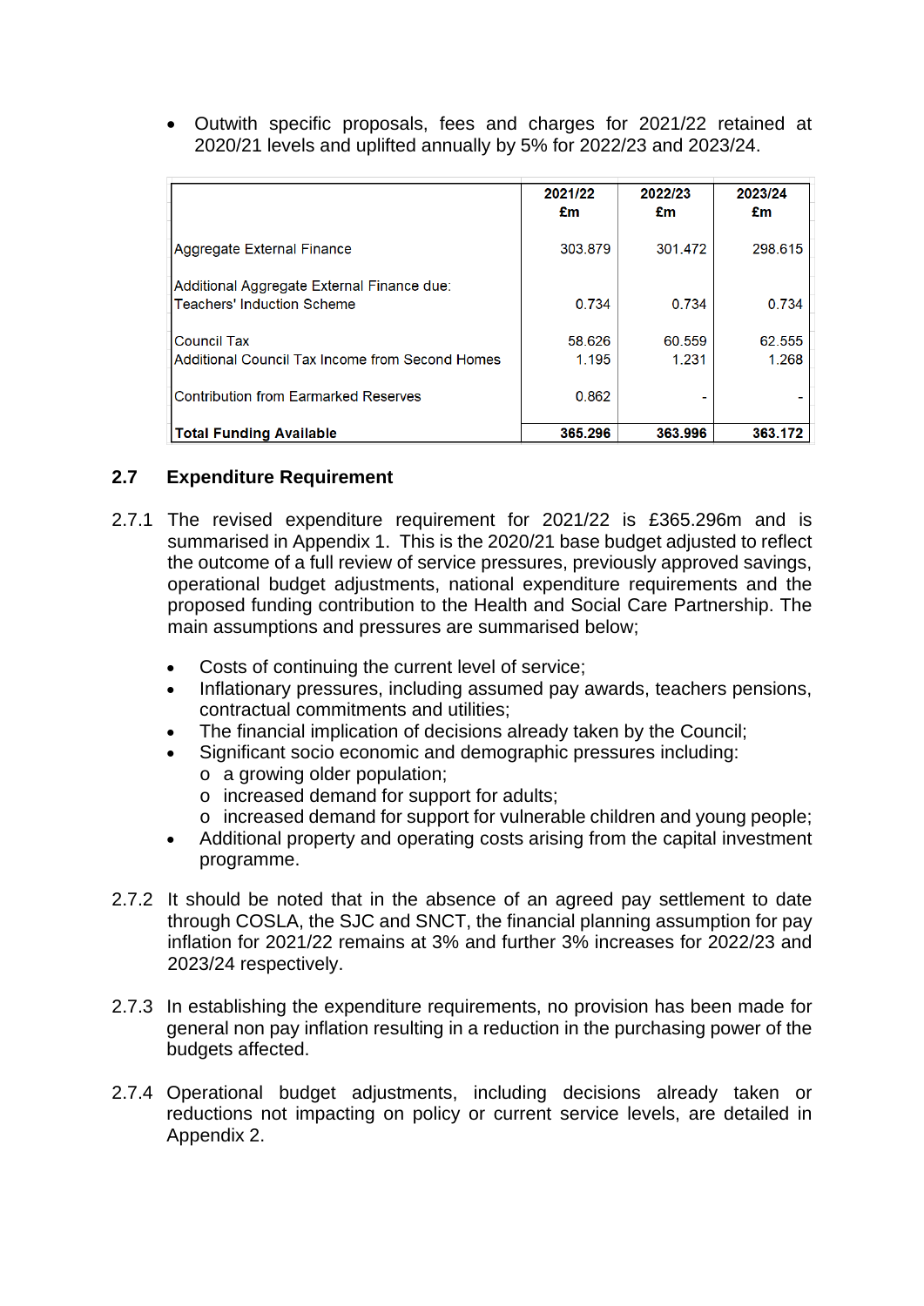- Outwith specific proposals, fees and charges for 2021/22 retained at 2020/21 levels and uplifted annually by 5% for 2022/23 and 2023/24.

| | 2021/22 £m | 2022/23 £m | 2023/24 £m |
|---|---|---|---|
| Aggregate External Finance | 303.879 | 301.472 | 298.615 |
| Additional Aggregate External Finance due: Teachers' Induction Scheme | 0.734 | 0.734 | 0.734 |
| Council Tax | 58.626 | 60.559 | 62.555 |
| Additional Council Tax Income from Second Homes | 1.195 | 1.231 | 1.268 |
| Contribution from Earmarked Reserves | 0.862 | - | - |
| **Total Funding Available** | **365.296** | **363.996** | **363.172** |

## 2.7 Expenditure Requirement

2.7.1 The revised expenditure requirement for 2021/22 is £365.296m and is summarised in Appendix 1. This is the 2020/21 base budget adjusted to reflect the outcome of a full review of service pressures, previously approved savings, operational budget adjustments, national expenditure requirements and the proposed funding contribution to the Health and Social Care Partnership. The main assumptions and pressures are summarised below;

- Costs of continuing the current level of service;
- Inflationary pressures, including assumed pay awards, teachers pensions, contractual commitments and utilities;
- The financial implication of decisions already taken by the Council;
- Significant socio economic and demographic pressures including:
  - a growing older population;
  - increased demand for support for adults;
  - increased demand for support for vulnerable children and young people;
- Additional property and operating costs arising from the capital investment programme.

2.7.2 It should be noted that in the absence of an agreed pay settlement to date through COSLA, the SJC and SNCT, the financial planning assumption for pay inflation for 2021/22 remains at 3% and further 3% increases for 2022/23 and 2023/24 respectively.

2.7.3 In establishing the expenditure requirements, no provision has been made for general non pay inflation resulting in a reduction in the purchasing power of the budgets affected.

2.7.4 Operational budget adjustments, including decisions already taken or reductions not impacting on policy or current service levels, are detailed in Appendix 2.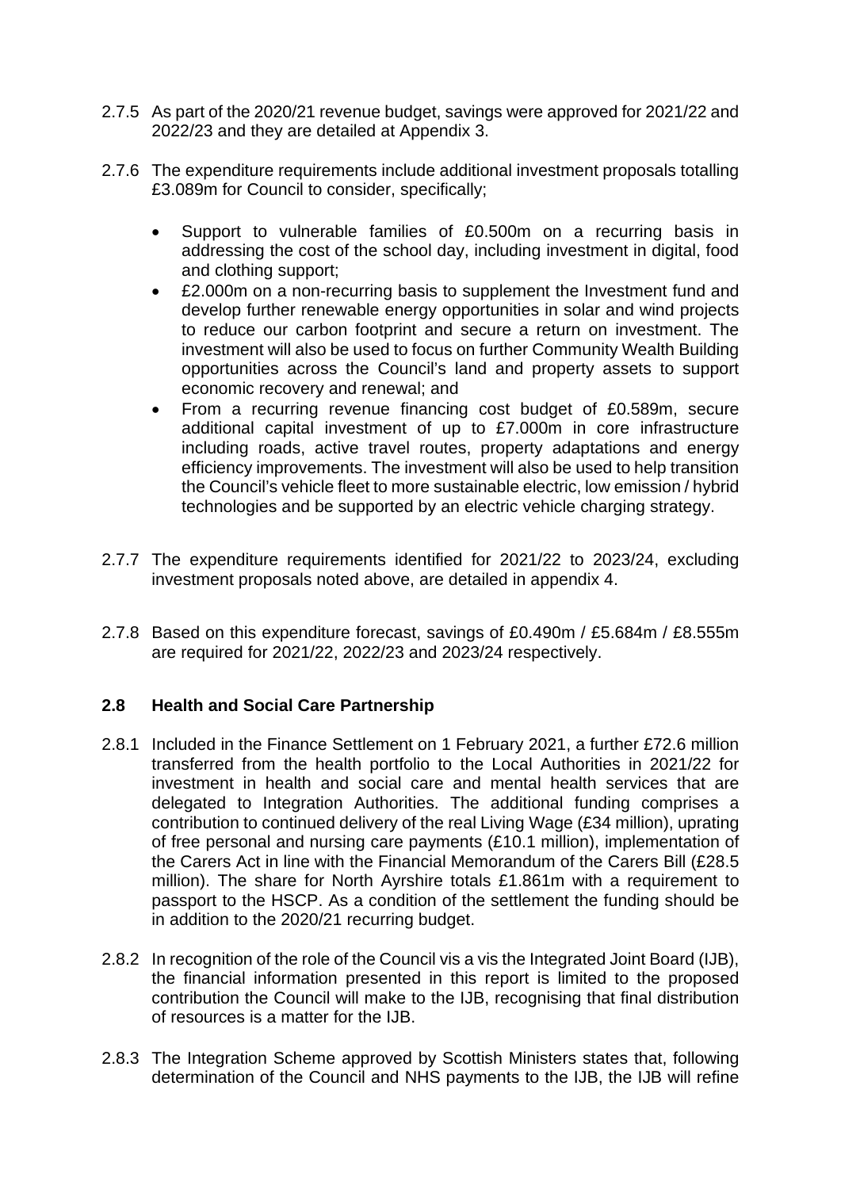2.7.5 As part of the 2020/21 revenue budget, savings were approved for 2021/22 and 2022/23 and they are detailed at Appendix 3.

2.7.6 The expenditure requirements include additional investment proposals totalling £3.089m for Council to consider, specifically;

- Support to vulnerable families of £0.500m on a recurring basis in addressing the cost of the school day, including investment in digital, food and clothing support;
- £2.000m on a non-recurring basis to supplement the Investment fund and develop further renewable energy opportunities in solar and wind projects to reduce our carbon footprint and secure a return on investment. The investment will also be used to focus on further Community Wealth Building opportunities across the Council's land and property assets to support economic recovery and renewal; and
- From a recurring revenue financing cost budget of £0.589m, secure additional capital investment of up to £7.000m in core infrastructure including roads, active travel routes, property adaptations and energy efficiency improvements. The investment will also be used to help transition the Council's vehicle fleet to more sustainable electric, low emission / hybrid technologies and be supported by an electric vehicle charging strategy.

2.7.7 The expenditure requirements identified for 2021/22 to 2023/24, excluding investment proposals noted above, are detailed in appendix 4.

2.7.8 Based on this expenditure forecast, savings of £0.490m / £5.684m / £8.555m are required for 2021/22, 2022/23 and 2023/24 respectively.

## 2.8 Health and Social Care Partnership

2.8.1 Included in the Finance Settlement on 1 February 2021, a further £72.6 million transferred from the health portfolio to the Local Authorities in 2021/22 for investment in health and social care and mental health services that are delegated to Integration Authorities. The additional funding comprises a contribution to continued delivery of the real Living Wage (£34 million), uprating of free personal and nursing care payments (£10.1 million), implementation of the Carers Act in line with the Financial Memorandum of the Carers Bill (£28.5 million). The share for North Ayrshire totals £1.861m with a requirement to passport to the HSCP. As a condition of the settlement the funding should be in addition to the 2020/21 recurring budget.

2.8.2 In recognition of the role of the Council vis a vis the Integrated Joint Board (IJB), the financial information presented in this report is limited to the proposed contribution the Council will make to the IJB, recognising that final distribution of resources is a matter for the IJB.

2.8.3 The Integration Scheme approved by Scottish Ministers states that, following determination of the Council and NHS payments to the IJB, the IJB will refine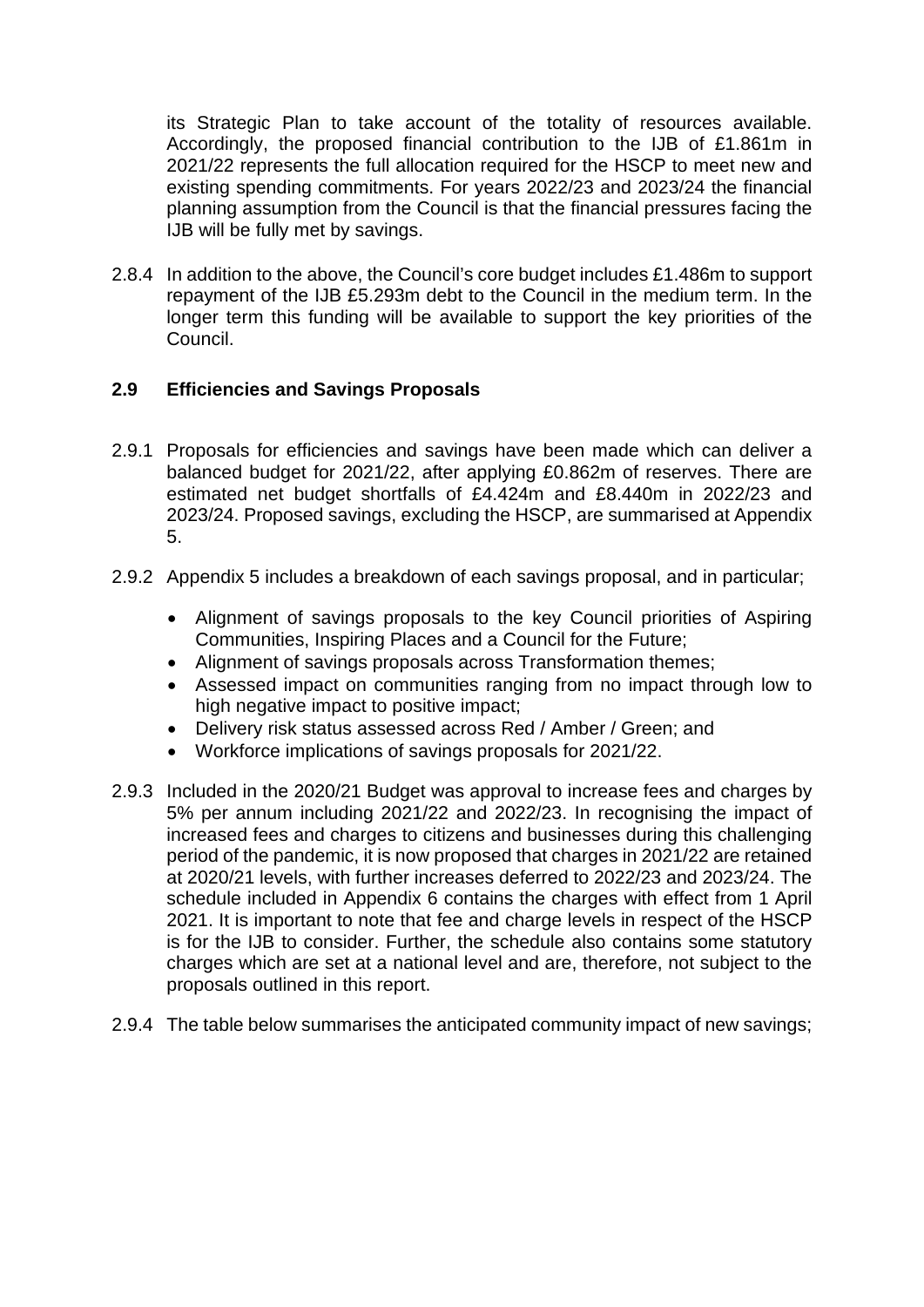its Strategic Plan to take account of the totality of resources available. Accordingly, the proposed financial contribution to the IJB of £1.861m in 2021/22 represents the full allocation required for the HSCP to meet new and existing spending commitments. For years 2022/23 and 2023/24 the financial planning assumption from the Council is that the financial pressures facing the IJB will be fully met by savings.

2.8.4 In addition to the above, the Council's core budget includes £1.486m to support repayment of the IJB £5.293m debt to the Council in the medium term. In the longer term this funding will be available to support the key priorities of the Council.

## 2.9 Efficiencies and Savings Proposals

2.9.1 Proposals for efficiencies and savings have been made which can deliver a balanced budget for 2021/22, after applying £0.862m of reserves. There are estimated net budget shortfalls of £4.424m and £8.440m in 2022/23 and 2023/24. Proposed savings, excluding the HSCP, are summarised at Appendix 5.

2.9.2 Appendix 5 includes a breakdown of each savings proposal, and in particular;

- Alignment of savings proposals to the key Council priorities of Aspiring Communities, Inspiring Places and a Council for the Future;
- Alignment of savings proposals across Transformation themes;
- Assessed impact on communities ranging from no impact through low to high negative impact to positive impact;
- Delivery risk status assessed across Red / Amber / Green; and
- Workforce implications of savings proposals for 2021/22.

2.9.3 Included in the 2020/21 Budget was approval to increase fees and charges by 5% per annum including 2021/22 and 2022/23. In recognising the impact of increased fees and charges to citizens and businesses during this challenging period of the pandemic, it is now proposed that charges in 2021/22 are retained at 2020/21 levels, with further increases deferred to 2022/23 and 2023/24. The schedule included in Appendix 6 contains the charges with effect from 1 April 2021. It is important to note that fee and charge levels in respect of the HSCP is for the IJB to consider. Further, the schedule also contains some statutory charges which are set at a national level and are, therefore, not subject to the proposals outlined in this report.

2.9.4 The table below summarises the anticipated community impact of new savings;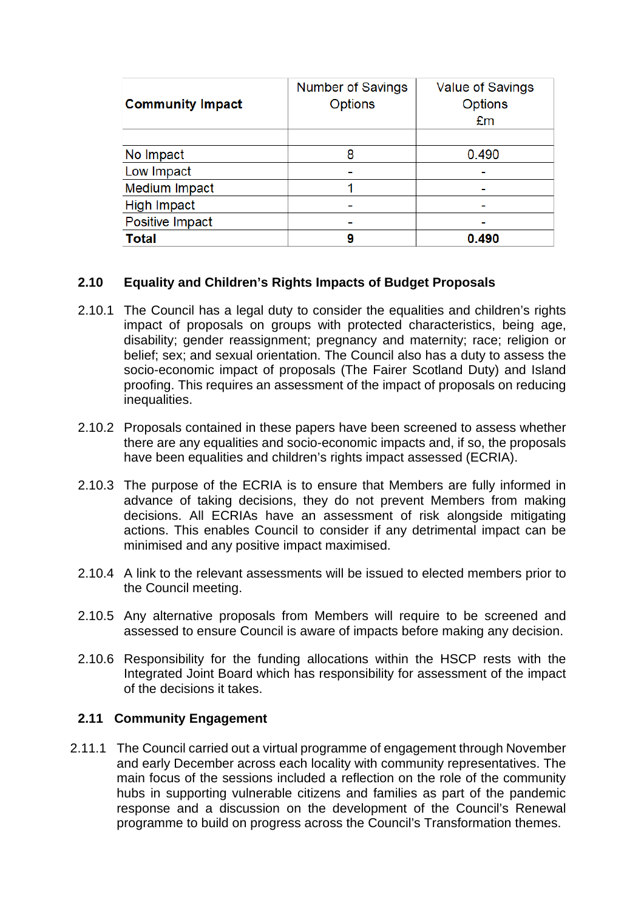| **Community Impact** | Number of Savings Options | Value of Savings Options £m |
|---|---|---|
| | | |
| No Impact | 8 | 0.490 |
| Low Impact | - | - |
| Medium Impact | 1 | - |
| High Impact | - | - |
| Positive Impact | - | - |
| **Total** | **9** | **0.490** |

### 2.10 Equality and Children's Rights Impacts of Budget Proposals

2.10.1 The Council has a legal duty to consider the equalities and children's rights impact of proposals on groups with protected characteristics, being age, disability; gender reassignment; pregnancy and maternity; race; religion or belief; sex; and sexual orientation. The Council also has a duty to assess the socio-economic impact of proposals (The Fairer Scotland Duty) and Island proofing. This requires an assessment of the impact of proposals on reducing inequalities.

2.10.2 Proposals contained in these papers have been screened to assess whether there are any equalities and socio-economic impacts and, if so, the proposals have been equalities and children's rights impact assessed (ECRIA).

2.10.3 The purpose of the ECRIA is to ensure that Members are fully informed in advance of taking decisions, they do not prevent Members from making decisions. All ECRIAs have an assessment of risk alongside mitigating actions. This enables Council to consider if any detrimental impact can be minimised and any positive impact maximised.

2.10.4 A link to the relevant assessments will be issued to elected members prior to the Council meeting.

2.10.5 Any alternative proposals from Members will require to be screened and assessed to ensure Council is aware of impacts before making any decision.

2.10.6 Responsibility for the funding allocations within the HSCP rests with the Integrated Joint Board which has responsibility for assessment of the impact of the decisions it takes.

### 2.11 Community Engagement

2.11.1 The Council carried out a virtual programme of engagement through November and early December across each locality with community representatives. The main focus of the sessions included a reflection on the role of the community hubs in supporting vulnerable citizens and families as part of the pandemic response and a discussion on the development of the Council's Renewal programme to build on progress across the Council's Transformation themes.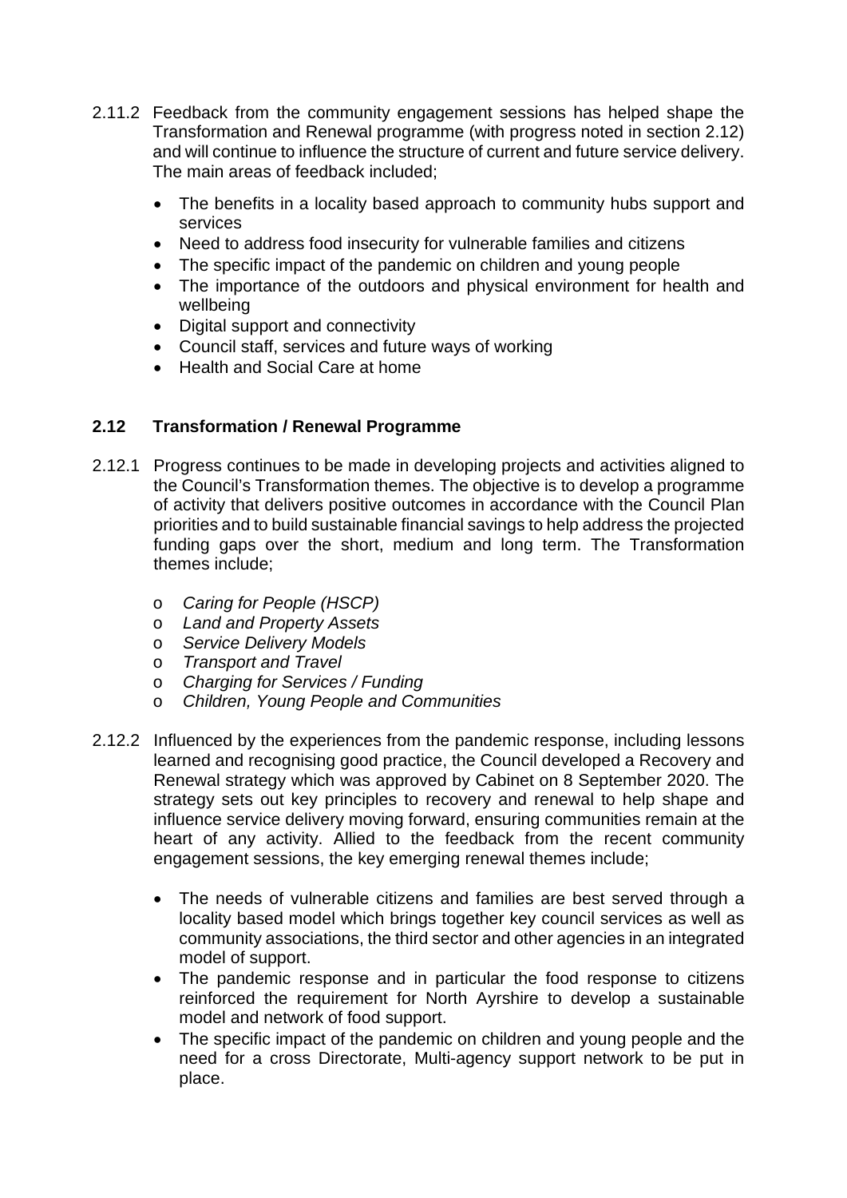2.11.2 Feedback from the community engagement sessions has helped shape the Transformation and Renewal programme (with progress noted in section 2.12) and will continue to influence the structure of current and future service delivery. The main areas of feedback included;

- The benefits in a locality based approach to community hubs support and services
- Need to address food insecurity for vulnerable families and citizens
- The specific impact of the pandemic on children and young people
- The importance of the outdoors and physical environment for health and wellbeing
- Digital support and connectivity
- Council staff, services and future ways of working
- Health and Social Care at home

## 2.12 Transformation / Renewal Programme

2.12.1 Progress continues to be made in developing projects and activities aligned to the Council's Transformation themes. The objective is to develop a programme of activity that delivers positive outcomes in accordance with the Council Plan priorities and to build sustainable financial savings to help address the projected funding gaps over the short, medium and long term. The Transformation themes include;

- *Caring for People (HSCP)*
- *Land and Property Assets*
- *Service Delivery Models*
- *Transport and Travel*
- *Charging for Services / Funding*
- *Children, Young People and Communities*

2.12.2 Influenced by the experiences from the pandemic response, including lessons learned and recognising good practice, the Council developed a Recovery and Renewal strategy which was approved by Cabinet on 8 September 2020. The strategy sets out key principles to recovery and renewal to help shape and influence service delivery moving forward, ensuring communities remain at the heart of any activity. Allied to the feedback from the recent community engagement sessions, the key emerging renewal themes include;

- The needs of vulnerable citizens and families are best served through a locality based model which brings together key council services as well as community associations, the third sector and other agencies in an integrated model of support.
- The pandemic response and in particular the food response to citizens reinforced the requirement for North Ayrshire to develop a sustainable model and network of food support.
- The specific impact of the pandemic on children and young people and the need for a cross Directorate, Multi-agency support network to be put in place.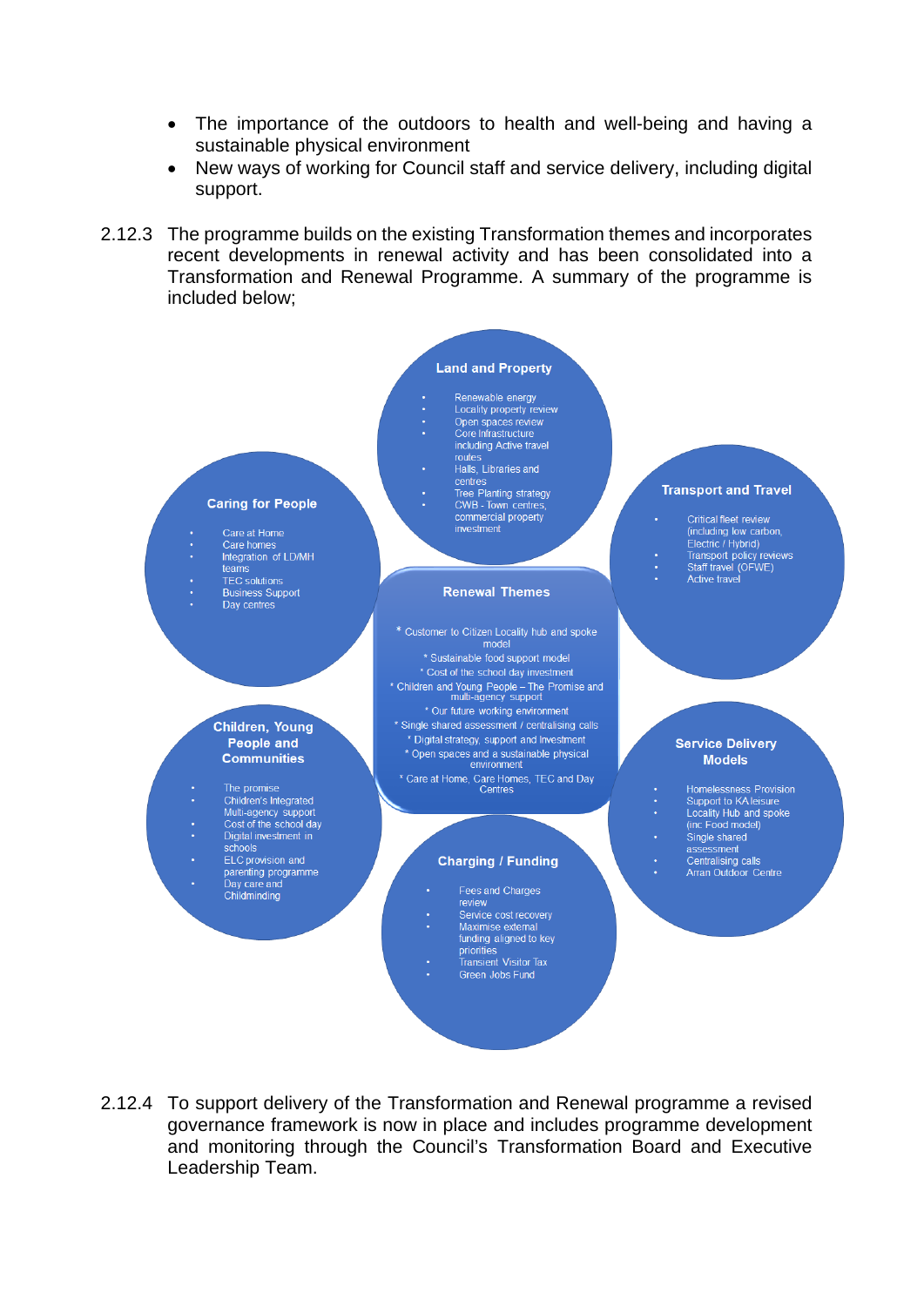- The importance of the outdoors to health and well-being and having a sustainable physical environment
- New ways of working for Council staff and service delivery, including digital support.

2.12.3 The programme builds on the existing Transformation themes and incorporates recent developments in renewal activity and has been consolidated into a Transformation and Renewal Programme. A summary of the programme is included below;

**Land and Property**

- Renewable energy
- Locality property review
- Open spaces review
- Core Infrastructure including Active travel routes
- Halls, Libraries and centres
- Tree Planting strategy
- CWB - Town centres, commercial property investment

**Caring for People**

- Care at Home
- Care homes
- Integration of LD/MH teams
- TEC solutions
- Business Support
- Day centres

**Transport and Travel**

- Critical fleet review (including low carbon, Electric / Hybrid)
- Transport policy reviews
- Staff travel (OFWE)
- Active travel

**Renewal Themes**

* Customer to Citizen Locality hub and spoke model
* Sustainable food support model
* Cost of the school day investment
* Children and Young People – The Promise and multi-agency support
* Our future working environment
* Single shared assessment / centralising calls
* Digital strategy, support and Investment
* Open spaces and a sustainable physical environment
* Care at Home, Care Homes, TEC and Day Centres

**Children, Young People and Communities**

- The promise
- Children's Integrated Multi-agency support
- Cost of the school day
- Digital investment in schools
- ELC provision and parenting programme
- Day care and Childminding

**Service Delivery Models**

- Homelessness Provision
- Support to KA leisure
- Locality Hub and spoke (inc Food model)
- Single shared assessment
- Centralising calls
- Arran Outdoor Centre

**Charging / Funding**

- Fees and Charges review
- Service cost recovery
- Maximise external funding aligned to key priorities
- Transient Visitor Tax
- Green Jobs Fund

2.12.4 To support delivery of the Transformation and Renewal programme a revised governance framework is now in place and includes programme development and monitoring through the Council's Transformation Board and Executive Leadership Team.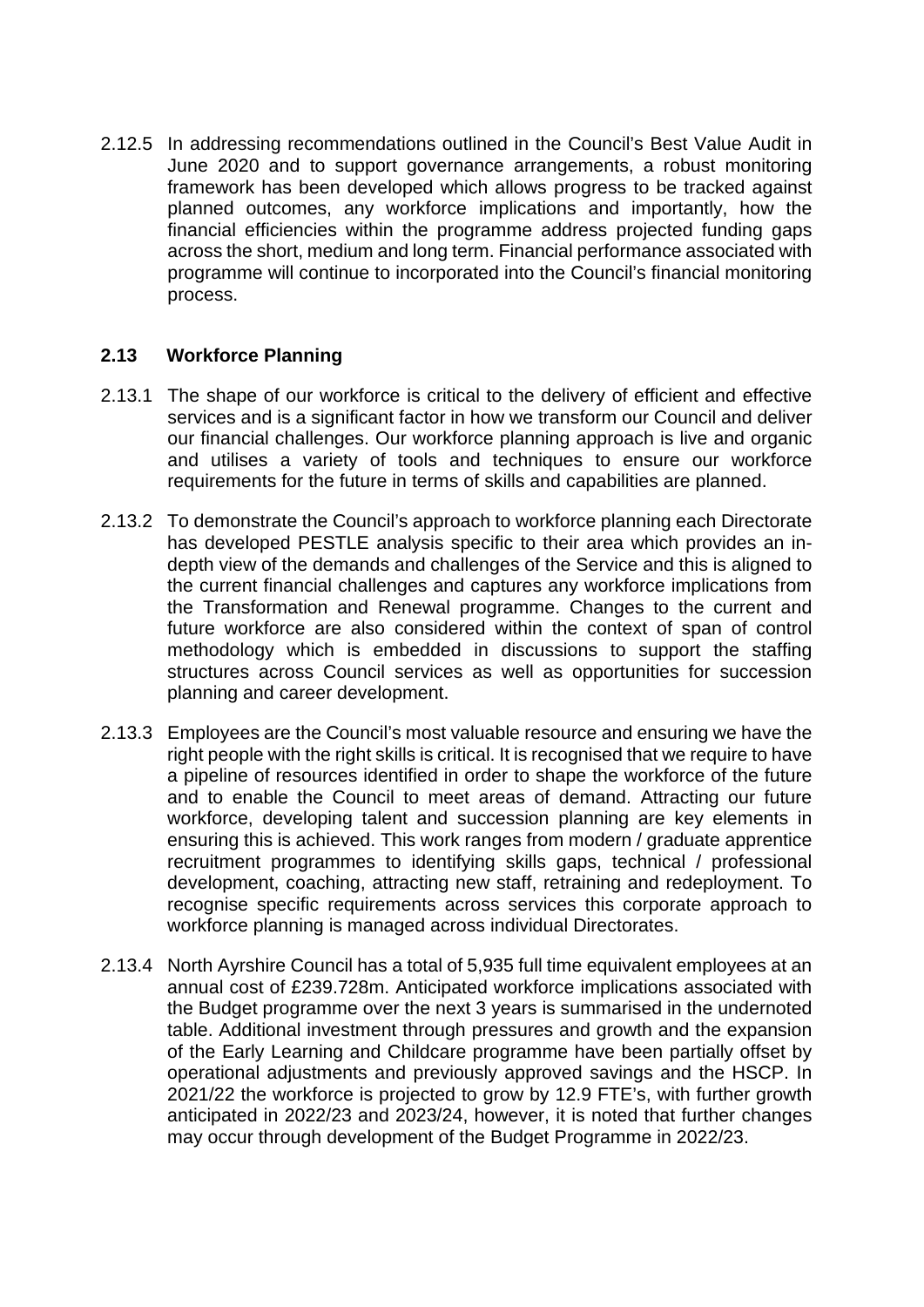2.12.5 In addressing recommendations outlined in the Council's Best Value Audit in June 2020 and to support governance arrangements, a robust monitoring framework has been developed which allows progress to be tracked against planned outcomes, any workforce implications and importantly, how the financial efficiencies within the programme address projected funding gaps across the short, medium and long term. Financial performance associated with programme will continue to incorporated into the Council's financial monitoring process.

## 2.13 Workforce Planning

2.13.1 The shape of our workforce is critical to the delivery of efficient and effective services and is a significant factor in how we transform our Council and deliver our financial challenges. Our workforce planning approach is live and organic and utilises a variety of tools and techniques to ensure our workforce requirements for the future in terms of skills and capabilities are planned.

2.13.2 To demonstrate the Council's approach to workforce planning each Directorate has developed PESTLE analysis specific to their area which provides an in-depth view of the demands and challenges of the Service and this is aligned to the current financial challenges and captures any workforce implications from the Transformation and Renewal programme. Changes to the current and future workforce are also considered within the context of span of control methodology which is embedded in discussions to support the staffing structures across Council services as well as opportunities for succession planning and career development.

2.13.3 Employees are the Council's most valuable resource and ensuring we have the right people with the right skills is critical. It is recognised that we require to have a pipeline of resources identified in order to shape the workforce of the future and to enable the Council to meet areas of demand. Attracting our future workforce, developing talent and succession planning are key elements in ensuring this is achieved. This work ranges from modern / graduate apprentice recruitment programmes to identifying skills gaps, technical / professional development, coaching, attracting new staff, retraining and redeployment. To recognise specific requirements across services this corporate approach to workforce planning is managed across individual Directorates.

2.13.4 North Ayrshire Council has a total of 5,935 full time equivalent employees at an annual cost of £239.728m. Anticipated workforce implications associated with the Budget programme over the next 3 years is summarised in the undernoted table. Additional investment through pressures and growth and the expansion of the Early Learning and Childcare programme have been partially offset by operational adjustments and previously approved savings and the HSCP. In 2021/22 the workforce is projected to grow by 12.9 FTE's, with further growth anticipated in 2022/23 and 2023/24, however, it is noted that further changes may occur through development of the Budget Programme in 2022/23.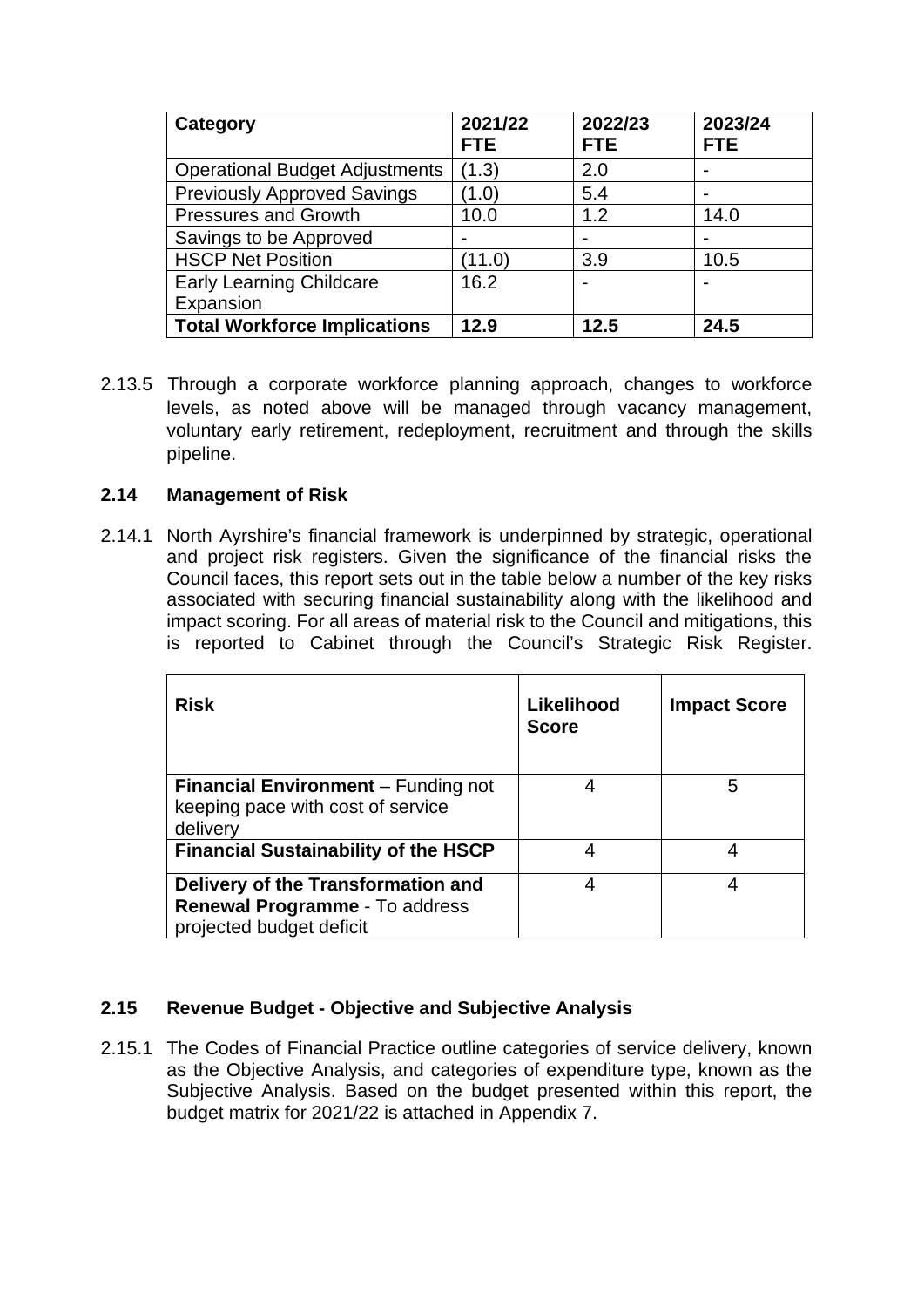| Category | 2021/22 FTE | 2022/23 FTE | 2023/24 FTE |
|---|---|---|---|
| Operational Budget Adjustments | (1.3) | 2.0 | - |
| Previously Approved Savings | (1.0) | 5.4 | - |
| Pressures and Growth | 10.0 | 1.2 | 14.0 |
| Savings to be Approved | - | - | - |
| HSCP Net Position | (11.0) | 3.9 | 10.5 |
| Early Learning Childcare Expansion | 16.2 | - | - |
| **Total Workforce Implications** | **12.9** | **12.5** | **24.5** |

2.13.5 Through a corporate workforce planning approach, changes to workforce levels, as noted above will be managed through vacancy management, voluntary early retirement, redeployment, recruitment and through the skills pipeline.

### 2.14 Management of Risk

2.14.1 North Ayrshire's financial framework is underpinned by strategic, operational and project risk registers. Given the significance of the financial risks the Council faces, this report sets out in the table below a number of the key risks associated with securing financial sustainability along with the likelihood and impact scoring. For all areas of material risk to the Council and mitigations, this is reported to Cabinet through the Council's Strategic Risk Register.

| Risk | Likelihood Score | Impact Score |
|---|---|---|
| **Financial Environment** – Funding not keeping pace with cost of service delivery | 4 | 5 |
| **Financial Sustainability of the HSCP** | 4 | 4 |
| **Delivery of the Transformation and Renewal Programme** - To address projected budget deficit | 4 | 4 |

### 2.15 Revenue Budget - Objective and Subjective Analysis

2.15.1 The Codes of Financial Practice outline categories of service delivery, known as the Objective Analysis, and categories of expenditure type, known as the Subjective Analysis. Based on the budget presented within this report, the budget matrix for 2021/22 is attached in Appendix 7.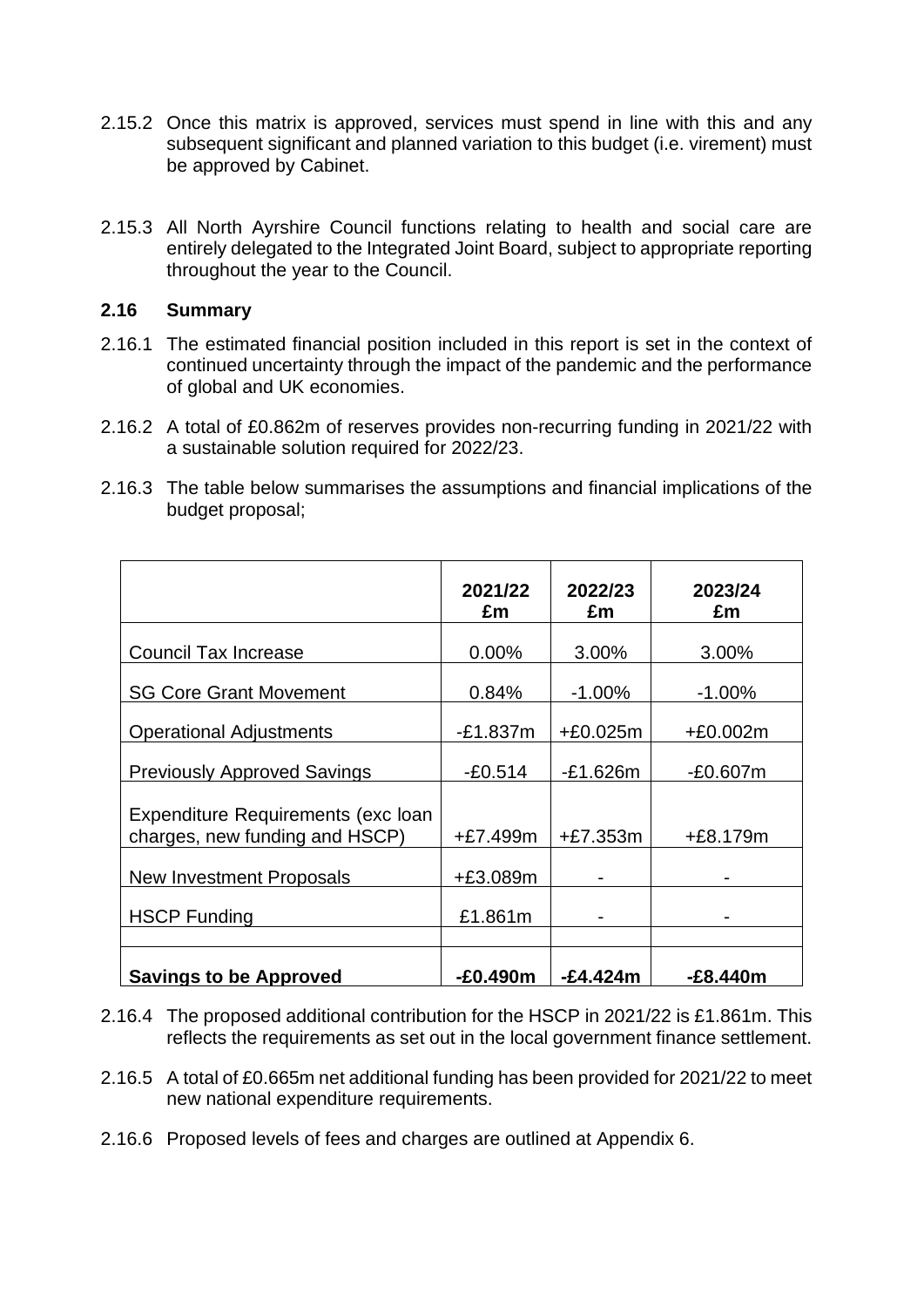2.15.2 Once this matrix is approved, services must spend in line with this and any subsequent significant and planned variation to this budget (i.e. virement) must be approved by Cabinet.

2.15.3 All North Ayrshire Council functions relating to health and social care are entirely delegated to the Integrated Joint Board, subject to appropriate reporting throughout the year to the Council.

### 2.16 Summary

2.16.1 The estimated financial position included in this report is set in the context of continued uncertainty through the impact of the pandemic and the performance of global and UK economies.

2.16.2 A total of £0.862m of reserves provides non-recurring funding in 2021/22 with a sustainable solution required for 2022/23.

2.16.3 The table below summarises the assumptions and financial implications of the budget proposal;

| | 2021/22 £m | 2022/23 £m | 2023/24 £m |
|---|---|---|---|
| Council Tax Increase | 0.00% | 3.00% | 3.00% |
| SG Core Grant Movement | 0.84% | -1.00% | -1.00% |
| Operational Adjustments | -£1.837m | +£0.025m | +£0.002m |
| Previously Approved Savings | -£0.514 | -£1.626m | -£0.607m |
| Expenditure Requirements (exc loan charges, new funding and HSCP) | +£7.499m | +£7.353m | +£8.179m |
| New Investment Proposals | +£3.089m | - | - |
| HSCP Funding | £1.861m | - | - |
| | | | |
| **Savings to be Approved** | **-£0.490m** | **-£4.424m** | **-£8.440m** |

2.16.4 The proposed additional contribution for the HSCP in 2021/22 is £1.861m. This reflects the requirements as set out in the local government finance settlement.

2.16.5 A total of £0.665m net additional funding has been provided for 2021/22 to meet new national expenditure requirements.

2.16.6 Proposed levels of fees and charges are outlined at Appendix 6.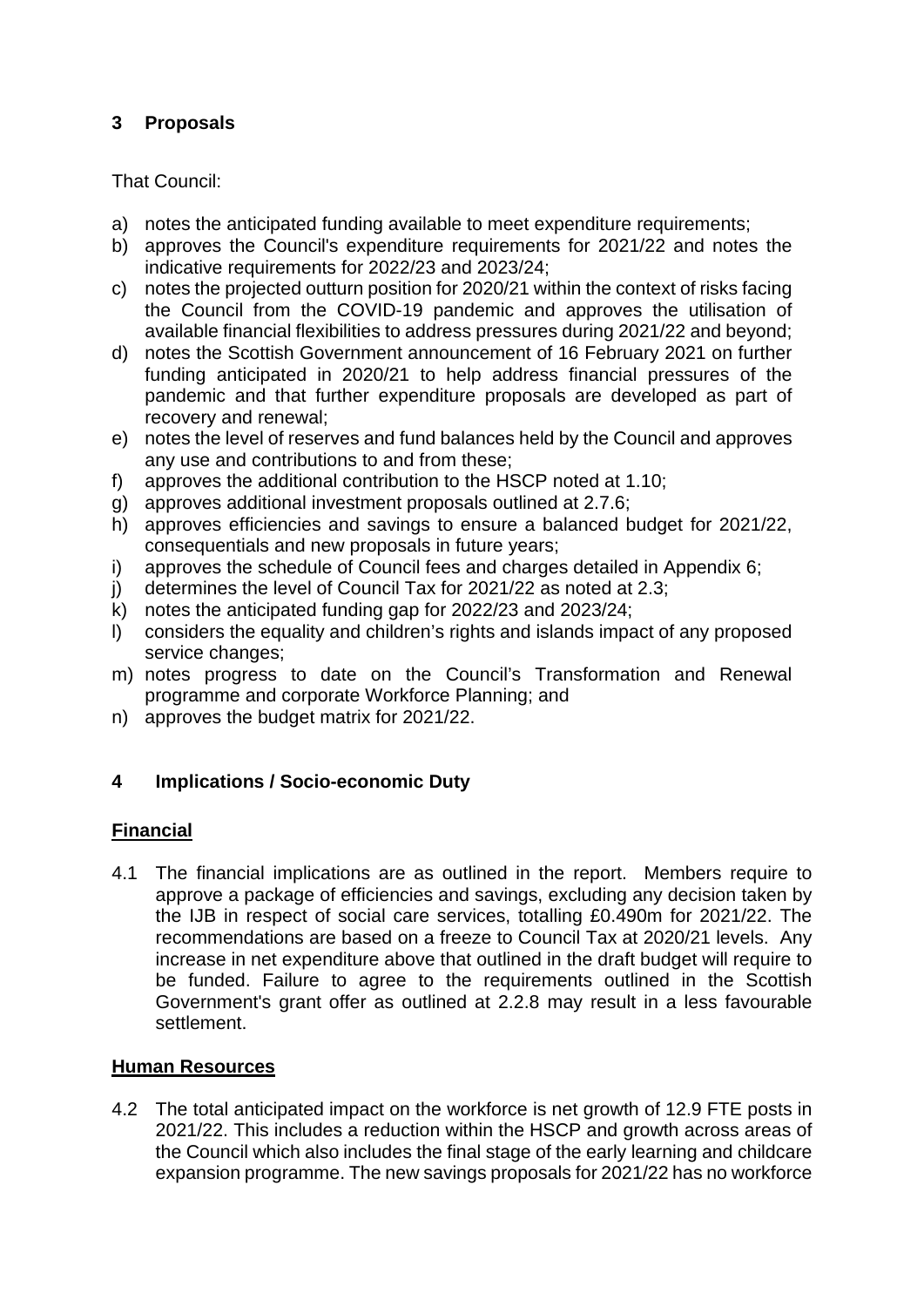## 3 Proposals

That Council:

a) notes the anticipated funding available to meet expenditure requirements;
b) approves the Council's expenditure requirements for 2021/22 and notes the indicative requirements for 2022/23 and 2023/24;
c) notes the projected outturn position for 2020/21 within the context of risks facing the Council from the COVID-19 pandemic and approves the utilisation of available financial flexibilities to address pressures during 2021/22 and beyond;
d) notes the Scottish Government announcement of 16 February 2021 on further funding anticipated in 2020/21 to help address financial pressures of the pandemic and that further expenditure proposals are developed as part of recovery and renewal;
e) notes the level of reserves and fund balances held by the Council and approves any use and contributions to and from these;
f) approves the additional contribution to the HSCP noted at 1.10;
g) approves additional investment proposals outlined at 2.7.6;
h) approves efficiencies and savings to ensure a balanced budget for 2021/22, consequentials and new proposals in future years;
i) approves the schedule of Council fees and charges detailed in Appendix 6;
j) determines the level of Council Tax for 2021/22 as noted at 2.3;
k) notes the anticipated funding gap for 2022/23 and 2023/24;
l) considers the equality and children's rights and islands impact of any proposed service changes;
m) notes progress to date on the Council's Transformation and Renewal programme and corporate Workforce Planning; and
n) approves the budget matrix for 2021/22.

## 4 Implications / Socio-economic Duty

### Financial

4.1 The financial implications are as outlined in the report. Members require to approve a package of efficiencies and savings, excluding any decision taken by the IJB in respect of social care services, totalling £0.490m for 2021/22. The recommendations are based on a freeze to Council Tax at 2020/21 levels. Any increase in net expenditure above that outlined in the draft budget will require to be funded. Failure to agree to the requirements outlined in the Scottish Government's grant offer as outlined at 2.2.8 may result in a less favourable settlement.

### Human Resources

4.2 The total anticipated impact on the workforce is net growth of 12.9 FTE posts in 2021/22. This includes a reduction within the HSCP and growth across areas of the Council which also includes the final stage of the early learning and childcare expansion programme. The new savings proposals for 2021/22 has no workforce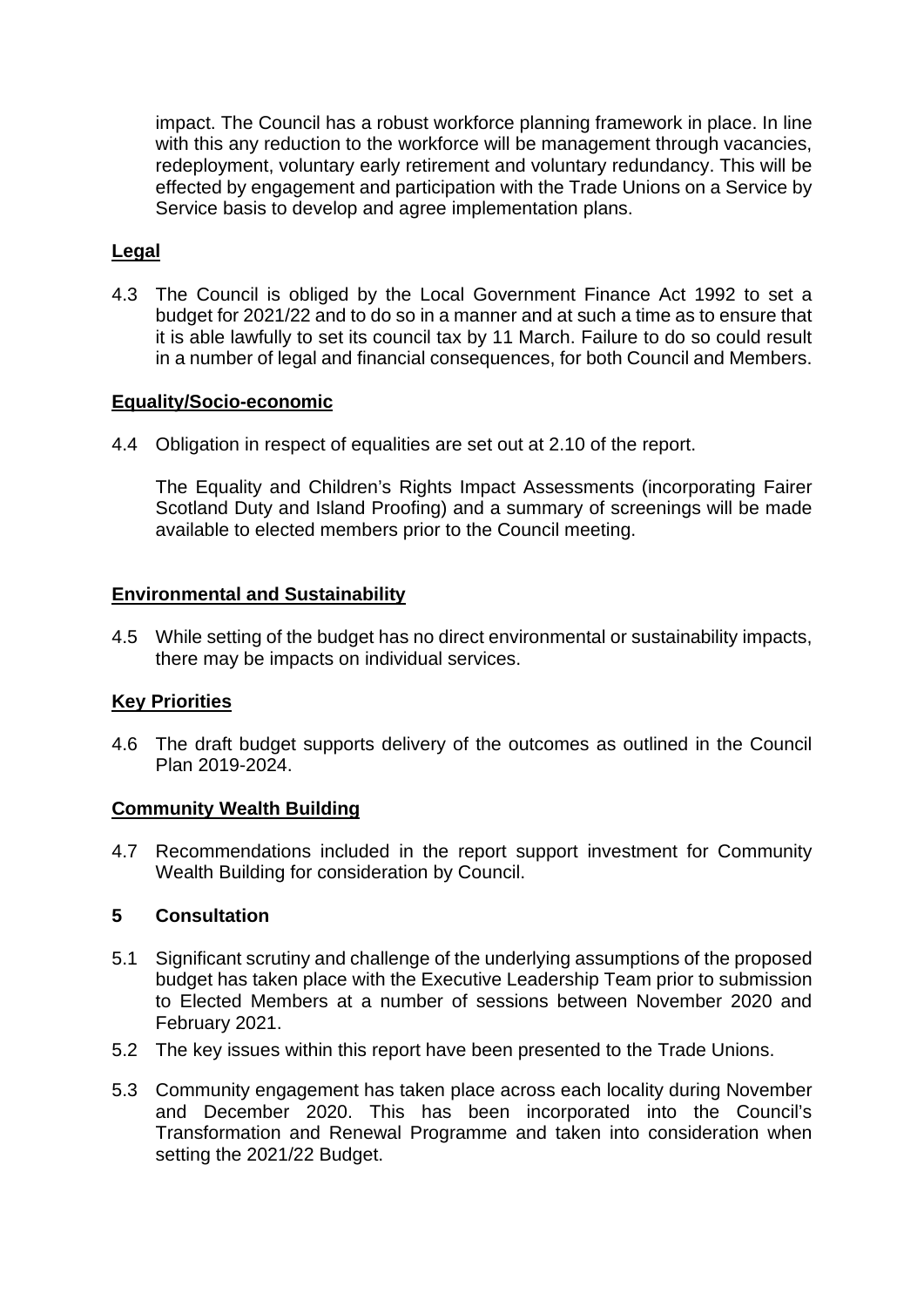impact. The Council has a robust workforce planning framework in place. In line with this any reduction to the workforce will be management through vacancies, redeployment, voluntary early retirement and voluntary redundancy. This will be effected by engagement and participation with the Trade Unions on a Service by Service basis to develop and agree implementation plans.

**Legal**

4.3 The Council is obliged by the Local Government Finance Act 1992 to set a budget for 2021/22 and to do so in a manner and at such a time as to ensure that it is able lawfully to set its council tax by 11 March. Failure to do so could result in a number of legal and financial consequences, for both Council and Members.

**Equality/Socio-economic**

4.4 Obligation in respect of equalities are set out at 2.10 of the report.

The Equality and Children's Rights Impact Assessments (incorporating Fairer Scotland Duty and Island Proofing) and a summary of screenings will be made available to elected members prior to the Council meeting.

**Environmental and Sustainability**

4.5 While setting of the budget has no direct environmental or sustainability impacts, there may be impacts on individual services.

**Key Priorities**

4.6 The draft budget supports delivery of the outcomes as outlined in the Council Plan 2019-2024.

**Community Wealth Building**

4.7 Recommendations included in the report support investment for Community Wealth Building for consideration by Council.

## 5 Consultation

5.1 Significant scrutiny and challenge of the underlying assumptions of the proposed budget has taken place with the Executive Leadership Team prior to submission to Elected Members at a number of sessions between November 2020 and February 2021.

5.2 The key issues within this report have been presented to the Trade Unions.

5.3 Community engagement has taken place across each locality during November and December 2020. This has been incorporated into the Council's Transformation and Renewal Programme and taken into consideration when setting the 2021/22 Budget.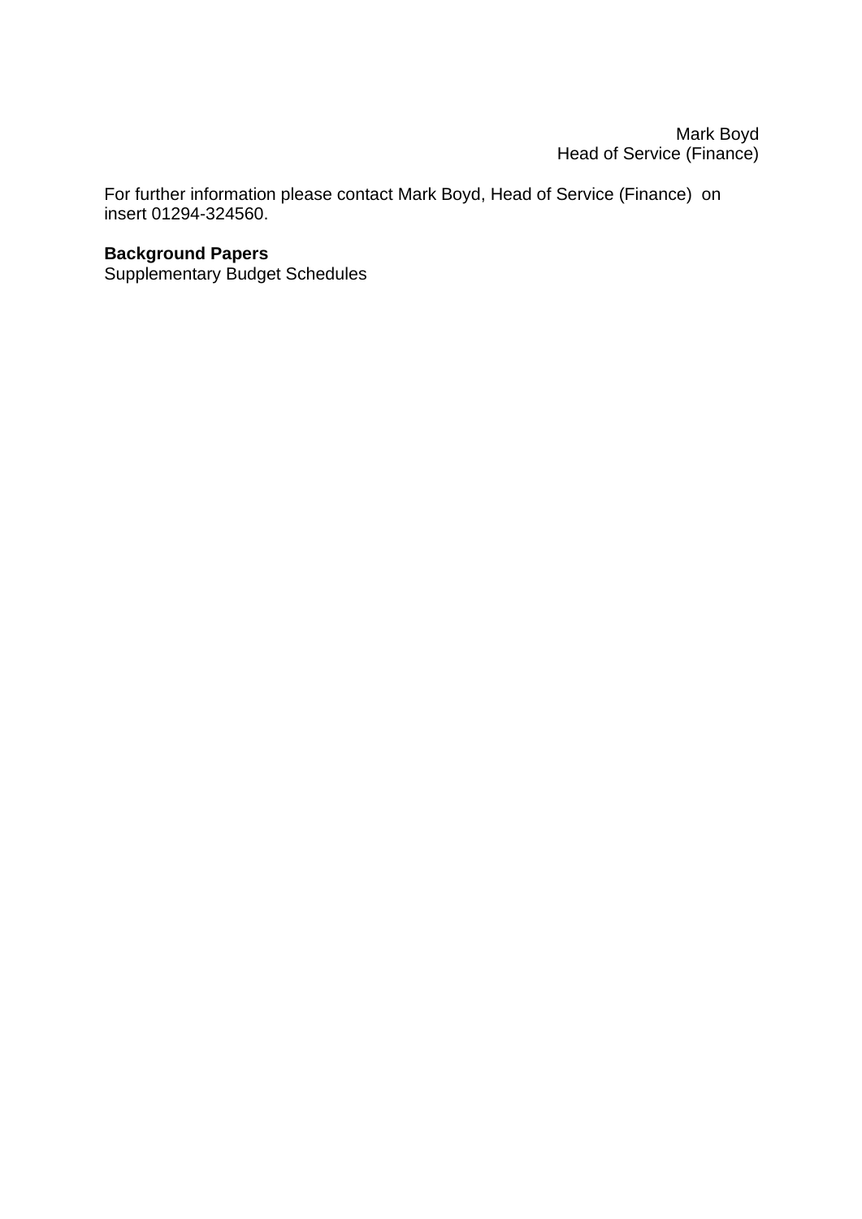Mark Boyd
Head of Service (Finance)

For further information please contact Mark Boyd, Head of Service (Finance) on insert 01294-324560.

**Background Papers**
Supplementary Budget Schedules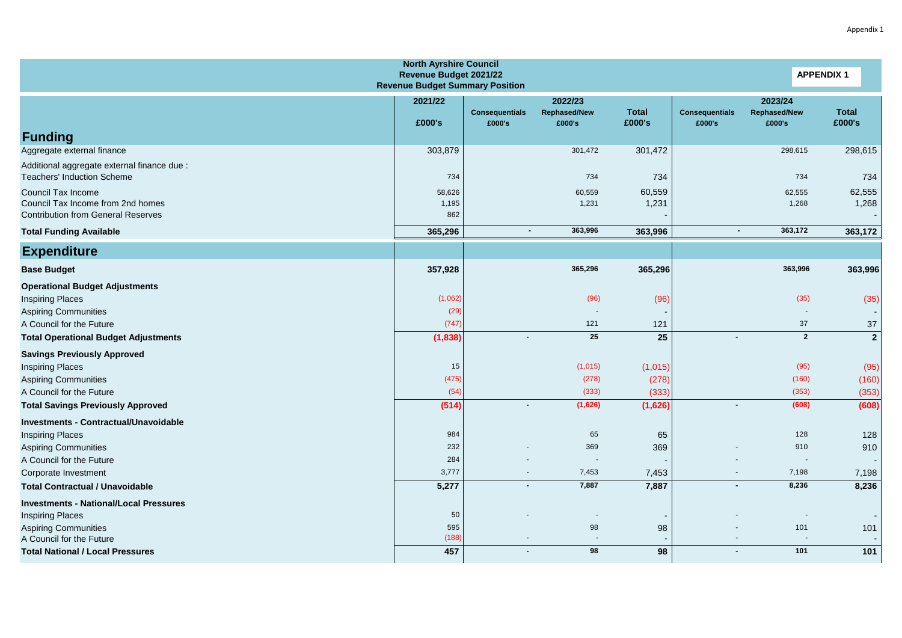Appendix 1

**North Ayrshire Council**
**Revenue Budget 2021/22**
**Revenue Budget Summary Position**

**APPENDIX 1**

| | 2021/22 | 2022/23 | | | 2023/24 | | |
|---|---|---|---|---|---|---|---|
| | £000's | Consequentials £000's | Rephased/New £000's | Total £000's | Consequentials £000's | Rephased/New £000's | Total £000's |
| **Funding** | | | | | | | |
| Aggregate external finance | 303,879 | | 301,472 | 301,472 | | 298,615 | 298,615 |
| Additional aggregate external finance due : | | | | | | | |
| Teachers' Induction Scheme | 734 | | 734 | 734 | | 734 | 734 |
| Council Tax Income | 58,626 | | 60,559 | 60,559 | | 62,555 | 62,555 |
| Council Tax Income from 2nd homes | 1,195 | | 1,231 | 1,231 | | 1,268 | 1,268 |
| Contribution from General Reserves | 862 | | | - | | | - |
| **Total Funding Available** | **365,296** | **-** | **363,996** | **363,996** | **-** | **363,172** | **363,172** |
| **Expenditure** | | | | | | | |
| **Base Budget** | **357,928** | | **365,296** | **365,296** | | **363,996** | **363,996** |
| **Operational Budget Adjustments** | | | | | | | |
| Inspiring Places | (1,062) | | (96) | (96) | | (35) | (35) |
| Aspiring Communities | (29) | | - | - | | - | - |
| A Council for the Future | (747) | | 121 | 121 | | 37 | 37 |
| **Total Operational Budget Adjustments** | **(1,838)** | **-** | **25** | **25** | **-** | **2** | **2** |
| **Savings Previously Approved** | | | | | | | |
| Inspiring Places | 15 | | (1,015) | (1,015) | | (95) | (95) |
| Aspiring Communities | (475) | | (278) | (278) | | (160) | (160) |
| A Council for the Future | (54) | | (333) | (333) | | (353) | (353) |
| **Total Savings Previously Approved** | **(514)** | **-** | **(1,626)** | **(1,626)** | **-** | **(608)** | **(608)** |
| **Investments - Contractual/Unavoidable** | | | | | | | |
| Inspiring Places | 984 | | 65 | 65 | | 128 | 128 |
| Aspiring Communities | 232 | - | 369 | 369 | - | 910 | 910 |
| A Council for the Future | 284 | - | - | - | - | - | - |
| Corporate Investment | 3,777 | - | 7,453 | 7,453 | - | 7,198 | 7,198 |
| **Total Contractual / Unavoidable** | **5,277** | **-** | **7,887** | **7,887** | **-** | **8,236** | **8,236** |
| **Investments - National/Local Pressures** | | | | | | | |
| Inspiring Places | 50 | - | - | - | - | - | - |
| Aspiring Communities | 595 | - | 98 | 98 | - | 101 | 101 |
| A Council for the Future | (188) | - | - | - | - | - | - |
| **Total National / Local Pressures** | **457** | **-** | **98** | **98** | **-** | **101** | **101** |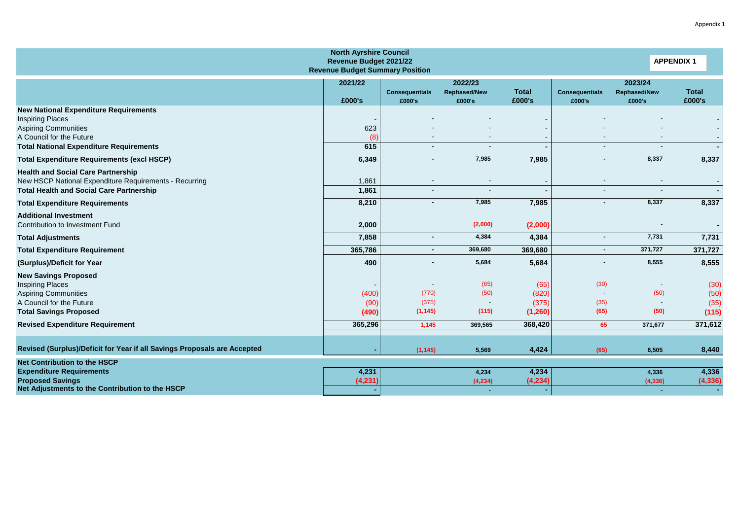**North Ayrshire Council**
**Revenue Budget 2021/22**
**Revenue Budget Summary Position**

**APPENDIX 1**

| | 2021/22 | 2022/23 | | | 2023/24 | | |
|---|---|---|---|---|---|---|---|
| | £000's | Consequentials £000's | Rephased/New £000's | Total £000's | Consequentials £000's | Rephased/New £000's | Total £000's |
| **New National Expenditure Requirements** | | | | | | | |
| Inspiring Places | - | - | - | - | - | - | - |
| Aspiring Communities | 623 | - | - | - | - | - | - |
| A Council for the Future | (8) | - | - | - | - | - | - |
| **Total National Expenditure Requirements** | **615** | **-** | **-** | **-** | **-** | **-** | **-** |
| **Total Expenditure Requirements (excl HSCP)** | **6,349** | **-** | **7,985** | **7,985** | **-** | **8,337** | **8,337** |
| **Health and Social Care Partnership** | | | | | | | |
| New HSCP National Expenditure Requirements - Recurring | 1,861 | - | - | - | - | - | - |
| **Total Health and Social Care Partnership** | **1,861** | **-** | **-** | **-** | **-** | **-** | **-** |
| **Total Expenditure Requirements** | **8,210** | **-** | **7,985** | **7,985** | **-** | **8,337** | **8,337** |
| **Additional Investment** | | | | | | | |
| Contribution to Investment Fund | **2,000** | | **(2,000)** | **(2,000)** | | **-** | **-** |
| **Total Adjustments** | **7,858** | **-** | **4,384** | **4,384** | **-** | **7,731** | **7,731** |
| **Total Expenditure Requirement** | **365,786** | **-** | **369,680** | **369,680** | **-** | **371,727** | **371,727** |
| **(Surplus)/Deficit for Year** | **490** | **-** | **5,684** | **5,684** | **-** | **8,555** | **8,555** |
| **New Savings Proposed** | | | | | | | |
| Inspiring Places | - | - | (65) | (65) | (30) | - | (30) |
| Aspiring Communities | (400) | (770) | (50) | (820) | - | (50) | (50) |
| A Council for the Future | (90) | (375) | - | (375) | (35) | - | (35) |
| **Total Savings Proposed** | **(490)** | **(1,145)** | **(115)** | **(1,260)** | **(65)** | **(50)** | **(115)** |
| **Revised Expenditure Requirement** | **365,296** | **1,145** | **369,565** | **368,420** | **65** | **371,677** | **371,612** |
| **Revised (Surplus)/Deficit for Year if all Savings Proposals are Accepted** | **-** | **(1,145)** | **5,569** | **4,424** | **(65)** | **8,505** | **8,440** |
| **Net Contribution to the HSCP** | | | | | | | |
| **Expenditure Requirements** | **4,231** | | **4,234** | **4,234** | | **4,336** | **4,336** |
| **Proposed Savings** | **(4,231)** | | **(4,234)** | **(4,234)** | | **(4,336)** | **(4,336)** |
| **Net Adjustments to the Contribution to the HSCP** | **-** | | **-** | **-** | | **-** | **-** |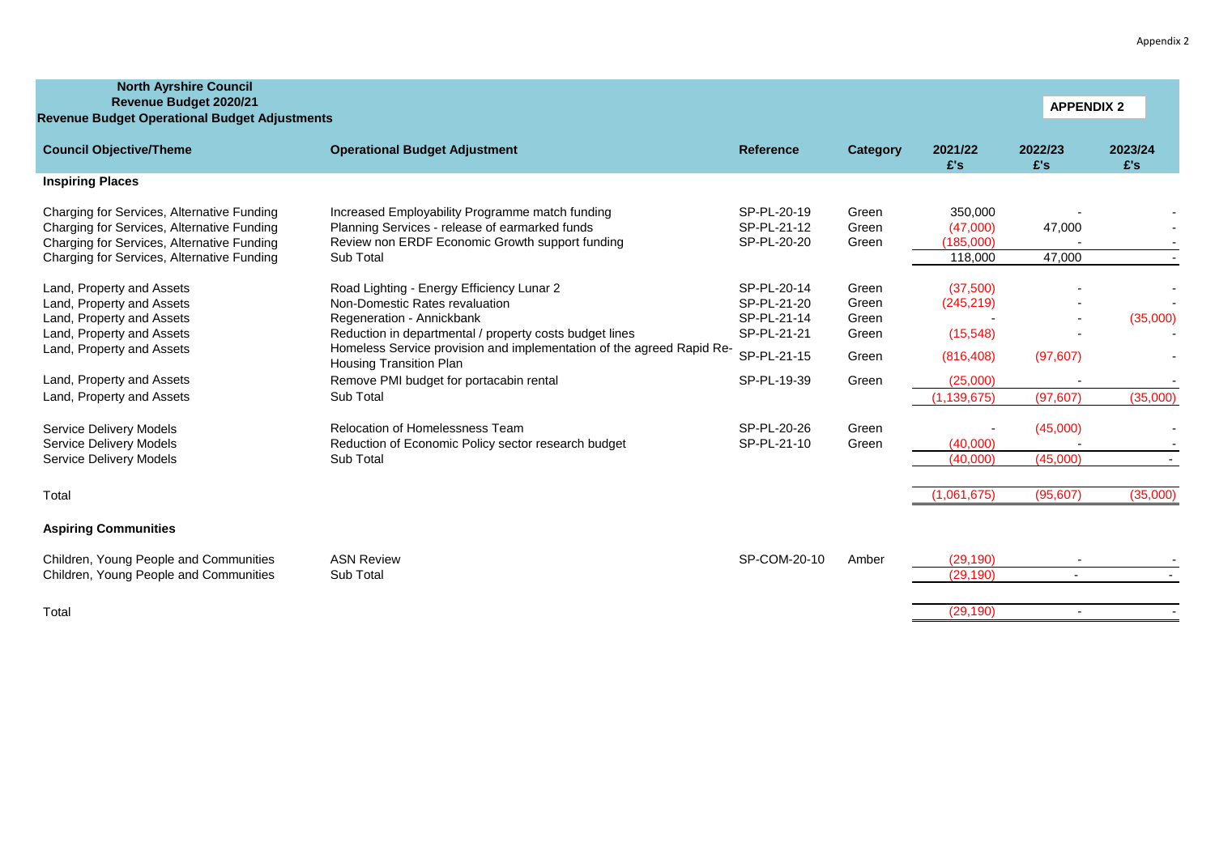Appendix 2

**North Ayrshire Council**
**Revenue Budget 2020/21**
**Revenue Budget Operational Budget Adjustments**

**APPENDIX 2**

| Council Objective/Theme | Operational Budget Adjustment | Reference | Category | 2021/22 £'s | 2022/23 £'s | 2023/24 £'s |
|---|---|---|---|---|---|---|
| **Inspiring Places** | | | | | | |
| Charging for Services, Alternative Funding | Increased Employability Programme match funding | SP-PL-20-19 | Green | 350,000 | - | - |
| Charging for Services, Alternative Funding | Planning Services - release of earmarked funds | SP-PL-21-12 | Green | (47,000) | 47,000 | - |
| Charging for Services, Alternative Funding | Review non ERDF Economic Growth support funding | SP-PL-20-20 | Green | (185,000) | - | - |
| Charging for Services, Alternative Funding | Sub Total | | | 118,000 | 47,000 | - |
| Land, Property and Assets | Road Lighting - Energy Efficiency Lunar 2 | SP-PL-20-14 | Green | (37,500) | - | - |
| Land, Property and Assets | Non-Domestic Rates revaluation | SP-PL-21-20 | Green | (245,219) | - | - |
| Land, Property and Assets | Regeneration - Annickbank | SP-PL-21-14 | Green | - | - | (35,000) |
| Land, Property and Assets | Reduction in departmental / property costs budget lines | SP-PL-21-21 | Green | (15,548) | - | - |
| Land, Property and Assets | Homeless Service provision and implementation of the agreed Rapid Re-Housing Transition Plan | SP-PL-21-15 | Green | (816,408) | (97,607) | - |
| Land, Property and Assets | Remove PMI budget for portacabin rental | SP-PL-19-39 | Green | (25,000) | - | - |
| Land, Property and Assets | Sub Total | | | (1,139,675) | (97,607) | (35,000) |
| Service Delivery Models | Relocation of Homelessness Team | SP-PL-20-26 | Green | - | (45,000) | - |
| Service Delivery Models | Reduction of Economic Policy sector research budget | SP-PL-21-10 | Green | (40,000) | - | - |
| Service Delivery Models | Sub Total | | | (40,000) | (45,000) | - |
| Total | | | | (1,061,675) | (95,607) | (35,000) |
| **Aspiring Communities** | | | | | | |
| Children, Young People and Communities | ASN Review | SP-COM-20-10 | Amber | (29,190) | - | - |
| Children, Young People and Communities | Sub Total | | | (29,190) | - | - |
| Total | | | | (29,190) | - | - |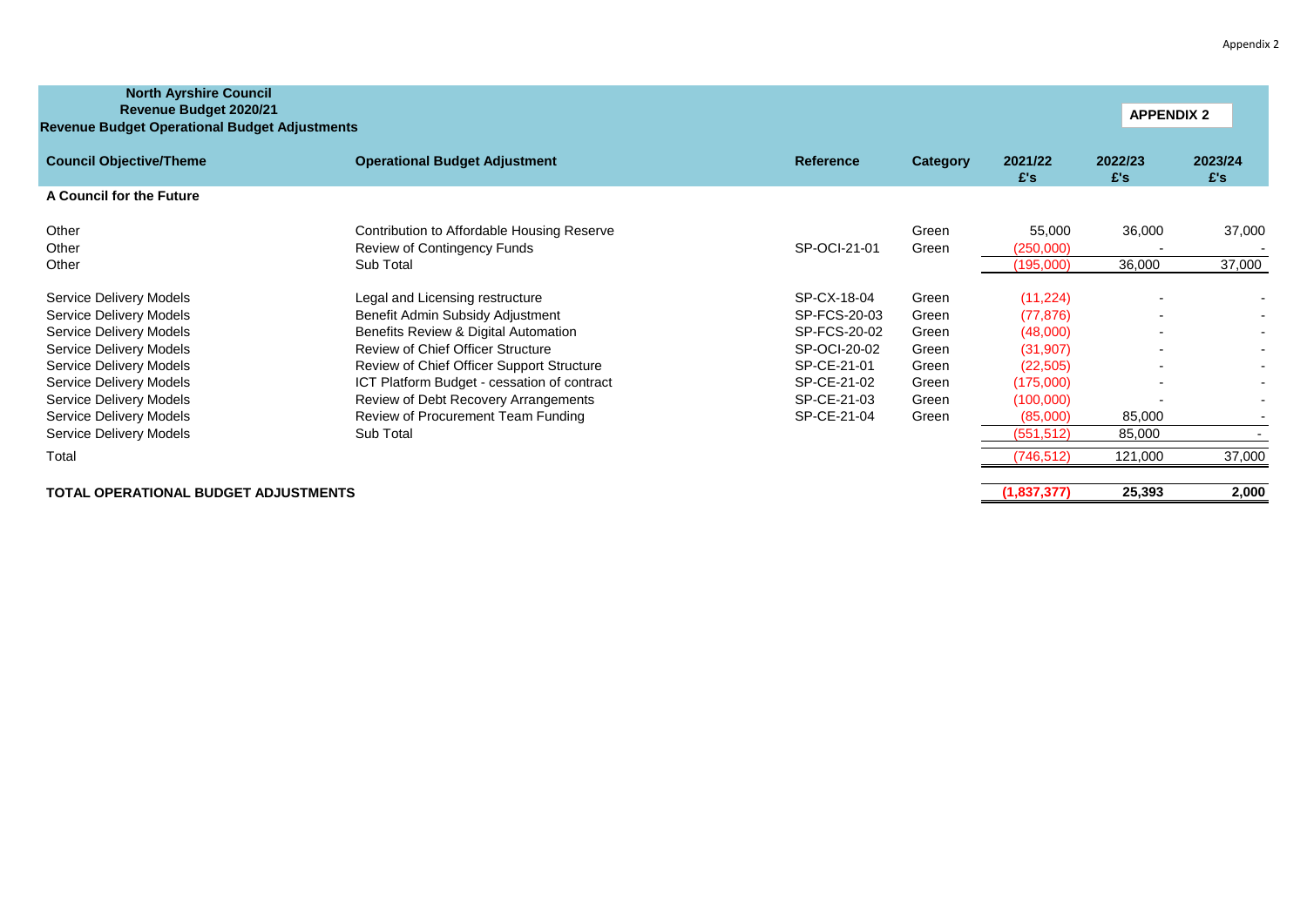**North Ayrshire Council**
**Revenue Budget 2020/21**
**Revenue Budget Operational Budget Adjustments**

**APPENDIX 2**

| Council Objective/Theme | Operational Budget Adjustment | Reference | Category | 2021/22 £'s | 2022/23 £'s | 2023/24 £'s |
|---|---|---|---|---|---|---|
| **A Council for the Future** | | | | | | |
| Other | Contribution to Affordable Housing Reserve | | Green | 55,000 | 36,000 | 37,000 |
| Other | Review of Contingency Funds | SP-OCI-21-01 | Green | (250,000) | - | - |
| Other | Sub Total | | | (195,000) | 36,000 | 37,000 |
| Service Delivery Models | Legal and Licensing restructure | SP-CX-18-04 | Green | (11,224) | - | - |
| Service Delivery Models | Benefit Admin Subsidy Adjustment | SP-FCS-20-03 | Green | (77,876) | - | - |
| Service Delivery Models | Benefits Review & Digital Automation | SP-FCS-20-02 | Green | (48,000) | - | - |
| Service Delivery Models | Review of Chief Officer Structure | SP-OCI-20-02 | Green | (31,907) | - | - |
| Service Delivery Models | Review of Chief Officer Support Structure | SP-CE-21-01 | Green | (22,505) | - | - |
| Service Delivery Models | ICT Platform Budget - cessation of contract | SP-CE-21-02 | Green | (175,000) | - | - |
| Service Delivery Models | Review of Debt Recovery Arrangements | SP-CE-21-03 | Green | (100,000) | - | - |
| Service Delivery Models | Review of Procurement Team Funding | SP-CE-21-04 | Green | (85,000) | 85,000 | - |
| Service Delivery Models | Sub Total | | | (551,512) | 85,000 | - |
| Total | | | | (746,512) | 121,000 | 37,000 |
| **TOTAL OPERATIONAL BUDGET ADJUSTMENTS** | | | | **(1,837,377)** | **25,393** | **2,000** |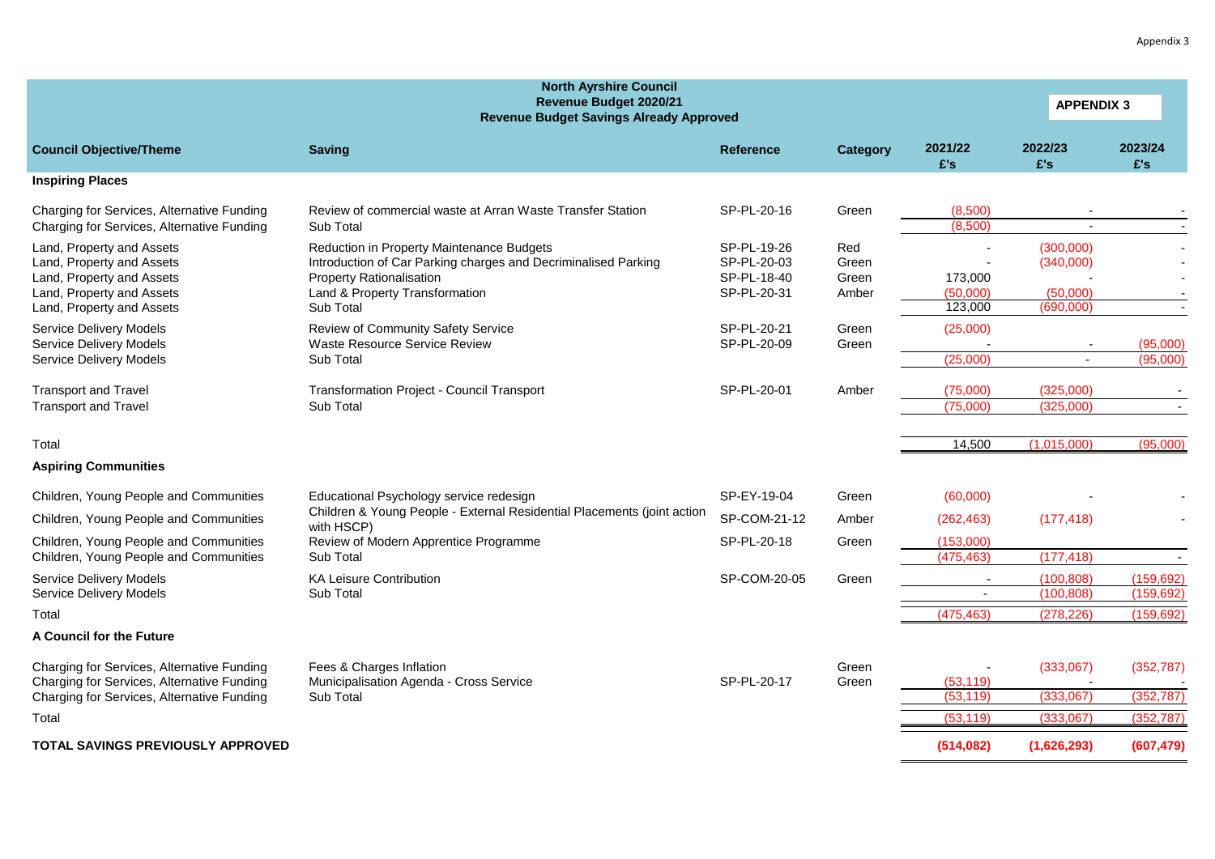Appendix 3

**North Ayrshire Council**
**Revenue Budget 2020/21**
**Revenue Budget Savings Already Approved**

**APPENDIX 3**

| Council Objective/Theme | Saving | Reference | Category | 2021/22 £'s | 2022/23 £'s | 2023/24 £'s |
|---|---|---|---|---|---|---|
| **Inspiring Places** | | | | | | |
| Charging for Services, Alternative Funding | Review of commercial waste at Arran Waste Transfer Station | SP-PL-20-16 | Green | (8,500) | - | - |
| Charging for Services, Alternative Funding | Sub Total | | | (8,500) | - | - |
| Land, Property and Assets | Reduction in Property Maintenance Budgets | SP-PL-19-26 | Red | - | (300,000) | - |
| Land, Property and Assets | Introduction of Car Parking charges and Decriminalised Parking | SP-PL-20-03 | Green | - | (340,000) | - |
| Land, Property and Assets | Property Rationalisation | SP-PL-18-40 | Green | 173,000 | - | - |
| Land, Property and Assets | Land & Property Transformation | SP-PL-20-31 | Amber | (50,000) | (50,000) | - |
| Land, Property and Assets | Sub Total | | | 123,000 | (690,000) | - |
| Service Delivery Models | Review of Community Safety Service | SP-PL-20-21 | Green | (25,000) | | |
| Service Delivery Models | Waste Resource Service Review | SP-PL-20-09 | Green | - | - | (95,000) |
| Service Delivery Models | Sub Total | | | (25,000) | - | (95,000) |
| Transport and Travel | Transformation Project - Council Transport | SP-PL-20-01 | Amber | (75,000) | (325,000) | - |
| Transport and Travel | Sub Total | | | (75,000) | (325,000) | - |
| Total | | | | 14,500 | (1,015,000) | (95,000) |
| **Aspiring Communities** | | | | | | |
| Children, Young People and Communities | Educational Psychology service redesign | SP-EY-19-04 | Green | (60,000) | - | - |
| Children, Young People and Communities | Children & Young People - External Residential Placements (joint action with HSCP) | SP-COM-21-12 | Amber | (262,463) | (177,418) | - |
| Children, Young People and Communities | Review of Modern Apprentice Programme | SP-PL-20-18 | Green | (153,000) | | |
| Children, Young People and Communities | Sub Total | | | (475,463) | (177,418) | - |
| Service Delivery Models | KA Leisure Contribution | SP-COM-20-05 | Green | - | (100,808) | (159,692) |
| Service Delivery Models | Sub Total | | | - | (100,808) | (159,692) |
| Total | | | | (475,463) | (278,226) | (159,692) |
| **A Council for the Future** | | | | | | |
| Charging for Services, Alternative Funding | Fees & Charges Inflation | | Green | - | (333,067) | (352,787) |
| Charging for Services, Alternative Funding | Municipalisation Agenda - Cross Service | SP-PL-20-17 | Green | (53,119) | - | - |
| Charging for Services, Alternative Funding | Sub Total | | | (53,119) | (333,067) | (352,787) |
| Total | | | | (53,119) | (333,067) | (352,787) |
| **TOTAL SAVINGS PREVIOUSLY APPROVED** | | | | **(514,082)** | **(1,626,293)** | **(607,479)** |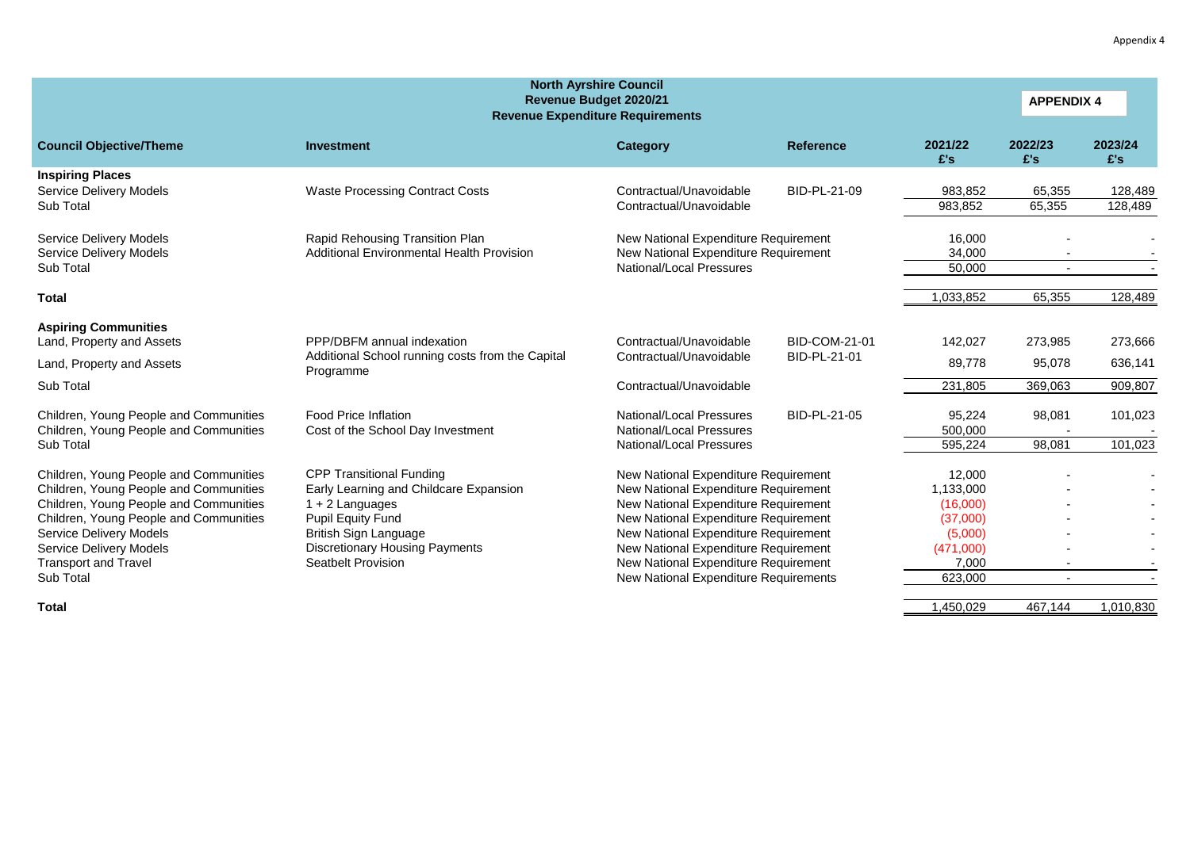Appendix 4

**North Ayrshire Council**
**Revenue Budget 2020/21**
**Revenue Expenditure Requirements**

**APPENDIX 4**

| Council Objective/Theme | Investment | Category | Reference | 2021/22 £'s | 2022/23 £'s | 2023/24 £'s |
|---|---|---|---|---|---|---|
| **Inspiring Places** | | | | | | |
| Service Delivery Models | Waste Processing Contract Costs | Contractual/Unavoidable | BID-PL-21-09 | 983,852 | 65,355 | 128,489 |
| Sub Total | | Contractual/Unavoidable | | 983,852 | 65,355 | 128,489 |
| Service Delivery Models | Rapid Rehousing Transition Plan | New National Expenditure Requirement | | 16,000 | - | - |
| Service Delivery Models | Additional Environmental Health Provision | New National Expenditure Requirement | | 34,000 | - | - |
| Sub Total | | National/Local Pressures | | 50,000 | - | - |
| **Total** | | | | 1,033,852 | 65,355 | 128,489 |
| **Aspiring Communities** | | | | | | |
| Land, Property and Assets | PPP/DBFM annual indexation | Contractual/Unavoidable | BID-COM-21-01 | 142,027 | 273,985 | 273,666 |
| Land, Property and Assets | Additional School running costs from the Capital Programme | Contractual/Unavoidable | BID-PL-21-01 | 89,778 | 95,078 | 636,141 |
| Sub Total | | Contractual/Unavoidable | | 231,805 | 369,063 | 909,807 |
| Children, Young People and Communities | Food Price Inflation | National/Local Pressures | BID-PL-21-05 | 95,224 | 98,081 | 101,023 |
| Children, Young People and Communities | Cost of the School Day Investment | National/Local Pressures | | 500,000 | - | - |
| Sub Total | | National/Local Pressures | | 595,224 | 98,081 | 101,023 |
| Children, Young People and Communities | CPP Transitional Funding | New National Expenditure Requirement | | 12,000 | - | - |
| Children, Young People and Communities | Early Learning and Childcare Expansion | New National Expenditure Requirement | | 1,133,000 | - | - |
| Children, Young People and Communities | 1 + 2 Languages | New National Expenditure Requirement | | (16,000) | - | - |
| Children, Young People and Communities | Pupil Equity Fund | New National Expenditure Requirement | | (37,000) | - | - |
| Service Delivery Models | British Sign Language | New National Expenditure Requirement | | (5,000) | - | - |
| Service Delivery Models | Discretionary Housing Payments | New National Expenditure Requirement | | (471,000) | - | - |
| Transport and Travel | Seatbelt Provision | New National Expenditure Requirement | | 7,000 | - | - |
| Sub Total | | New National Expenditure Requirements | | 623,000 | - | - |
| **Total** | | | | 1,450,029 | 467,144 | 1,010,830 |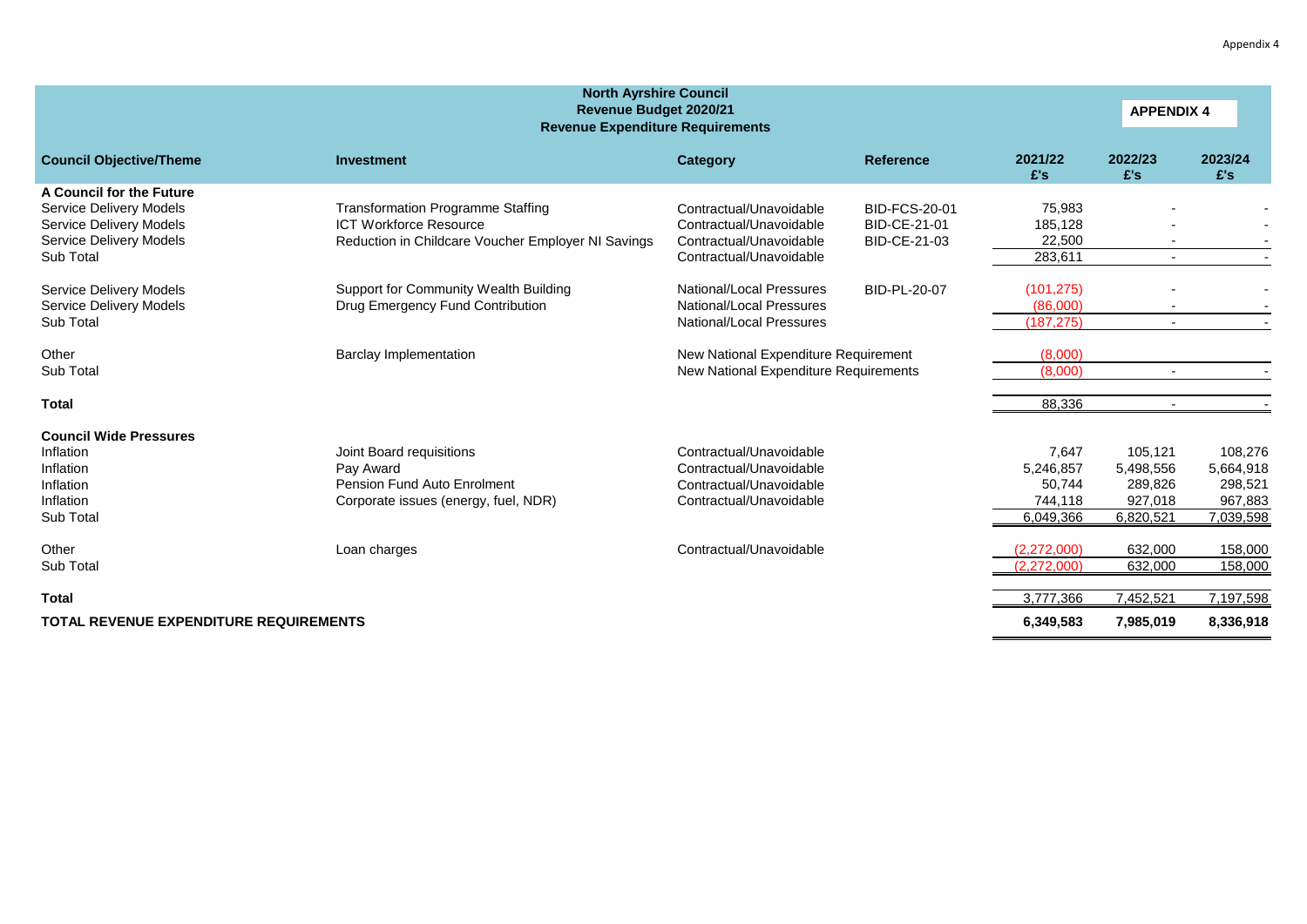Appendix 4

**North Ayrshire Council**
**Revenue Budget 2020/21**
**Revenue Expenditure Requirements**

**APPENDIX 4**

| Council Objective/Theme | Investment | Category | Reference | 2021/22 £'s | 2022/23 £'s | 2023/24 £'s |
|---|---|---|---|---|---|---|
| **A Council for the Future** | | | | | | |
| Service Delivery Models | Transformation Programme Staffing | Contractual/Unavoidable | BID-FCS-20-01 | 75,983 | - | - |
| Service Delivery Models | ICT Workforce Resource | Contractual/Unavoidable | BID-CE-21-01 | 185,128 | - | - |
| Service Delivery Models | Reduction in Childcare Voucher Employer NI Savings | Contractual/Unavoidable | BID-CE-21-03 | 22,500 | - | - |
| Sub Total | | Contractual/Unavoidable | | 283,611 | - | - |
| Service Delivery Models | Support for Community Wealth Building | National/Local Pressures | BID-PL-20-07 | (101,275) | - | - |
| Service Delivery Models | Drug Emergency Fund Contribution | National/Local Pressures | | (86,000) | - | - |
| Sub Total | | National/Local Pressures | | (187,275) | - | - |
| Other | Barclay Implementation | New National Expenditure Requirement | | (8,000) | | |
| Sub Total | | New National Expenditure Requirements | | (8,000) | - | - |
| **Total** | | | | 88,336 | - | - |
| **Council Wide Pressures** | | | | | | |
| Inflation | Joint Board requisitions | Contractual/Unavoidable | | 7,647 | 105,121 | 108,276 |
| Inflation | Pay Award | Contractual/Unavoidable | | 5,246,857 | 5,498,556 | 5,664,918 |
| Inflation | Pension Fund Auto Enrolment | Contractual/Unavoidable | | 50,744 | 289,826 | 298,521 |
| Inflation | Corporate issues (energy, fuel, NDR) | Contractual/Unavoidable | | 744,118 | 927,018 | 967,883 |
| Sub Total | | | | 6,049,366 | 6,820,521 | 7,039,598 |
| Other | Loan charges | Contractual/Unavoidable | | (2,272,000) | 632,000 | 158,000 |
| Sub Total | | | | (2,272,000) | 632,000 | 158,000 |
| **Total** | | | | 3,777,366 | 7,452,521 | 7,197,598 |
| **TOTAL REVENUE EXPENDITURE REQUIREMENTS** | | | | **6,349,583** | **7,985,019** | **8,336,918** |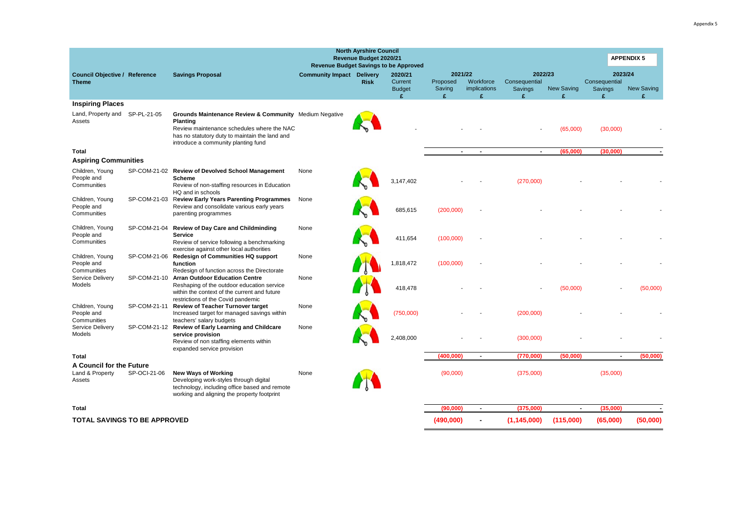Appendix 5

**North Ayrshire Council**
**Revenue Budget 2020/21**
**Revenue Budget Savings to be Approved**

**APPENDIX 5**

| Council Objective / Theme | Reference | Savings Proposal | Community Impact | Delivery Risk | 2020/21 Current Budget £ | 2021/22 Proposed Saving £ | 2021/22 Workforce implications £ | 2022/23 Consequential Savings £ | 2022/23 New Saving £ | 2023/24 Consequential Savings £ | 2023/24 New Saving £ |
|---|---|---|---|---|---|---|---|---|---|---|---|
| **Inspiring Places** | | | | | | | | | | | |
| Land, Property and Assets | SP-PL-21-05 | **Grounds Maintenance Review & Community Planting** Review maintenance schedules where the NAC has no statutory duty to maintain the land and introduce a community planting fund | Medium Negative | | - | - | - | - | (65,000) | (30,000) | - |
| **Total** | | | | | | **-** | **-** | **-** | **(65,000)** | **(30,000)** | **-** |
| **Aspiring Communities** | | | | | | | | | | | |
| Children, Young People and Communities | SP-COM-21-02 | **Review of Devolved School Management Scheme** Review of non-staffing resources in Education HQ and in schools | None | | 3,147,402 | - | - | (270,000) | - | - | - |
| Children, Young People and Communities | SP-COM-21-03 | **Review Early Years Parenting Programmes** Review and consolidate various early years parenting programmes | None | | 685,615 | (200,000) | - | - | - | - | - |
| Children, Young People and Communities | SP-COM-21-04 | **Review of Day Care and Childminding Service** Review of service following a benchmarking exercise against other local authorities | None | | 411,654 | (100,000) | - | - | - | - | - |
| Children, Young People and Communities | SP-COM-21-06 | **Redesign of Communities HQ support function** Redesign of function across the Directorate | None | | 1,818,472 | (100,000) | - | - | - | - | - |
| Service Delivery Models | SP-COM-21-10 | **Arran Outdoor Education Centre** Reshaping of the outdoor education service within the context of the current and future restrictions of the Covid pandemic | None | | 418,478 | - | - | - | (50,000) | - | (50,000) |
| Children, Young People and Communities | SP-COM-21-11 | **Review of Teacher Turnover target** Increased target for managed savings within teachers' salary budgets | None | | (750,000) | - | - | (200,000) | - | - | - |
| Service Delivery Models | SP-COM-21-12 | **Review of Early Learning and Childcare service provision** Review of non staffing elements within expanded service provision | None | | 2,408,000 | - | - | (300,000) | - | - | - |
| **Total** | | | | | | **(400,000)** | **-** | **(770,000)** | **(50,000)** | **-** | **(50,000)** |
| **A Council for the Future** | | | | | | | | | | | |
| Land & Property Assets | SP-OCI-21-06 | **New Ways of Working** Developing work-styles through digital technology, including office based and remote working and aligning the property footprint | None | | | (90,000) | | (375,000) | | (35,000) | |
| **Total** | | | | | | **(90,000)** | **-** | **(375,000)** | **-** | **(35,000)** | **-** |
| **TOTAL SAVINGS TO BE APPROVED** | | | | | | **(490,000)** | **-** | **(1,145,000)** | **(115,000)** | **(65,000)** | **(50,000)** |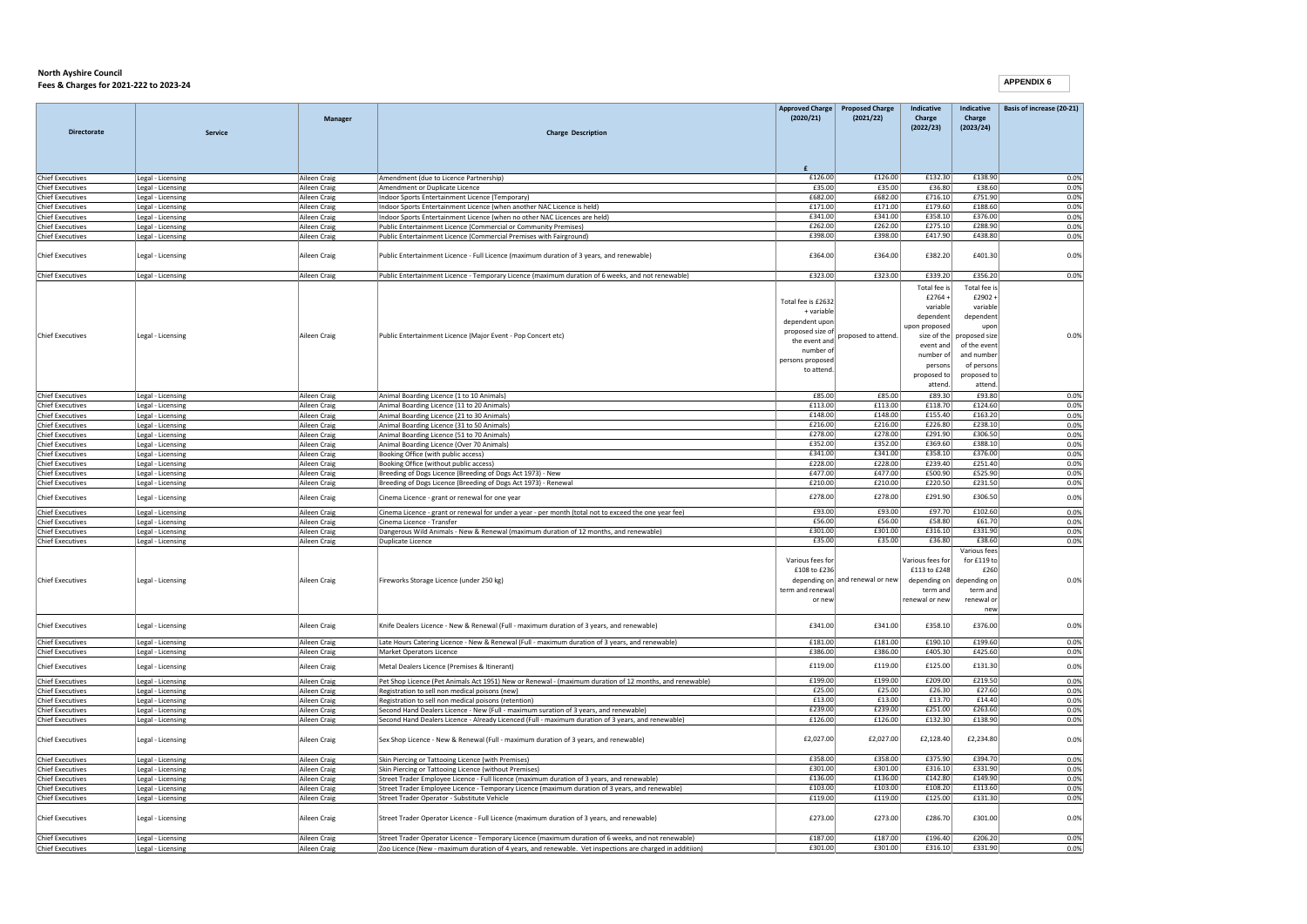**North Ayshire Council**
**Fees & Charges for 2021-222 to 2023-24**

**APPENDIX 6**

| Directorate | Service | Manager | Charge Description | Approved Charge (2020/21) | Proposed Charge (2021/22) | Indicative Charge (2022/23) | Indicative Charge (2023/24) | Basis of increase (20-21) |
|---|---|---|---|---|---|---|---|---|
| | | | | £ | | | | |
| Chief Executives | Legal - Licensing | Aileen Craig | Amendment (due to Licence Partnership) | £126.00 | £126.00 | £132.30 | £138.90 | 0.0% |
| Chief Executives | Legal - Licensing | Aileen Craig | Amendment or Duplicate Licence | £35.00 | £35.00 | £36.80 | £38.60 | 0.0% |
| Chief Executives | Legal - Licensing | Aileen Craig | Indoor Sports Entertainment Licence (Temporary) | £682.00 | £682.00 | £716.10 | £751.90 | 0.0% |
| Chief Executives | Legal - Licensing | Aileen Craig | Indoor Sports Entertainment Licence (when another NAC Licence is held) | £171.00 | £171.00 | £179.60 | £188.60 | 0.0% |
| Chief Executives | Legal - Licensing | Aileen Craig | Indoor Sports Entertainment Licence (when no other NAC Licences are held) | £341.00 | £341.00 | £358.10 | £376.00 | 0.0% |
| Chief Executives | Legal - Licensing | Aileen Craig | Public Entertainment Licence (Commercial or Community Premises) | £262.00 | £262.00 | £275.10 | £288.90 | 0.0% |
| Chief Executives | Legal - Licensing | Aileen Craig | Public Entertainment Licence (Commercial Premises with Fairground) | £398.00 | £398.00 | £417.90 | £438.80 | 0.0% |
| Chief Executives | Legal - Licensing | Aileen Craig | Public Entertainment Licence - Full Licence (maximum duration of 3 years, and renewable) | £364.00 | £364.00 | £382.20 | £401.30 | 0.0% |
| Chief Executives | Legal - Licensing | Aileen Craig | Public Entertainment Licence - Temporary Licence (maximum duration of 6 weeks, and not renewable) | £323.00 | £323.00 | £339.20 | £356.20 | 0.0% |
| Chief Executives | Legal - Licensing | Aileen Craig | Public Entertainment Licence (Major Event - Pop Concert etc) | Total fee is £2632 + variable dependent upon proposed size of the event and number of persons proposed to attend. | proposed to attend. | Total fee is £2764 + variable dependent upon proposed size of the event and number of persons proposed to attend. | Total fee is £2902 + variable dependent upon proposed size of the event and number of persons proposed to attend. | 0.0% |
| Chief Executives | Legal - Licensing | Aileen Craig | Animal Boarding Licence (1 to 10 Animals) | £85.00 | £85.00 | £89.30 | £93.80 | 0.0% |
| Chief Executives | Legal - Licensing | Aileen Craig | Animal Boarding Licence (11 to 20 Animals) | £113.00 | £113.00 | £118.70 | £124.60 | 0.0% |
| Chief Executives | Legal - Licensing | Aileen Craig | Animal Boarding Licence (21 to 30 Animals) | £148.00 | £148.00 | £155.40 | £163.20 | 0.0% |
| Chief Executives | Legal - Licensing | Aileen Craig | Animal Boarding Licence (31 to 50 Animals) | £216.00 | £216.00 | £226.80 | £238.10 | 0.0% |
| Chief Executives | Legal - Licensing | Aileen Craig | Animal Boarding Licence (51 to 70 Animals) | £278.00 | £278.00 | £291.90 | £306.50 | 0.0% |
| Chief Executives | Legal - Licensing | Aileen Craig | Animal Boarding Licence (Over 70 Animals) | £352.00 | £352.00 | £369.60 | £388.10 | 0.0% |
| Chief Executives | Legal - Licensing | Aileen Craig | Booking Office (with public access) | £341.00 | £341.00 | £358.10 | £376.00 | 0.0% |
| Chief Executives | Legal - Licensing | Aileen Craig | Booking Office (without public access) | £228.00 | £228.00 | £239.40 | £251.40 | 0.0% |
| Chief Executives | Legal - Licensing | Aileen Craig | Breeding of Dogs Licence (Breeding of Dogs Act 1973) - New | £477.00 | £477.00 | £500.90 | £525.90 | 0.0% |
| Chief Executives | Legal - Licensing | Aileen Craig | Breeding of Dogs Licence (Breeding of Dogs Act 1973) - Renewal | £210.00 | £210.00 | £220.50 | £231.50 | 0.0% |
| Chief Executives | Legal - Licensing | Aileen Craig | Cinema Licence - grant or renewal for one year | £278.00 | £278.00 | £291.90 | £306.50 | 0.0% |
| Chief Executives | Legal - Licensing | Aileen Craig | Cinema Licence - grant or renewal for under a year - per month (total not to exceed the one year fee) | £93.00 | £93.00 | £97.70 | £102.60 | 0.0% |
| Chief Executives | Legal - Licensing | Aileen Craig | Cinema Licence - Transfer | £56.00 | £56.00 | £58.80 | £61.70 | 0.0% |
| Chief Executives | Legal - Licensing | Aileen Craig | Dangerous Wild Animals - New & Renewal (maximum duration of 12 months, and renewable) | £301.00 | £301.00 | £316.10 | £331.90 | 0.0% |
| Chief Executives | Legal - Licensing | Aileen Craig | Duplicate Licence | £35.00 | £35.00 | £36.80 | £38.60 | 0.0% |
| Chief Executives | Legal - Licensing | Aileen Craig | Fireworks Storage Licence (under 250 kg) | Various fees for £108 to £236 depending on term and renewal or new | and renewal or new | Various fees for £113 to £248 depending on term and renewal or new | Various fees for £119 to £260 depending on term and renewal or new | 0.0% |
| Chief Executives | Legal - Licensing | Aileen Craig | Knife Dealers Licence - New & Renewal (Full - maximum duration of 3 years, and renewable) | £341.00 | £341.00 | £358.10 | £376.00 | 0.0% |
| Chief Executives | Legal - Licensing | Aileen Craig | Late Hours Catering Licence - New & Renewal (Full - maximum duration of 3 years, and renewable) | £181.00 | £181.00 | £190.10 | £199.60 | 0.0% |
| Chief Executives | Legal - Licensing | Aileen Craig | Market Operators Licence | £386.00 | £386.00 | £405.30 | £425.60 | 0.0% |
| Chief Executives | Legal - Licensing | Aileen Craig | Metal Dealers Licence (Premises & Itinerant) | £119.00 | £119.00 | £125.00 | £131.30 | 0.0% |
| Chief Executives | Legal - Licensing | Aileen Craig | Pet Shop Licence (Pet Animals Act 1951) New or Renewal - (maximum duration of 12 months, and renewable) | £199.00 | £199.00 | £209.00 | £219.50 | 0.0% |
| Chief Executives | Legal - Licensing | Aileen Craig | Registration to sell non medical poisons (new) | £25.00 | £25.00 | £26.30 | £27.60 | 0.0% |
| Chief Executives | Legal - Licensing | Aileen Craig | Registration to sell non medical poisons (retention) | £13.00 | £13.00 | £13.70 | £14.40 | 0.0% |
| Chief Executives | Legal - Licensing | Aileen Craig | Second Hand Dealers Licence - New (Full - maximum suration of 3 years, and renewable) | £239.00 | £239.00 | £251.00 | £263.60 | 0.0% |
| Chief Executives | Legal - Licensing | Aileen Craig | Second Hand Dealers Licence - Already Licenced (Full - maximum duration of 3 years, and renewable) | £126.00 | £126.00 | £132.30 | £138.90 | 0.0% |
| Chief Executives | Legal - Licensing | Aileen Craig | Sex Shop Licence - New & Renewal (Full - maximum duration of 3 years, and renewable) | £2,027.00 | £2,027.00 | £2,128.40 | £2,234.80 | 0.0% |
| Chief Executives | Legal - Licensing | Aileen Craig | Skin Piercing or Tattooing Licence (with Premises) | £358.00 | £358.00 | £375.90 | £394.70 | 0.0% |
| Chief Executives | Legal - Licensing | Aileen Craig | Skin Piercing or Tattooing Licence (without Premises) | £301.00 | £301.00 | £316.10 | £331.90 | 0.0% |
| Chief Executives | Legal - Licensing | Aileen Craig | Street Trader Employee Licence - Full licence (maximum duration of 3 years, and renewable) | £136.00 | £136.00 | £142.80 | £149.90 | 0.0% |
| Chief Executives | Legal - Licensing | Aileen Craig | Street Trader Employee Licence - Temporary Licence (maximum duration of 3 years, and renewable) | £103.00 | £103.00 | £108.20 | £113.60 | 0.0% |
| Chief Executives | Legal - Licensing | Aileen Craig | Street Trader Operator - Substitute Vehicle | £119.00 | £119.00 | £125.00 | £131.30 | 0.0% |
| Chief Executives | Legal - Licensing | Aileen Craig | Street Trader Operator Licence - Full Licence (maximum duration of 3 years, and renewable) | £273.00 | £273.00 | £286.70 | £301.00 | 0.0% |
| Chief Executives | Legal - Licensing | Aileen Craig | Street Trader Operator Licence - Temporary Licence (maximum duration of 6 weeks, and not renewable) | £187.00 | £187.00 | £196.40 | £206.20 | 0.0% |
| Chief Executives | Legal - Licensing | Aileen Craig | Zoo Licence (New - maximum duration of 4 years, and renewable. Vet inspections are charged in addition) | £301.00 | £301.00 | £316.10 | £331.90 | 0.0% |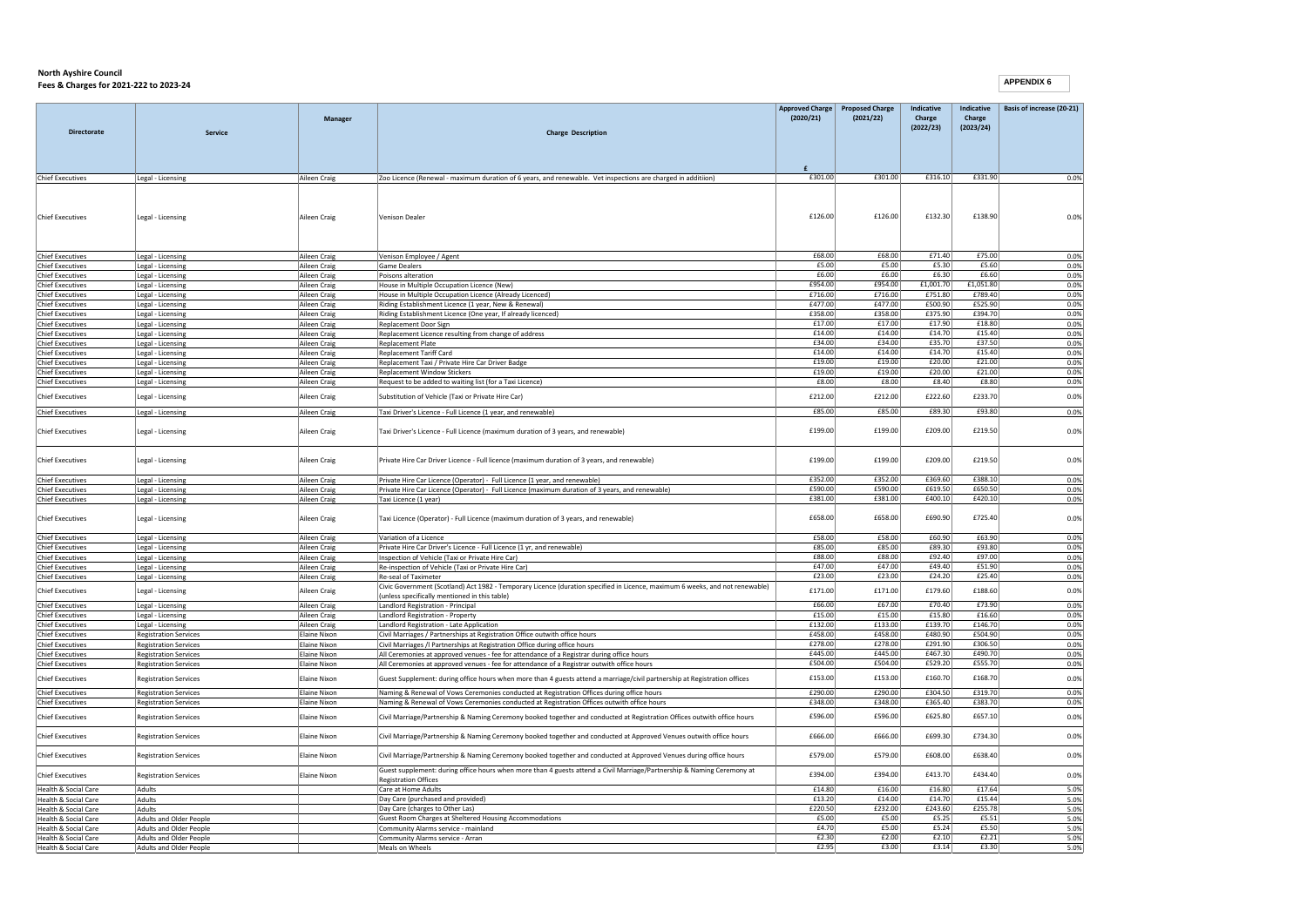**North Ayshire Council**
**Fees & Charges for 2021-222 to 2023-24**

**APPENDIX 6**

| Directorate | Service | Manager | Charge Description | Approved Charge (2020/21) £ | Proposed Charge (2021/22) | Indicative Charge (2022/23) | Indicative Charge (2023/24) | Basis of increase (20-21) |
|---|---|---|---|---|---|---|---|---|
| Chief Executives | Legal - Licensing | Aileen Craig | Zoo Licence (Renewal - maximum duration of 6 years, and renewable. Vet inspections are charged in additiion) | £301.00 | £301.00 | £316.10 | £331.90 | 0.0% |
| Chief Executives | Legal - Licensing | Aileen Craig | Venison Dealer | £126.00 | £126.00 | £132.30 | £138.90 | 0.0% |
| Chief Executives | Legal - Licensing | Aileen Craig | Venison Employee / Agent | £68.00 | £68.00 | £71.40 | £75.00 | 0.0% |
| Chief Executives | Legal - Licensing | Aileen Craig | Game Dealers | £5.00 | £5.00 | £5.30 | £5.60 | 0.0% |
| Chief Executives | Legal - Licensing | Aileen Craig | Poisons alteration | £6.00 | £6.00 | £6.30 | £6.60 | 0.0% |
| Chief Executives | Legal - Licensing | Aileen Craig | House in Multiple Occupation Licence (New) | £954.00 | £954.00 | £1,001.70 | £1,051.80 | 0.0% |
| Chief Executives | Legal - Licensing | Aileen Craig | House in Multiple Occupation Licence (Already Licenced) | £716.00 | £716.00 | £751.80 | £789.40 | 0.0% |
| Chief Executives | Legal - Licensing | Aileen Craig | Riding Establishment Licence (1 year, New & Renewal) | £477.00 | £477.00 | £500.90 | £525.90 | 0.0% |
| Chief Executives | Legal - Licensing | Aileen Craig | Riding Establishment Licence (One year, If already licenced) | £358.00 | £358.00 | £375.90 | £394.70 | 0.0% |
| Chief Executives | Legal - Licensing | Aileen Craig | Replacement Door Sign | £17.00 | £17.00 | £17.90 | £18.80 | 0.0% |
| Chief Executives | Legal - Licensing | Aileen Craig | Replacement Licence resulting from change of address | £14.00 | £14.00 | £14.70 | £15.40 | 0.0% |
| Chief Executives | Legal - Licensing | Aileen Craig | Replacement Plate | £34.00 | £34.00 | £35.70 | £37.50 | 0.0% |
| Chief Executives | Legal - Licensing | Aileen Craig | Replacement Tariff Card | £14.00 | £14.00 | £14.70 | £15.40 | 0.0% |
| Chief Executives | Legal - Licensing | Aileen Craig | Replacement Taxi / Private Hire Car Driver Badge | £19.00 | £19.00 | £20.00 | £21.00 | 0.0% |
| Chief Executives | Legal - Licensing | Aileen Craig | Replacement Window Stickers | £19.00 | £19.00 | £20.00 | £21.00 | 0.0% |
| Chief Executives | Legal - Licensing | Aileen Craig | Request to be added to waiting list (for a Taxi Licence) | £8.00 | £8.00 | £8.40 | £8.80 | 0.0% |
| Chief Executives | Legal - Licensing | Aileen Craig | Substitution of Vehicle (Taxi or Private Hire Car) | £212.00 | £212.00 | £222.60 | £233.70 | 0.0% |
| Chief Executives | Legal - Licensing | Aileen Craig | Taxi Driver's Licence - Full Licence (1 year, and renewable) | £85.00 | £85.00 | £89.30 | £93.80 | 0.0% |
| Chief Executives | Legal - Licensing | Aileen Craig | Taxi Driver's Licence - Full Licence (maximum duration of 3 years, and renewable) | £199.00 | £199.00 | £209.00 | £219.50 | 0.0% |
| Chief Executives | Legal - Licensing | Aileen Craig | Private Hire Car Driver Licence - Full licence (maximum duration of 3 years, and renewable) | £199.00 | £199.00 | £209.00 | £219.50 | 0.0% |
| Chief Executives | Legal - Licensing | Aileen Craig | Private Hire Car Licence (Operator) - Full Licence (1 year, and renewable) | £352.00 | £352.00 | £369.60 | £388.10 | 0.0% |
| Chief Executives | Legal - Licensing | Aileen Craig | Private Hire Car Licence (Operator) - Full Licence (maximum duration of 3 years, and renewable) | £590.00 | £590.00 | £619.50 | £650.50 | 0.0% |
| Chief Executives | Legal - Licensing | Aileen Craig | Taxi Licence (1 year) | £381.00 | £381.00 | £400.10 | £420.10 | 0.0% |
| Chief Executives | Legal - Licensing | Aileen Craig | Taxi Licence (Operator) - Full Licence (maximum duration of 3 years, and renewable) | £658.00 | £658.00 | £690.90 | £725.40 | 0.0% |
| Chief Executives | Legal - Licensing | Aileen Craig | Variation of a Licence | £58.00 | £58.00 | £60.90 | £63.90 | 0.0% |
| Chief Executives | Legal - Licensing | Aileen Craig | Private Hire Car Driver's Licence - Full Licence (1 yr, and renewable) | £85.00 | £85.00 | £89.30 | £93.80 | 0.0% |
| Chief Executives | Legal - Licensing | Aileen Craig | Inspection of Vehicle (Taxi or Private Hire Car) | £88.00 | £88.00 | £92.40 | £97.00 | 0.0% |
| Chief Executives | Legal - Licensing | Aileen Craig | Re-inspection of Vehicle (Taxi or Private Hire Car) | £47.00 | £47.00 | £49.40 | £51.90 | 0.0% |
| Chief Executives | Legal - Licensing | Aileen Craig | Re-seal of Taximeter | £23.00 | £23.00 | £24.20 | £25.40 | 0.0% |
| Chief Executives | Legal - Licensing | Aileen Craig | Civic Government (Scotland) Act 1982 - Temporary Licence (duration specified in Licence, maximum 6 weeks, and not renewable) (unless specifically mentioned in this table) | £171.00 | £171.00 | £179.60 | £188.60 | 0.0% |
| Chief Executives | Legal - Licensing | Aileen Craig | Landlord Registration - Principal | £66.00 | £67.00 | £70.40 | £73.90 | 0.0% |
| Chief Executives | Legal - Licensing | Aileen Craig | Landlord Registration - Property | £15.00 | £15.00 | £15.80 | £16.60 | 0.0% |
| Chief Executives | Legal - Licensing | Aileen Craig | Landlord Registration - Late Application | £132.00 | £133.00 | £139.70 | £146.70 | 0.0% |
| Chief Executives | Registration Services | Elaine Nixon | Civil Marriages / Partnerships at Registration Office outwith office hours | £458.00 | £458.00 | £480.90 | £504.90 | 0.0% |
| Chief Executives | Registration Services | Elaine Nixon | Civil Marriages /l Partnerships at Registration Office during office hours | £278.00 | £278.00 | £291.90 | £306.50 | 0.0% |
| Chief Executives | Registration Services | Elaine Nixon | All Ceremonies at approved venues - fee for attendance of a Registrar during office hours | £445.00 | £445.00 | £467.30 | £490.70 | 0.0% |
| Chief Executives | Registration Services | Elaine Nixon | All Ceremonies at approved venues - fee for attendance of a Registrar outwith office hours | £504.00 | £504.00 | £529.20 | £555.70 | 0.0% |
| Chief Executives | Registration Services | Elaine Nixon | Guest Supplement: during office hours when more than 4 guests attend a marriage/civil partnership at Registration offices | £153.00 | £153.00 | £160.70 | £168.70 | 0.0% |
| Chief Executives | Registration Services | Elaine Nixon | Naming & Renewal of Vows Ceremonies conducted at Registration Offices during office hours | £290.00 | £290.00 | £304.50 | £319.70 | 0.0% |
| Chief Executives | Registration Services | Elaine Nixon | Naming & Renewal of Vows Ceremonies conducted at Registration Offices outwith office hours | £348.00 | £348.00 | £365.40 | £383.70 | 0.0% |
| Chief Executives | Registration Services | Elaine Nixon | Civil Marriage/Partnership & Naming Ceremony booked together and conducted at Registration Offices outwith office hours | £596.00 | £596.00 | £625.80 | £657.10 | 0.0% |
| Chief Executives | Registration Services | Elaine Nixon | Civil Marriage/Partnership & Naming Ceremony booked together and conducted at Approved Venues outwith office hours | £666.00 | £666.00 | £699.30 | £734.30 | 0.0% |
| Chief Executives | Registration Services | Elaine Nixon | Civil Marriage/Partnership & Naming Ceremony booked together and conducted at Approved Venues during office hours | £579.00 | £579.00 | £608.00 | £638.40 | 0.0% |
| Chief Executives | Registration Services | Elaine Nixon | Guest supplement: during office hours when more than 4 guests attend a Civil Marriage/Partnership & Naming Ceremony at Registration Offices | £394.00 | £394.00 | £413.70 | £434.40 | 0.0% |
| Health & Social Care | Adults | | Care at Home Adults | £14.80 | £16.00 | £16.80 | £17.64 | 5.0% |
| Health & Social Care | Adults | | Day Care (purchased and provided) | £13.20 | £14.00 | £14.70 | £15.44 | 5.0% |
| Health & Social Care | Adults | | Day Care (charges to Other Las) | £220.50 | £232.00 | £243.60 | £255.78 | 5.0% |
| Health & Social Care | Adults and Older People | | Guest Room Charges at Sheltered Housing Accommodations | £5.00 | £5.00 | £5.25 | £5.51 | 5.0% |
| Health & Social Care | Adults and Older People | | Community Alarms service - mainland | £4.70 | £5.00 | £5.24 | £5.50 | 5.0% |
| Health & Social Care | Adults and Older People | | Community Alarms service - Arran | £2.30 | £2.00 | £2.10 | £2.21 | 5.0% |
| Health & Social Care | Adults and Older People | | Meals on Wheels | £2.95 | £3.00 | £3.14 | £3.30 | 5.0% |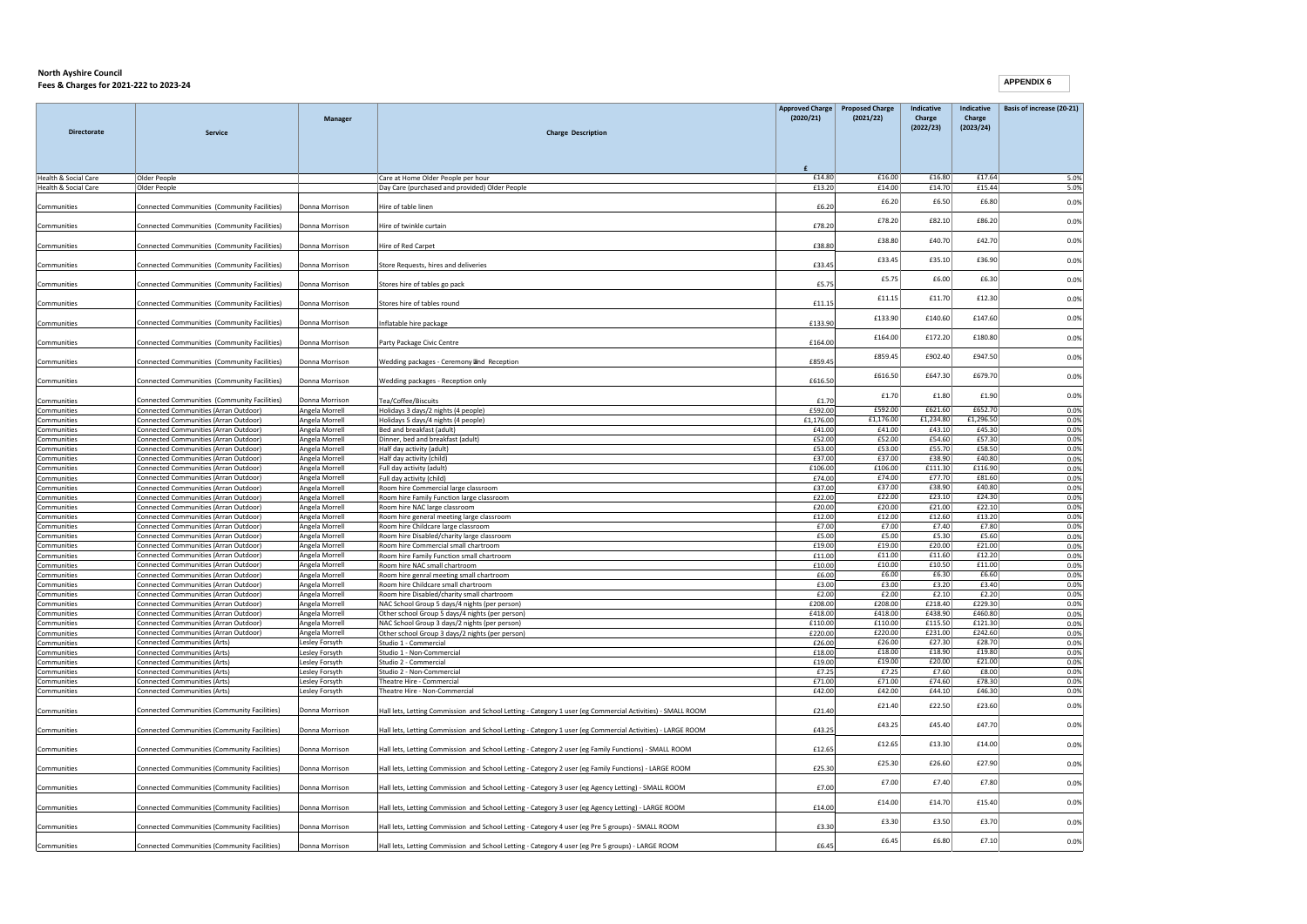**North Ayshire Council**
**Fees & Charges for 2021-222 to 2023-24**

**APPENDIX 6**

| Directorate | Service | Manager | Charge Description | Approved Charge (2020/21) | Proposed Charge (2021/22) | Indicative Charge (2022/23) | Indicative Charge (2023/24) | Basis of increase (20-21) |
|---|---|---|---|---|---|---|---|---|
| | | | | £ | | | | |
| Health & Social Care | Older People | | Care at Home Older People per hour | £14.80 | £16.00 | £16.80 | £17.64 | 5.0% |
| Health & Social Care | Older People | | Day Care (purchased and provided) Older People | £13.20 | £14.00 | £14.70 | £15.44 | 5.0% |
| Communities | Connected Communities (Community Facilities) | Donna Morrison | Hire of table linen | £6.20 | £6.20 | £6.50 | £6.80 | 0.0% |
| Communities | Connected Communities (Community Facilities) | Donna Morrison | Hire of twinkle curtain | £78.20 | £78.20 | £82.10 | £86.20 | 0.0% |
| Communities | Connected Communities (Community Facilities) | Donna Morrison | Hire of Red Carpet | £38.80 | £38.80 | £40.70 | £42.70 | 0.0% |
| Communities | Connected Communities (Community Facilities) | Donna Morrison | Store Requests, hires and deliveries | £33.45 | £33.45 | £35.10 | £36.90 | 0.0% |
| Communities | Connected Communities (Community Facilities) | Donna Morrison | Stores hire of tables go pack | £5.75 | £5.75 | £6.00 | £6.30 | 0.0% |
| Communities | Connected Communities (Community Facilities) | Donna Morrison | Stores hire of tables round | £11.15 | £11.15 | £11.70 | £12.30 | 0.0% |
| Communities | Connected Communities (Community Facilities) | Donna Morrison | Inflatable hire package | £133.90 | £133.90 | £140.60 | £147.60 | 0.0% |
| Communities | Connected Communities (Community Facilities) | Donna Morrison | Party Package Civic Centre | £164.00 | £164.00 | £172.20 | £180.80 | 0.0% |
| Communities | Connected Communities (Community Facilities) | Donna Morrison | Wedding packages - Ceremony and Reception | £859.45 | £859.45 | £902.40 | £947.50 | 0.0% |
| Communities | Connected Communities (Community Facilities) | Donna Morrison | Wedding packages - Reception only | £616.50 | £616.50 | £647.30 | £679.70 | 0.0% |
| Communities | Connected Communities (Community Facilities) | Donna Morrison | Tea/Coffee/Biscuits | £1.70 | £1.70 | £1.80 | £1.90 | 0.0% |
| Communities | Connected Communities (Arran Outdoor) | Angela Morrell | Holidays 3 days/2 nights (4 people) | £592.00 | £592.00 | £621.60 | £652.70 | 0.0% |
| Communities | Connected Communities (Arran Outdoor) | Angela Morrell | Holidays 5 days/4 nights (4 people) | £1,176.00 | £1,176.00 | £1,234.80 | £1,296.50 | 0.0% |
| Communities | Connected Communities (Arran Outdoor) | Angela Morrell | Bed and breakfast (adult) | £41.00 | £41.00 | £43.10 | £45.30 | 0.0% |
| Communities | Connected Communities (Arran Outdoor) | Angela Morrell | Dinner, bed and breakfast (adult) | £52.00 | £52.00 | £54.60 | £57.30 | 0.0% |
| Communities | Connected Communities (Arran Outdoor) | Angela Morrell | Half day activity (adult) | £53.00 | £53.00 | £55.70 | £58.50 | 0.0% |
| Communities | Connected Communities (Arran Outdoor) | Angela Morrell | Half day activity (child) | £37.00 | £37.00 | £38.90 | £40.80 | 0.0% |
| Communities | Connected Communities (Arran Outdoor) | Angela Morrell | Full day activity (adult) | £106.00 | £106.00 | £111.30 | £116.90 | 0.0% |
| Communities | Connected Communities (Arran Outdoor) | Angela Morrell | Full day activity (child) | £74.00 | £74.00 | £77.70 | £81.60 | 0.0% |
| Communities | Connected Communities (Arran Outdoor) | Angela Morrell | Room hire Commercial large classroom | £37.00 | £37.00 | £38.90 | £40.80 | 0.0% |
| Communities | Connected Communities (Arran Outdoor) | Angela Morrell | Room hire Family Function large classroom | £22.00 | £22.00 | £23.10 | £24.30 | 0.0% |
| Communities | Connected Communities (Arran Outdoor) | Angela Morrell | Room hire NAC large classroom | £20.00 | £20.00 | £21.00 | £22.10 | 0.0% |
| Communities | Connected Communities (Arran Outdoor) | Angela Morrell | Room hire general meeting large classroom | £12.00 | £12.00 | £12.60 | £13.20 | 0.0% |
| Communities | Connected Communities (Arran Outdoor) | Angela Morrell | Room hire Childcare large classroom | £7.00 | £7.00 | £7.40 | £7.80 | 0.0% |
| Communities | Connected Communities (Arran Outdoor) | Angela Morrell | Room hire Disabled/charity large classroom | £5.00 | £5.00 | £5.30 | £5.60 | 0.0% |
| Communities | Connected Communities (Arran Outdoor) | Angela Morrell | Room hire Commercial small chartroom | £19.00 | £19.00 | £20.00 | £21.00 | 0.0% |
| Communities | Connected Communities (Arran Outdoor) | Angela Morrell | Room hire Family Function small chartroom | £11.00 | £11.00 | £11.60 | £12.20 | 0.0% |
| Communities | Connected Communities (Arran Outdoor) | Angela Morrell | Room hire NAC small chartroom | £10.00 | £10.00 | £10.50 | £11.00 | 0.0% |
| Communities | Connected Communities (Arran Outdoor) | Angela Morrell | Room hire genral meeting small chartroom | £6.00 | £6.00 | £6.30 | £6.60 | 0.0% |
| Communities | Connected Communities (Arran Outdoor) | Angela Morrell | Room hire Childcare small chartroom | £3.00 | £3.00 | £3.20 | £3.40 | 0.0% |
| Communities | Connected Communities (Arran Outdoor) | Angela Morrell | Room hire Disabled/charity small chartroom | £2.00 | £2.00 | £2.10 | £2.20 | 0.0% |
| Communities | Connected Communities (Arran Outdoor) | Angela Morrell | NAC School Group 5 days/4 nights (per person) | £208.00 | £208.00 | £218.40 | £229.30 | 0.0% |
| Communities | Connected Communities (Arran Outdoor) | Angela Morrell | Other school Group 5 days/4 nights (per person) | £418.00 | £418.00 | £438.90 | £460.80 | 0.0% |
| Communities | Connected Communities (Arran Outdoor) | Angela Morrell | NAC School Group 3 days/2 nights (per person) | £110.00 | £110.00 | £115.50 | £121.30 | 0.0% |
| Communities | Connected Communities (Arran Outdoor) | Angela Morrell | Other school Group 3 days/2 nights (per person) | £220.00 | £220.00 | £231.00 | £242.60 | 0.0% |
| Communities | Connected Communities (Arts) | Lesley Forsyth | Studio 1 - Commercial | £26.00 | £26.00 | £27.30 | £28.70 | 0.0% |
| Communities | Connected Communities (Arts) | Lesley Forsyth | Studio 1 - Non-Commercial | £18.00 | £18.00 | £18.90 | £19.80 | 0.0% |
| Communities | Connected Communities (Arts) | Lesley Forsyth | Studio 2 - Commercial | £19.00 | £19.00 | £20.00 | £21.00 | 0.0% |
| Communities | Connected Communities (Arts) | Lesley Forsyth | Studio 2 - Non-Commercial | £7.25 | £7.25 | £7.60 | £8.00 | 0.0% |
| Communities | Connected Communities (Arts) | Lesley Forsyth | Theatre Hire - Commercial | £71.00 | £71.00 | £74.60 | £78.30 | 0.0% |
| Communities | Connected Communities (Arts) | Lesley Forsyth | Theatre Hire - Non-Commercial | £42.00 | £42.00 | £44.10 | £46.30 | 0.0% |
| Communities | Connected Communities (Community Facilities) | Donna Morrison | Hall lets, Letting Commission and School Letting - Category 1 user (eg Commercial Activities) - SMALL ROOM | £21.40 | £21.40 | £22.50 | £23.60 | 0.0% |
| Communities | Connected Communities (Community Facilities) | Donna Morrison | Hall lets, Letting Commission and School Letting - Category 1 user (eg Commercial Activities) - LARGE ROOM | £43.25 | £43.25 | £45.40 | £47.70 | 0.0% |
| Communities | Connected Communities (Community Facilities) | Donna Morrison | Hall lets, Letting Commission and School Letting - Category 2 user (eg Family Functions) - SMALL ROOM | £12.65 | £12.65 | £13.30 | £14.00 | 0.0% |
| Communities | Connected Communities (Community Facilities) | Donna Morrison | Hall lets, Letting Commission and School Letting - Category 2 user (eg Family Functions) - LARGE ROOM | £25.30 | £25.30 | £26.60 | £27.90 | 0.0% |
| Communities | Connected Communities (Community Facilities) | Donna Morrison | Hall lets, Letting Commission and School Letting - Category 3 user (eg Agency Letting) - SMALL ROOM | £7.00 | £7.00 | £7.40 | £7.80 | 0.0% |
| Communities | Connected Communities (Community Facilities) | Donna Morrison | Hall lets, Letting Commission and School Letting - Category 3 user (eg Agency Letting) - LARGE ROOM | £14.00 | £14.00 | £14.70 | £15.40 | 0.0% |
| Communities | Connected Communities (Community Facilities) | Donna Morrison | Hall lets, Letting Commission and School Letting - Category 4 user (eg Pre 5 groups) - SMALL ROOM | £3.30 | £3.30 | £3.50 | £3.70 | 0.0% |
| Communities | Connected Communities (Community Facilities) | Donna Morrison | Hall lets, Letting Commission and School Letting - Category 4 user (eg Pre 5 groups) - LARGE ROOM | £6.45 | £6.45 | £6.80 | £7.10 | 0.0% |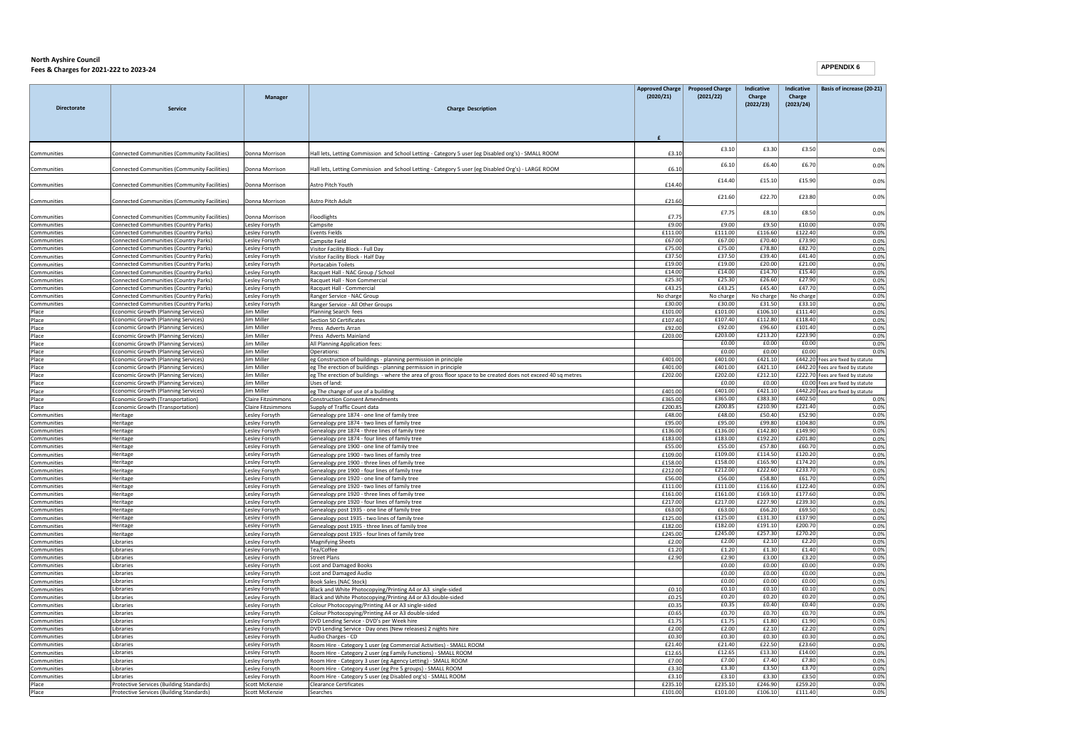**North Ayshire Council**
**Fees & Charges for 2021-222 to 2023-24**

**APPENDIX 6**

| Directorate | Service | Manager | Charge Description | Approved Charge (2020/21) £ | Proposed Charge (2021/22) | Indicative Charge (2022/23) | Indicative Charge (2023/24) | Basis of increase (20-21) |
|---|---|---|---|---|---|---|---|---|
| Communities | Connected Communities (Community Facilities) | Donna Morrison | Hall lets, Letting Commission and School Letting - Category 5 user (eg Disabled org's) - SMALL ROOM | £3.10 | £3.10 | £3.30 | £3.50 | 0.0% |
| Communities | Connected Communities (Community Facilities) | Donna Morrison | Hall lets, Letting Commission and School Letting - Category 5 user (eg Disabled Org's) - LARGE ROOM | £6.10 | £6.10 | £6.40 | £6.70 | 0.0% |
| Communities | Connected Communities (Community Facilities) | Donna Morrison | Astro Pitch Youth | £14.40 | £14.40 | £15.10 | £15.90 | 0.0% |
| Communities | Connected Communities (Community Facilities) | Donna Morrison | Astro Pitch Adult | £21.60 | £21.60 | £22.70 | £23.80 | 0.0% |
| Communities | Connected Communities (Community Facilities) | Donna Morrison | Floodlights | £7.75 | £7.75 | £8.10 | £8.50 | 0.0% |
| Communities | Connected Communities (Country Parks) | Lesley Forsyth | Campsite | £9.00 | £9.00 | £9.50 | £10.00 | 0.0% |
| Communities | Connected Communities (Country Parks) | Lesley Forsyth | Events Fields | £111.00 | £111.00 | £116.60 | £122.40 | 0.0% |
| Communities | Connected Communities (Country Parks) | Lesley Forsyth | Campsite Field | £67.00 | £67.00 | £70.40 | £73.90 | 0.0% |
| Communities | Connected Communities (Country Parks) | Lesley Forsyth | Visitor Facility Block - Full Day | £75.00 | £75.00 | £78.80 | £82.70 | 0.0% |
| Communities | Connected Communities (Country Parks) | Lesley Forsyth | Visitor Facility Block - Half Day | £37.50 | £37.50 | £39.40 | £41.40 | 0.0% |
| Communities | Connected Communities (Country Parks) | Lesley Forsyth | Portacabin Toilets | £19.00 | £19.00 | £20.00 | £21.00 | 0.0% |
| Communities | Connected Communities (Country Parks) | Lesley Forsyth | Racquet Hall - NAC Group / School | £14.00 | £14.00 | £14.70 | £15.40 | 0.0% |
| Communities | Connected Communities (Country Parks) | Lesley Forsyth | Racquet Hall - Non Commercial | £25.30 | £25.30 | £26.60 | £27.90 | 0.0% |
| Communities | Connected Communities (Country Parks) | Lesley Forsyth | Racquet Hall - Commercial | £43.25 | £43.25 | £45.40 | £47.70 | 0.0% |
| Communities | Connected Communities (Country Parks) | Lesley Forsyth | Ranger Service - NAC Group | No charge | No charge | No charge | No charge | 0.0% |
| Communities | Connected Communities (Country Parks) | Lesley Forsyth | Ranger Service - All Other Groups | £30.00 | £30.00 | £31.50 | £33.10 | 0.0% |
| Place | Economic Growth (Planning Services) | Jim Miller | Planning Search fees | £101.00 | £101.00 | £106.10 | £111.40 | 0.0% |
| Place | Economic Growth (Planning Services) | Jim Miller | Section 50 Certificates | £107.40 | £107.40 | £112.80 | £118.40 | 0.0% |
| Place | Economic Growth (Planning Services) | Jim Miller | Press Adverts Arran | £92.00 | £92.00 | £96.60 | £101.40 | 0.0% |
| Place | Economic Growth (Planning Services) | Jim Miller | Press Adverts Mainland | £203.00 | £203.00 | £213.20 | £223.90 | 0.0% |
| Place | Economic Growth (Planning Services) | Jim Miller | All Planning Application fees: | | £0.00 | £0.00 | £0.00 | 0.0% |
| Place | Economic Growth (Planning Services) | Jim Miller | Operations: | | £0.00 | £0.00 | £0.00 | 0.0% |
| Place | Economic Growth (Planning Services) | Jim Miller | eg Construction of buildings - planning permission in principle | £401.00 | £401.00 | £421.10 | £442.20 | Fees are fixed by statute |
| Place | Economic Growth (Planning Services) | Jim Miller | eg The erection of buildings - planning permission in principle | £401.00 | £401.00 | £421.10 | £442.20 | Fees are fixed by statute |
| Place | Economic Growth (Planning Services) | Jim Miller | eg The erection of buildings - where the area of gross floor space to be created does not exceed 40 sq metres | £202.00 | £202.00 | £212.10 | £222.70 | Fees are fixed by statute |
| Place | Economic Growth (Planning Services) | Jim Miller | Uses of land: | | £0.00 | £0.00 | £0.00 | Fees are fixed by statute |
| Place | Economic Growth (Planning Services) | Jim Miller | eg The change of use of a building | £401.00 | £401.00 | £421.10 | £442.20 | Fees are fixed by statute |
| Place | Economic Growth (Transportation) | Claire Fitzsimmons | Construction Consent Amendments | £365.00 | £365.00 | £383.30 | £402.50 | 0.0% |
| Place | Economic Growth (Transportation) | Claire Fitzsimmons | Supply of Traffic Count data | £200.85 | £200.85 | £210.90 | £221.40 | 0.0% |
| Communities | Heritage | Lesley Forsyth | Genealogy pre 1874 - one line of family tree | £48.00 | £48.00 | £50.40 | £52.90 | 0.0% |
| Communities | Heritage | Lesley Forsyth | Genealogy pre 1874 - two lines of family tree | £95.00 | £95.00 | £99.80 | £104.80 | 0.0% |
| Communities | Heritage | Lesley Forsyth | Genealogy pre 1874 - three lines of family tree | £136.00 | £136.00 | £142.80 | £149.90 | 0.0% |
| Communities | Heritage | Lesley Forsyth | Genealogy pre 1874 - four lines of family tree | £183.00 | £183.00 | £192.20 | £201.80 | 0.0% |
| Communities | Heritage | Lesley Forsyth | Genealogy pre 1900 - one line of family tree | £55.00 | £55.00 | £57.80 | £60.70 | 0.0% |
| Communities | Heritage | Lesley Forsyth | Genealogy pre 1900 - two lines of family tree | £109.00 | £109.00 | £114.50 | £120.20 | 0.0% |
| Communities | Heritage | Lesley Forsyth | Genealogy pre 1900 - three lines of family tree | £158.00 | £158.00 | £165.90 | £174.20 | 0.0% |
| Communities | Heritage | Lesley Forsyth | Genealogy pre 1900 - four lines of family tree | £212.00 | £212.00 | £222.60 | £233.70 | 0.0% |
| Communities | Heritage | Lesley Forsyth | Genealogy pre 1920 - one line of family tree | £56.00 | £56.00 | £58.80 | £61.70 | 0.0% |
| Communities | Heritage | Lesley Forsyth | Genealogy pre 1920 - two lines of family tree | £111.00 | £111.00 | £116.60 | £122.40 | 0.0% |
| Communities | Heritage | Lesley Forsyth | Genealogy pre 1920 - three lines of family tree | £161.00 | £161.00 | £169.10 | £177.60 | 0.0% |
| Communities | Heritage | Lesley Forsyth | Genealogy pre 1920 - four lines of family tree | £217.00 | £217.00 | £227.90 | £239.30 | 0.0% |
| Communities | Heritage | Lesley Forsyth | Genealogy post 1935 - one line of family tree | £63.00 | £63.00 | £66.20 | £69.50 | 0.0% |
| Communities | Heritage | Lesley Forsyth | Genealogy post 1935 - two lines of family tree | £125.00 | £125.00 | £131.30 | £137.90 | 0.0% |
| Communities | Heritage | Lesley Forsyth | Genealogy post 1935 - three lines of family tree | £182.00 | £182.00 | £191.10 | £200.70 | 0.0% |
| Communities | Heritage | Lesley Forsyth | Genealogy post 1935 - four lines of family tree | £245.00 | £245.00 | £257.30 | £270.20 | 0.0% |
| Communities | Libraries | Lesley Forsyth | Magnifying Sheets | £2.00 | £2.00 | £2.10 | £2.20 | 0.0% |
| Communities | Libraries | Lesley Forsyth | Tea/Coffee | £1.20 | £1.20 | £1.30 | £1.40 | 0.0% |
| Communities | Libraries | Lesley Forsyth | Street Plans | £2.90 | £2.90 | £3.00 | £3.20 | 0.0% |
| Communities | Libraries | Lesley Forsyth | Lost and Damaged Books | | £0.00 | £0.00 | £0.00 | 0.0% |
| Communities | Libraries | Lesley Forsyth | Lost and Damaged Audio | | £0.00 | £0.00 | £0.00 | 0.0% |
| Communities | Libraries | Lesley Forsyth | Book Sales (NAC Stock) | | £0.00 | £0.00 | £0.00 | 0.0% |
| Communities | Libraries | Lesley Forsyth | Black and White Photocopying/Printing A4 or A3 single-sided | £0.10 | £0.10 | £0.10 | £0.10 | 0.0% |
| Communities | Libraries | Lesley Forsyth | Black and White Photocopying/Printing A4 or A3 double-sided | £0.25 | £0.20 | £0.20 | £0.20 | 0.0% |
| Communities | Libraries | Lesley Forsyth | Colour Photocopying/Printing A4 or A3 single-sided | £0.35 | £0.35 | £0.40 | £0.40 | 0.0% |
| Communities | Libraries | Lesley Forsyth | Colour Photocopying/Printing A4 or A3 double-sided | £0.65 | £0.70 | £0.70 | £0.70 | 0.0% |
| Communities | Libraries | Lesley Forsyth | DVD Lending Service - DVD's per Week hire | £1.75 | £1.75 | £1.80 | £1.90 | 0.0% |
| Communities | Libraries | Lesley Forsyth | DVD Lending Service - Day ones (New releases) 2 nights hire | £2.00 | £2.00 | £2.10 | £2.20 | 0.0% |
| Communities | Libraries | Lesley Forsyth | Audio Charges - CD | £0.30 | £0.30 | £0.30 | £0.30 | 0.0% |
| Communities | Libraries | Lesley Forsyth | Room Hire - Category 1 user (eg Commercial Activities) - SMALL ROOM | £21.40 | £21.40 | £22.50 | £23.60 | 0.0% |
| Communities | Libraries | Lesley Forsyth | Room Hire - Category 2 user (eg Family Functions) - SMALL ROOM | £12.65 | £12.65 | £13.30 | £14.00 | 0.0% |
| Communities | Libraries | Lesley Forsyth | Room Hire - Category 3 user (eg Agency Letting) - SMALL ROOM | £7.00 | £7.00 | £7.40 | £7.80 | 0.0% |
| Communities | Libraries | Lesley Forsyth | Room Hire - Category 4 user (eg Pre 5 groups) - SMALL ROOM | £3.30 | £3.30 | £3.50 | £3.70 | 0.0% |
| Communities | Libraries | Lesley Forsyth | Room Hire - Category 5 user (eg Disabled org's) - SMALL ROOM | £3.10 | £3.10 | £3.30 | £3.50 | 0.0% |
| Place | Protective Services (Building Standards) | Scott McKenzie | Clearance Certificates | £235.10 | £235.10 | £246.90 | £259.20 | 0.0% |
| Place | Protective Services (Building Standards) | Scott McKenzie | Searches | £101.00 | £101.00 | £106.10 | £111.40 | 0.0% |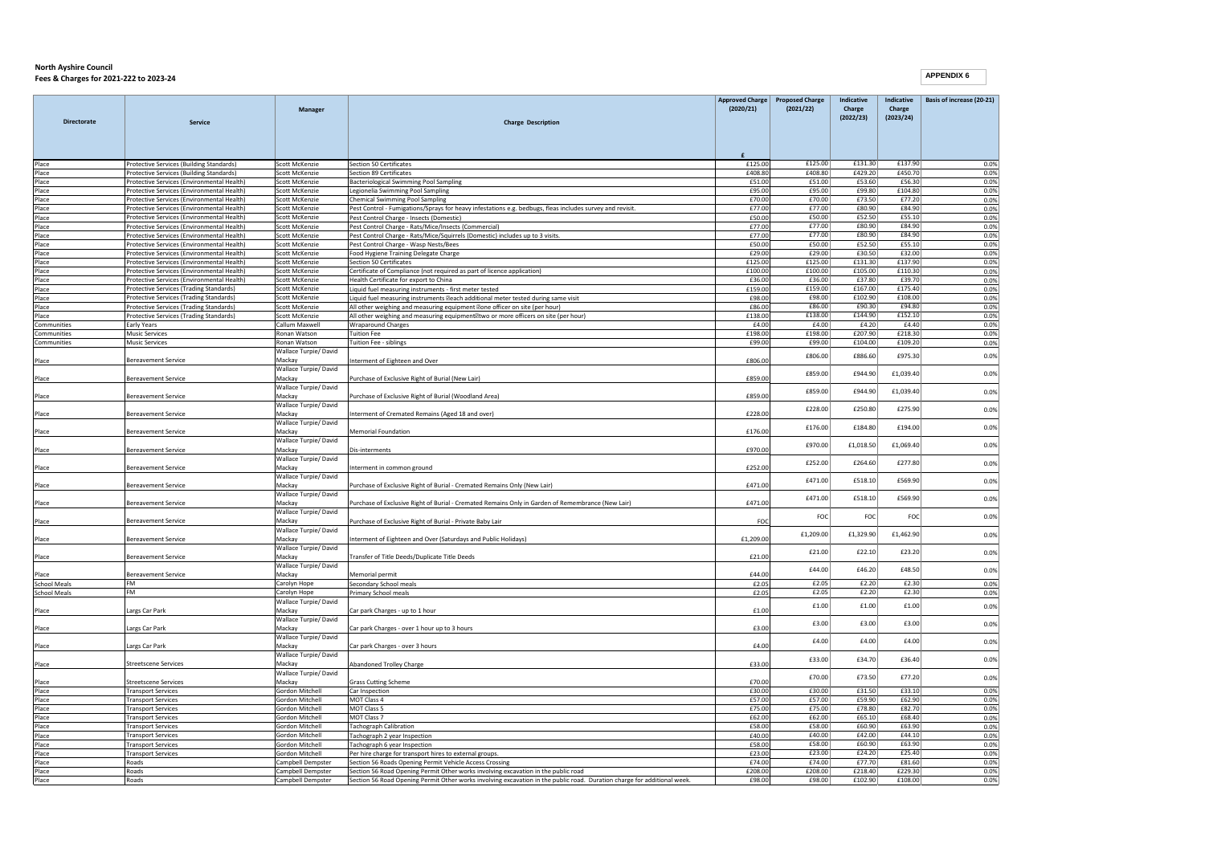**North Ayshire Council**
**Fees & Charges for 2021-222 to 2023-24**

**APPENDIX 6**

| Directorate | Service | Manager | Charge Description | Approved Charge (2020/21) £ | Proposed Charge (2021/22) | Indicative Charge (2022/23) | Indicative Charge (2023/24) | Basis of increase (20-21) |
|---|---|---|---|---|---|---|---|---|
| Place | Protective Services (Building Standards) | Scott McKenzie | Section 50 Certificates | £125.00 | £125.00 | £131.30 | £137.90 | 0.0% |
| Place | Protective Services (Building Standards) | Scott McKenzie | Section 89 Certificates | £408.80 | £408.80 | £429.20 | £450.70 | 0.0% |
| Place | Protective Services (Environmental Health) | Scott McKenzie | Bacteriological Swimming Pool Sampling | £51.00 | £51.00 | £53.60 | £56.30 | 0.0% |
| Place | Protective Services (Environmental Health) | Scott McKenzie | Legionella Swimming Pool Sampling | £95.00 | £95.00 | £99.80 | £104.80 | 0.0% |
| Place | Protective Services (Environmental Health) | Scott McKenzie | Chemical Swimming Pool Sampling | £70.00 | £70.00 | £73.50 | £77.20 | 0.0% |
| Place | Protective Services (Environmental Health) | Scott McKenzie | Pest Control - Fumigations/Sprays for heavy infestations e.g. bedbugs, fleas includes survey and revisit. | £77.00 | £77.00 | £80.90 | £84.90 | 0.0% |
| Place | Protective Services (Environmental Health) | Scott McKenzie | Pest Control Charge - Insects (Domestic) | £50.00 | £50.00 | £52.50 | £55.10 | 0.0% |
| Place | Protective Services (Environmental Health) | Scott McKenzie | Pest Control Charge - Rats/Mice/Insects (Commercial) | £77.00 | £77.00 | £80.90 | £84.90 | 0.0% |
| Place | Protective Services (Environmental Health) | Scott McKenzie | Pest Control Charge - Rats/Mice/Squirrels (Domestic) includes up to 3 visits. | £77.00 | £77.00 | £80.90 | £84.90 | 0.0% |
| Place | Protective Services (Environmental Health) | Scott McKenzie | Pest Control Charge - Wasp Nests/Bees | £50.00 | £50.00 | £52.50 | £55.10 | 0.0% |
| Place | Protective Services (Environmental Health) | Scott McKenzie | Food Hygiene Training Delegate Charge | £29.00 | £29.00 | £30.50 | £32.00 | 0.0% |
| Place | Protective Services (Environmental Health) | Scott McKenzie | Section 50 Certificates | £125.00 | £125.00 | £131.30 | £137.90 | 0.0% |
| Place | Protective Services (Environmental Health) | Scott McKenzie | Certificate of Compliance (not required as part of licence application) | £100.00 | £100.00 | £105.00 | £110.30 | 0.0% |
| Place | Protective Services (Environmental Health) | Scott McKenzie | Health Certificate for export to China | £36.00 | £36.00 | £37.80 | £39.70 | 0.0% |
| Place | Protective Services (Trading Standards) | Scott McKenzie | Liquid fuel measuring instruments - first meter tested | £159.00 | £159.00 | £167.00 | £175.40 | 0.0% |
| Place | Protective Services (Trading Standards) | Scott McKenzie | Liquid fuel measuring instruments each additional meter tested during same visit | £98.00 | £98.00 | £102.90 | £108.00 | 0.0% |
| Place | Protective Services (Trading Standards) | Scott McKenzie | All other weighing and measuring equipment one officer on site (per hour) | £86.00 | £86.00 | £90.30 | £94.80 | 0.0% |
| Place | Protective Services (Trading Standards) | Scott McKenzie | All other weighing and measuring equipment two or more officers on site (per hour) | £138.00 | £138.00 | £144.90 | £152.10 | 0.0% |
| Communities | Early Years | Callum Maxwell | Wraparound Charges | £4.00 | £4.00 | £4.20 | £4.40 | 0.0% |
| Communities | Music Services | Ronan Watson | Tuition Fee | £198.00 | £198.00 | £207.90 | £218.30 | 0.0% |
| Communities | Music Services | Ronan Watson | Tuition Fee - siblings | £99.00 | £99.00 | £104.00 | £109.20 | 0.0% |
| Place | Bereavement Service | Wallace Turpie/ David Mackay | Interment of Eighteen and Over | £806.00 | £806.00 | £886.60 | £975.30 | 0.0% |
| Place | Bereavement Service | Wallace Turpie/ David Mackay | Purchase of Exclusive Right of Burial (New Lair) | £859.00 | £859.00 | £944.90 | £1,039.40 | 0.0% |
| Place | Bereavement Service | Wallace Turpie/ David Mackay | Purchase of Exclusive Right of Burial (Woodland Area) | £859.00 | £859.00 | £944.90 | £1,039.40 | 0.0% |
| Place | Bereavement Service | Wallace Turpie/ David Mackay | Interment of Cremated Remains (Aged 18 and over) | £228.00 | £228.00 | £250.80 | £275.90 | 0.0% |
| Place | Bereavement Service | Wallace Turpie/ David Mackay | Memorial Foundation | £176.00 | £176.00 | £184.80 | £194.00 | 0.0% |
| Place | Bereavement Service | Wallace Turpie/ David Mackay | Dis-interments | £970.00 | £970.00 | £1,018.50 | £1,069.40 | 0.0% |
| Place | Bereavement Service | Wallace Turpie/ David Mackay | Interment in common ground | £252.00 | £252.00 | £264.60 | £277.80 | 0.0% |
| Place | Bereavement Service | Wallace Turpie/ David Mackay | Purchase of Exclusive Right of Burial - Cremated Remains Only (New Lair) | £471.00 | £471.00 | £518.10 | £569.90 | 0.0% |
| Place | Bereavement Service | Wallace Turpie/ David Mackay | Purchase of Exclusive Right of Burial - Cremated Remains Only in Garden of Remembrance (New Lair) | £471.00 | £471.00 | £518.10 | £569.90 | 0.0% |
| Place | Bereavement Service | Wallace Turpie/ David Mackay | Purchase of Exclusive Right of Burial - Private Baby Lair | FOC | FOC | FOC | FOC | 0.0% |
| Place | Bereavement Service | Wallace Turpie/ David Mackay | Interment of Eighteen and Over (Saturdays and Public Holidays) | £1,209.00 | £1,209.00 | £1,329.90 | £1,462.90 | 0.0% |
| Place | Bereavement Service | Wallace Turpie/ David Mackay | Transfer of Title Deeds/Duplicate Title Deeds | £21.00 | £21.00 | £22.10 | £23.20 | 0.0% |
| Place | Bereavement Service | Wallace Turpie/ David Mackay | Memorial permit | £44.00 | £44.00 | £46.20 | £48.50 | 0.0% |
| School Meals | FM | Carolyn Hope | Secondary School meals | £2.05 | £2.05 | £2.20 | £2.30 | 0.0% |
| School Meals | FM | Carolyn Hope | Primary School meals | £2.05 | £2.05 | £2.20 | £2.30 | 0.0% |
| Place | Largs Car Park | Wallace Turpie/ David Mackay | Car park Charges - up to 1 hour | £1.00 | £1.00 | £1.00 | £1.00 | 0.0% |
| Place | Largs Car Park | Wallace Turpie/ David Mackay | Car park Charges - over 1 hour up to 3 hours | £3.00 | £3.00 | £3.00 | £3.00 | 0.0% |
| Place | Largs Car Park | Wallace Turpie/ David Mackay | Car park Charges - over 3 hours | £4.00 | £4.00 | £4.00 | £4.00 | 0.0% |
| Place | Streetscene Services | Wallace Turpie/ David Mackay | Abandoned Trolley Charge | £33.00 | £33.00 | £34.70 | £36.40 | 0.0% |
| Place | Streetscene Services | Wallace Turpie/ David Mackay | Grass Cutting Scheme | £70.00 | £70.00 | £73.50 | £77.20 | 0.0% |
| Place | Transport Services | Gordon Mitchell | Car Inspection | £30.00 | £30.00 | £31.50 | £33.10 | 0.0% |
| Place | Transport Services | Gordon Mitchell | MOT Class 4 | £57.00 | £57.00 | £59.90 | £62.90 | 0.0% |
| Place | Transport Services | Gordon Mitchell | MOT Class 5 | £75.00 | £75.00 | £78.80 | £82.70 | 0.0% |
| Place | Transport Services | Gordon Mitchell | MOT Class 7 | £62.00 | £62.00 | £65.10 | £68.40 | 0.0% |
| Place | Transport Services | Gordon Mitchell | Tachograph Calibration | £58.00 | £58.00 | £60.90 | £63.90 | 0.0% |
| Place | Transport Services | Gordon Mitchell | Tachograph 2 year Inspection | £40.00 | £40.00 | £42.00 | £44.10 | 0.0% |
| Place | Transport Services | Gordon Mitchell | Tachograph 6 year Inspection | £58.00 | £58.00 | £60.90 | £63.90 | 0.0% |
| Place | Transport Services | Gordon Mitchell | Per hire charge for transport hires to external groups. | £23.00 | £23.00 | £24.20 | £25.40 | 0.0% |
| Place | Roads | Campbell Dempster | Section 56 Roads Opening Permit Vehicle Access Crossing | £74.00 | £74.00 | £77.70 | £81.60 | 0.0% |
| Place | Roads | Campbell Dempster | Section 56 Road Opening Permit Other works involving excavation in the public road | £208.00 | £208.00 | £218.40 | £229.30 | 0.0% |
| Place | Roads | Campbell Dempster | Section 56 Road Opening Permit Other works involving excavation in the public road. Duration charge for additional week. | £98.00 | £98.00 | £102.90 | £108.00 | 0.0% |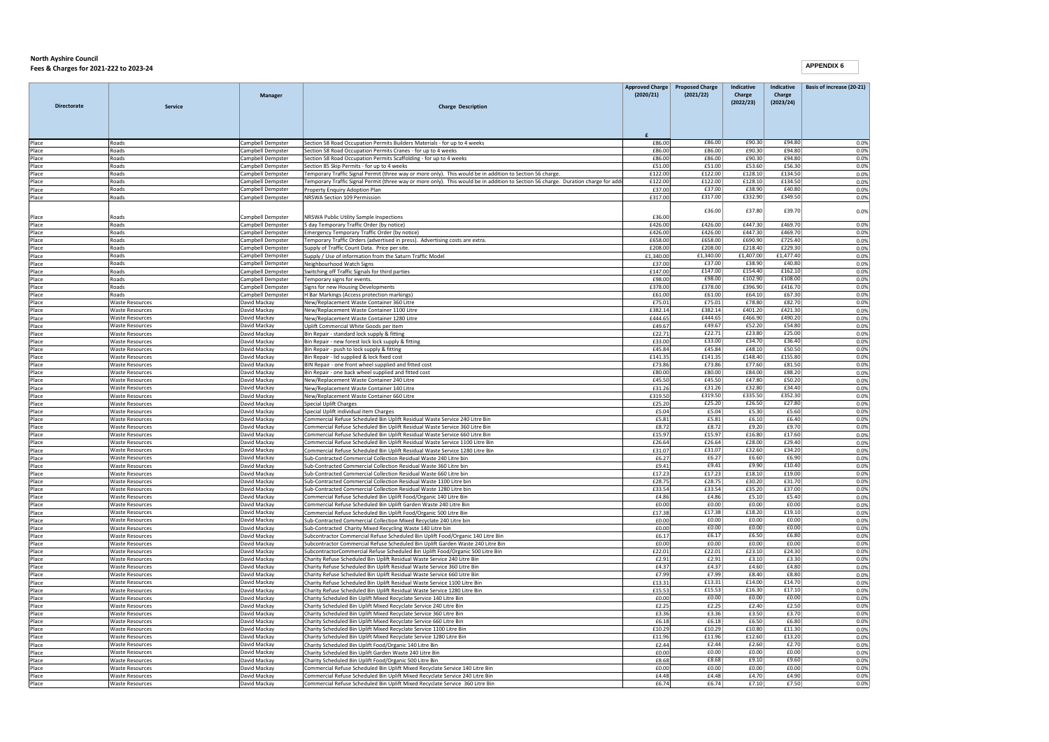**North Ayshire Council**
**Fees & Charges for 2021-22 to 2023-24**

**APPENDIX 6**

| Directorate | Service | Manager | Charge Description | Approved Charge (2020/21) | Proposed Charge (2021/22) | Indicative Charge (2022/23) | Indicative Charge (2023/24) | Basis of increase (20-21) |
|---|---|---|---|---|---|---|---|---|
| | | | | £ | | | | |
| Place | Roads | Campbell Dempster | Section 58 Road Occupation Permits Builders Materials - for up to 4 weeks | £86.00 | £86.00 | £90.30 | £94.80 | 0.0% |
| Place | Roads | Campbell Dempster | Section 58 Road Occupation Permits Cranes - for up to 4 weeks | £86.00 | £86.00 | £90.30 | £94.80 | 0.0% |
| Place | Roads | Campbell Dempster | Section 58 Road Occupation Permits Scaffolding - for up to 4 weeks | £86.00 | £86.00 | £90.30 | £94.80 | 0.0% |
| Place | Roads | Campbell Dempster | Section 85 Skip Permits - for up to 4 weeks | £51.00 | £51.00 | £53.60 | £56.30 | 0.0% |
| Place | Roads | Campbell Dempster | Temporary Traffic Signal Permit (three way or more only). This would be in addition to Section 56 charge. | £122.00 | £122.00 | £128.10 | £134.50 | 0.0% |
| Place | Roads | Campbell Dempster | Temporary Traffic Signal Permit (three way or more only). This would be in addition to Section 56 charge. Duration charge for addi | £122.00 | £122.00 | £128.10 | £134.50 | 0.0% |
| Place | Roads | Campbell Dempster | Property Enquiry Adoption Plan | £37.00 | £37.00 | £38.90 | £40.80 | 0.0% |
| Place | Roads | Campbell Dempster | NRSWA Section 109 Permission | £317.00 | £317.00 | £332.90 | £349.50 | 0.0% |
| Place | Roads | Campbell Dempster | NRSWA Public Utility Sample Inspections | £36.00 | £36.00 | £37.80 | £39.70 | 0.0% |
| Place | Roads | Campbell Dempster | 5 day Temporary Traffic Order (by notice) | £426.00 | £426.00 | £447.30 | £469.70 | 0.0% |
| Place | Roads | Campbell Dempster | Emergency Temporary Traffic Order (by notice) | £426.00 | £426.00 | £447.30 | £469.70 | 0.0% |
| Place | Roads | Campbell Dempster | Temporary Traffic Orders (advertised in press). Advertising costs are extra. | £658.00 | £658.00 | £690.90 | £725.40 | 0.0% |
| Place | Roads | Campbell Dempster | Supply of Traffic Count Data. Price per site. | £208.00 | £208.00 | £218.40 | £229.30 | 0.0% |
| Place | Roads | Campbell Dempster | Supply / Use of information from the Saturn Traffic Model | £1,340.00 | £1,340.00 | £1,407.00 | £1,477.40 | 0.0% |
| Place | Roads | Campbell Dempster | Neighbourhood Watch Signs | £37.00 | £37.00 | £38.90 | £40.80 | 0.0% |
| Place | Roads | Campbell Dempster | Switching off Traffic Signals for third parties | £147.00 | £147.00 | £154.40 | £162.10 | 0.0% |
| Place | Roads | Campbell Dempster | Temporary signs for events. | £98.00 | £98.00 | £102.90 | £108.00 | 0.0% |
| Place | Roads | Campbell Dempster | Signs for new Housing Developments | £378.00 | £378.00 | £396.90 | £416.70 | 0.0% |
| Place | Roads | Campbell Dempster | H Bar Markings (Access protection markings) | £61.00 | £61.00 | £64.10 | £67.30 | 0.0% |
| Place | Waste Resources | David Mackay | New/Replacement Waste Container 360 Litre | £75.01 | £75.01 | £78.80 | £82.70 | 0.0% |
| Place | Waste Resources | David Mackay | New/Replacement Waste Container 1100 Litre | £382.14 | £382.14 | £401.20 | £421.30 | 0.0% |
| Place | Waste Resources | David Mackay | New/Replacement Waste Container 1280 Litre | £444.65 | £444.65 | £466.90 | £490.20 | 0.0% |
| Place | Waste Resources | David Mackay | Uplift Commercial White Goods per item | £49.67 | £49.67 | £52.20 | £54.80 | 0.0% |
| Place | Waste Resources | David Mackay | Bin Repair - standard lock supply & fitting | £22.71 | £22.71 | £23.80 | £25.00 | 0.0% |
| Place | Waste Resources | David Mackay | Bin Repair - new forest lock lock supply & fitting | £33.00 | £33.00 | £34.70 | £36.40 | 0.0% |
| Place | Waste Resources | David Mackay | Bin Repair - push to lock supply & fitting | £45.84 | £45.84 | £48.10 | £50.50 | 0.0% |
| Place | Waste Resources | David Mackay | Bin Repair - lid supplied & lock fixed cost | £141.35 | £141.35 | £148.40 | £155.80 | 0.0% |
| Place | Waste Resources | David Mackay | BIN Repair - one front wheel supplied and fitted cost | £73.86 | £73.86 | £77.60 | £81.50 | 0.0% |
| Place | Waste Resources | David Mackay | Bin Repair - one back wheel supplied and fitted cost | £80.00 | £80.00 | £84.00 | £88.20 | 0.0% |
| Place | Waste Resources | David Mackay | New/Replacement Waste Container 240 Litre | £45.50 | £45.50 | £47.80 | £50.20 | 0.0% |
| Place | Waste Resources | David Mackay | New/Replacement Waste Container 140 Litre | £31.26 | £31.26 | £32.80 | £34.40 | 0.0% |
| Place | Waste Resources | David Mackay | New/Replacement Waste Container 660 Litre | £319.50 | £319.50 | £335.50 | £352.30 | 0.0% |
| Place | Waste Resources | David Mackay | Special Uplift Charges | £25.20 | £25.20 | £26.50 | £27.80 | 0.0% |
| Place | Waste Resources | David Mackay | Special Uplift individual item Charges | £5.04 | £5.04 | £5.30 | £5.60 | 0.0% |
| Place | Waste Resources | David Mackay | Commercial Refuse Scheduled Bin Uplift Residual Waste Service 240 Litre Bin | £5.81 | £5.81 | £6.10 | £6.40 | 0.0% |
| Place | Waste Resources | David Mackay | Commercial Refuse Scheduled Bin Uplift Residual Waste Service 360 Litre Bin | £8.72 | £8.72 | £9.20 | £9.70 | 0.0% |
| Place | Waste Resources | David Mackay | Commercial Refuse Scheduled Bin Uplift Residual Waste Service 660 Litre Bin | £15.97 | £15.97 | £16.80 | £17.60 | 0.0% |
| Place | Waste Resources | David Mackay | Commercial Refuse Scheduled Bin Uplift Residual Waste Service 1100 Litre Bin | £26.64 | £26.64 | £28.00 | £29.40 | 0.0% |
| Place | Waste Resources | David Mackay | Commercial Refuse Scheduled Bin Uplift Residual Waste Service 1280 Litre Bin | £31.07 | £31.07 | £32.60 | £34.20 | 0.0% |
| Place | Waste Resources | David Mackay | Sub-Contracted Commercial Collection Residual Waste 240 Litre bin | £6.27 | £6.27 | £6.60 | £6.90 | 0.0% |
| Place | Waste Resources | David Mackay | Sub-Contracted Commercial Collection Residual Waste 360 Litre bin | £9.41 | £9.41 | £9.90 | £10.40 | 0.0% |
| Place | Waste Resources | David Mackay | Sub-Contracted Commercial Collection Residual Waste 660 Litre bin | £17.23 | £17.23 | £18.10 | £19.00 | 0.0% |
| Place | Waste Resources | David Mackay | Sub-Contracted Commercial Collection Residual Waste 1100 Litre bin | £28.75 | £28.75 | £30.20 | £31.70 | 0.0% |
| Place | Waste Resources | David Mackay | Sub-Contracted Commercial Collection Residual Waste 1280 Litre bin | £33.54 | £33.54 | £35.20 | £37.00 | 0.0% |
| Place | Waste Resources | David Mackay | Commercial Refuse Scheduled Bin Uplift Food/Organic 140 Litre Bin | £4.86 | £4.86 | £5.10 | £5.40 | 0.0% |
| Place | Waste Resources | David Mackay | Commercial Refuse Scheduled Bin Uplift Garden Waste 240 Litre Bin | £0.00 | £0.00 | £0.00 | £0.00 | 0.0% |
| Place | Waste Resources | David Mackay | Commercial Refuse Scheduled Bin Uplift Food/Organic 500 Litre Bin | £17.38 | £17.38 | £18.20 | £19.10 | 0.0% |
| Place | Waste Resources | David Mackay | Sub-Contracted Commercial Collection Mixed Recyclate 240 Litre bin | £0.00 | £0.00 | £0.00 | £0.00 | 0.0% |
| Place | Waste Resources | David Mackay | Sub-Contracted Charity Mixed Recycling Waste 140 Litre bin | £0.00 | £0.00 | £0.00 | £0.00 | 0.0% |
| Place | Waste Resources | David Mackay | Subcontractor Commercial Refuse Scheduled Bin Uplift Food/Organic 140 Litre Bin | £6.17 | £6.17 | £6.50 | £6.80 | 0.0% |
| Place | Waste Resources | David Mackay | Subcontractor Commercial Refuse Scheduled Bin Uplift Garden Waste 240 Litre Bin | £0.00 | £0.00 | £0.00 | £0.00 | 0.0% |
| Place | Waste Resources | David Mackay | SubcontractorCommercial Refuse Scheduled Bin Uplift Food/Organic 500 Litre Bin | £22.01 | £22.01 | £23.10 | £24.30 | 0.0% |
| Place | Waste Resources | David Mackay | Charity Refuse Scheduled Bin Uplift Residual Waste Service 240 Litre Bin | £2.91 | £2.91 | £3.10 | £3.30 | 0.0% |
| Place | Waste Resources | David Mackay | Charity Refuse Scheduled Bin Uplift Residual Waste Service 360 Litre Bin | £4.37 | £4.37 | £4.60 | £4.80 | 0.0% |
| Place | Waste Resources | David Mackay | Charity Refuse Scheduled Bin Uplift Residual Waste Service 660 Litre Bin | £7.99 | £7.99 | £8.40 | £8.80 | 0.0% |
| Place | Waste Resources | David Mackay | Charity Refuse Scheduled Bin Uplift Residual Waste Service 1100 Litre Bin | £13.31 | £13.31 | £14.00 | £14.70 | 0.0% |
| Place | Waste Resources | David Mackay | Charity Refuse Scheduled Bin Uplift Residual Waste Service 1280 Litre Bin | £15.53 | £15.53 | £16.30 | £17.10 | 0.0% |
| Place | Waste Resources | David Mackay | Charity Scheduled Bin Uplift Mixed Recyclate Service 140 Litre Bin | £0.00 | £0.00 | £0.00 | £0.00 | 0.0% |
| Place | Waste Resources | David Mackay | Charity Scheduled Bin Uplift Mixed Recyclate Service 240 Litre Bin | £2.25 | £2.25 | £2.40 | £2.50 | 0.0% |
| Place | Waste Resources | David Mackay | Charity Scheduled Bin Uplift Mixed Recyclate Service 360 Litre Bin | £3.36 | £3.36 | £3.50 | £3.70 | 0.0% |
| Place | Waste Resources | David Mackay | Charity Scheduled Bin Uplift Mixed Recyclate Service 660 Litre Bin | £6.18 | £6.18 | £6.50 | £6.80 | 0.0% |
| Place | Waste Resources | David Mackay | Charity Scheduled Bin Uplift Mixed Recyclate Service 1100 Litre Bin | £10.29 | £10.29 | £10.80 | £11.30 | 0.0% |
| Place | Waste Resources | David Mackay | Charity Scheduled Bin Uplift Mixed Recyclate Service 1280 Litre Bin | £11.96 | £11.96 | £12.60 | £13.20 | 0.0% |
| Place | Waste Resources | David Mackay | Charity Scheduled Bin Uplift Food/Organic 140 Litre Bin | £2.44 | £2.44 | £2.60 | £2.70 | 0.0% |
| Place | Waste Resources | David Mackay | Charity Scheduled Bin Uplift Garden Waste 240 Litre Bin | £0.00 | £0.00 | £0.00 | £0.00 | 0.0% |
| Place | Waste Resources | David Mackay | Charity Scheduled Bin Uplift Food/Organic 500 Litre Bin | £8.68 | £8.68 | £9.10 | £9.60 | 0.0% |
| Place | Waste Resources | David Mackay | Commercial Refuse Scheduled Bin Uplift Mixed Recyclate Service 140 Litre Bin | £0.00 | £0.00 | £0.00 | £0.00 | 0.0% |
| Place | Waste Resources | David Mackay | Commercial Refuse Scheduled Bin Uplift Mixed Recyclate Service 240 Litre Bin | £4.48 | £4.48 | £4.70 | £4.90 | 0.0% |
| Place | Waste Resources | David Mackay | Commercial Refuse Scheduled Bin Uplift Mixed Recyclate Service 360 Litre Bin | £6.74 | £6.74 | £7.10 | £7.50 | 0.0% |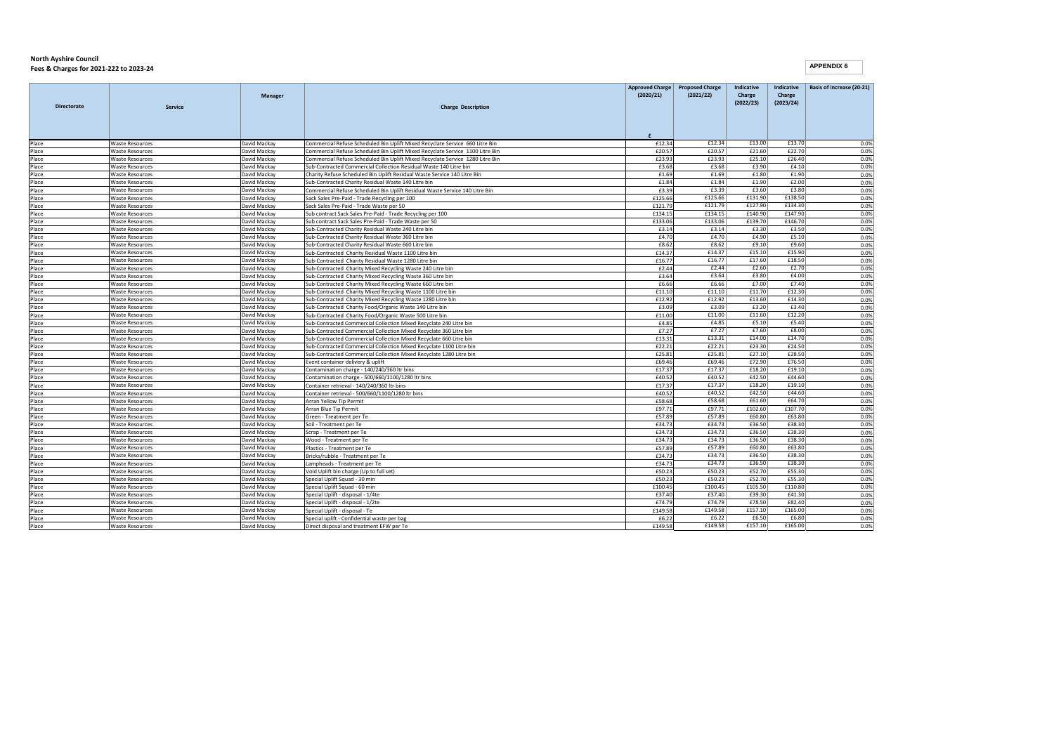**North Ayshire Council**
**Fees & Charges for 2021-222 to 2023-24**

**APPENDIX 6**

| Directorate | Service | Manager | Charge Description | Approved Charge (2020/21) | Proposed Charge (2021/22) | Indicative Charge (2022/23) | Indicative Charge (2023/24) | Basis of increase (20-21) |
|---|---|---|---|---|---|---|---|---|
| | | | | £ | | | | |
| Place | Waste Resources | David Mackay | Commercial Refuse Scheduled Bin Uplift Mixed Recyclate Service 660 Litre Bin | £12.34 | £12.34 | £13.00 | £13.70 | 0.0% |
| Place | Waste Resources | David Mackay | Commercial Refuse Scheduled Bin Uplift Mixed Recyclate Service 1100 Litre Bin | £20.57 | £20.57 | £21.60 | £22.70 | 0.0% |
| Place | Waste Resources | David Mackay | Commercial Refuse Scheduled Bin Uplift Mixed Recyclate Service 1280 Litre Bin | £23.93 | £23.93 | £25.10 | £26.40 | 0.0% |
| Place | Waste Resources | David Mackay | Sub-Contracted Commercial Collection Residual Waste 140 Litre bin | £3.68 | £3.68 | £3.90 | £4.10 | 0.0% |
| Place | Waste Resources | David Mackay | Charity Refuse Scheduled Bin Uplift Residual Waste Service 140 Litre Bin | £1.69 | £1.69 | £1.80 | £1.90 | 0.0% |
| Place | Waste Resources | David Mackay | Sub-Contracted Charity Residual Waste 140 Litre bin | £1.84 | £1.84 | £1.90 | £2.00 | 0.0% |
| Place | Waste Resources | David Mackay | Commercial Refuse Scheduled Bin Uplift Residual Waste Service 140 Litre Bin | £3.39 | £3.39 | £3.60 | £3.80 | 0.0% |
| Place | Waste Resources | David Mackay | Sack Sales Pre-Paid - Trade Recycling per 100 | £125.66 | £125.66 | £131.90 | £138.50 | 0.0% |
| Place | Waste Resources | David Mackay | Sack Sales Pre-Paid - Trade Waste per 50 | £121.79 | £121.79 | £127.90 | £134.30 | 0.0% |
| Place | Waste Resources | David Mackay | Sub contract Sack Sales Pre-Paid - Trade Recycling per 100 | £134.15 | £134.15 | £140.90 | £147.90 | 0.0% |
| Place | Waste Resources | David Mackay | Sub contract Sack Sales Pre-Paid - Trade Waste per 50 | £133.06 | £133.06 | £139.70 | £146.70 | 0.0% |
| Place | Waste Resources | David Mackay | Sub-Contracted Charity Residual Waste 240 Litre bin | £3.14 | £3.14 | £3.30 | £3.50 | 0.0% |
| Place | Waste Resources | David Mackay | Sub-Contracted Charity Residual Waste 360 Litre bin | £4.70 | £4.70 | £4.90 | £5.10 | 0.0% |
| Place | Waste Resources | David Mackay | Sub-Contracted Charity Residual Waste 660 Litre bin | £8.62 | £8.62 | £9.10 | £9.60 | 0.0% |
| Place | Waste Resources | David Mackay | Sub-Contracted Charity Residual Waste 1100 Litre bin | £14.37 | £14.37 | £15.10 | £15.90 | 0.0% |
| Place | Waste Resources | David Mackay | Sub-Contracted Charity Residual Waste 1280 Litre bin | £16.77 | £16.77 | £17.60 | £18.50 | 0.0% |
| Place | Waste Resources | David Mackay | Sub-Contracted Charity Mixed Recycling Waste 240 Litre bin | £2.44 | £2.44 | £2.60 | £2.70 | 0.0% |
| Place | Waste Resources | David Mackay | Sub-Contracted Charity Mixed Recycling Waste 360 Litre bin | £3.64 | £3.64 | £3.80 | £4.00 | 0.0% |
| Place | Waste Resources | David Mackay | Sub-Contracted Charity Mixed Recycling Waste 660 Litre bin | £6.66 | £6.66 | £7.00 | £7.40 | 0.0% |
| Place | Waste Resources | David Mackay | Sub-Contracted Charity Mixed Recycling Waste 1100 Litre bin | £11.10 | £11.10 | £11.70 | £12.30 | 0.0% |
| Place | Waste Resources | David Mackay | Sub-Contracted Charity Mixed Recycling Waste 1280 Litre bin | £12.92 | £12.92 | £13.60 | £14.30 | 0.0% |
| Place | Waste Resources | David Mackay | Sub-Contracted Charity Food/Organic Waste 140 Litre bin | £3.09 | £3.09 | £3.20 | £3.40 | 0.0% |
| Place | Waste Resources | David Mackay | Sub-Contracted Charity Food/Organic Waste 500 Litre bin | £11.00 | £11.00 | £11.60 | £12.20 | 0.0% |
| Place | Waste Resources | David Mackay | Sub-Contracted Commercial Collection Mixed Recyclate 240 Litre bin | £4.85 | £4.85 | £5.10 | £5.40 | 0.0% |
| Place | Waste Resources | David Mackay | Sub-Contracted Commercial Collection Mixed Recyclate 360 Litre bin | £7.27 | £7.27 | £7.60 | £8.00 | 0.0% |
| Place | Waste Resources | David Mackay | Sub-Contracted Commercial Collection Mixed Recyclate 660 Litre bin | £13.31 | £13.31 | £14.00 | £14.70 | 0.0% |
| Place | Waste Resources | David Mackay | Sub-Contracted Commercial Collection Mixed Recyclate 1100 Litre bin | £22.21 | £22.21 | £23.30 | £24.50 | 0.0% |
| Place | Waste Resources | David Mackay | Sub-Contracted Commercial Collection Mixed Recyclate 1280 Litre bin | £25.81 | £25.81 | £27.10 | £28.50 | 0.0% |
| Place | Waste Resources | David Mackay | Event container delivery & uplift | £69.46 | £69.46 | £72.90 | £76.50 | 0.0% |
| Place | Waste Resources | David Mackay | Contamination charge - 140/240/360 ltr bins | £17.37 | £17.37 | £18.20 | £19.10 | 0.0% |
| Place | Waste Resources | David Mackay | Contamination charge - 500/660/1100/1280 ltr bins | £40.52 | £40.52 | £42.50 | £44.60 | 0.0% |
| Place | Waste Resources | David Mackay | Container retrieval - 140/240/360 ltr bins | £17.37 | £17.37 | £18.20 | £19.10 | 0.0% |
| Place | Waste Resources | David Mackay | Container retrieval - 500/660/1100/1280 ltr bins | £40.52 | £40.52 | £42.50 | £44.60 | 0.0% |
| Place | Waste Resources | David Mackay | Arran Yellow Tip Permit | £58.68 | £58.68 | £61.60 | £64.70 | 0.0% |
| Place | Waste Resources | David Mackay | Arran Blue Tip Permit | £97.71 | £97.71 | £102.60 | £107.70 | 0.0% |
| Place | Waste Resources | David Mackay | Green - Treatment per Te | £57.89 | £57.89 | £60.80 | £63.80 | 0.0% |
| Place | Waste Resources | David Mackay | Soil - Treatment per Te | £34.73 | £34.73 | £36.50 | £38.30 | 0.0% |
| Place | Waste Resources | David Mackay | Scrap - Treatment per Te | £34.73 | £34.73 | £36.50 | £38.30 | 0.0% |
| Place | Waste Resources | David Mackay | Wood - Treatment per Te | £34.73 | £34.73 | £36.50 | £38.30 | 0.0% |
| Place | Waste Resources | David Mackay | Plastics - Treatment per Te | £57.89 | £57.89 | £60.80 | £63.80 | 0.0% |
| Place | Waste Resources | David Mackay | Bricks/rubble - Treatment per Te | £34.73 | £34.73 | £36.50 | £38.30 | 0.0% |
| Place | Waste Resources | David Mackay | Lampheads - Treatment per Te | £34.73 | £34.73 | £36.50 | £38.30 | 0.0% |
| Place | Waste Resources | David Mackay | Void Uplift bin charge (Up to full set) | £50.23 | £50.23 | £52.70 | £55.30 | 0.0% |
| Place | Waste Resources | David Mackay | Special Uplift Squad - 30 min | £50.23 | £50.23 | £52.70 | £55.30 | 0.0% |
| Place | Waste Resources | David Mackay | Special Uplift Squad - 60 min | £100.45 | £100.45 | £105.50 | £110.80 | 0.0% |
| Place | Waste Resources | David Mackay | Special Uplift - disposal - 1/4te | £37.40 | £37.40 | £39.30 | £41.30 | 0.0% |
| Place | Waste Resources | David Mackay | Special Uplift - disposal - 1/2te | £74.79 | £74.79 | £78.50 | £82.40 | 0.0% |
| Place | Waste Resources | David Mackay | Special Uplift - disposal - Te | £149.58 | £149.58 | £157.10 | £165.00 | 0.0% |
| Place | Waste Resources | David Mackay | Special uplift - Confidential waste per bag | £6.22 | £6.22 | £6.50 | £6.80 | 0.0% |
| Place | Waste Resources | David Mackay | Direct disposal and treatment EFW per Te | £149.58 | £149.58 | £157.10 | £165.00 | 0.0% |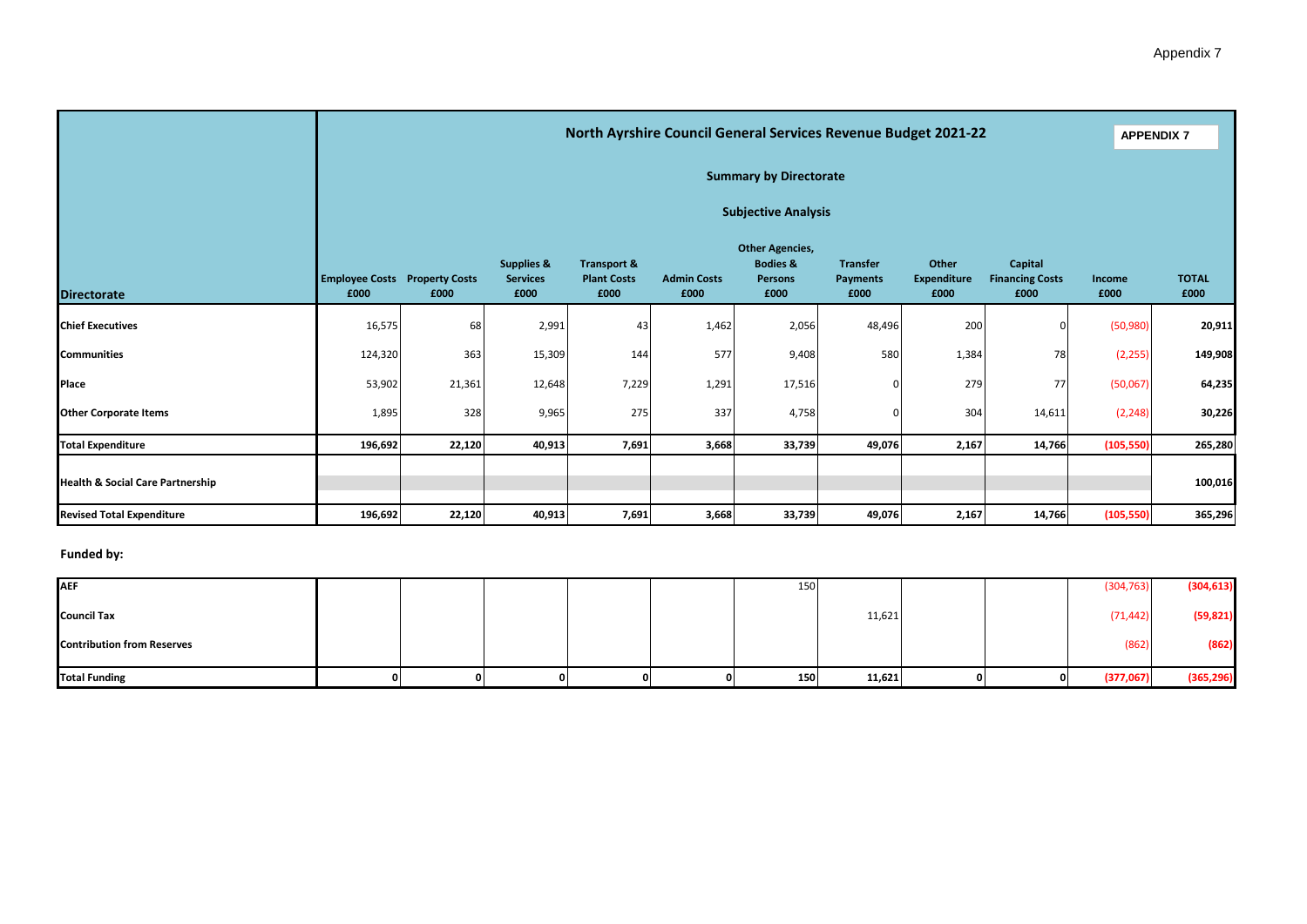Appendix 7

# North Ayrshire Council General Services Revenue Budget 2021-22

**APPENDIX 7**

## Summary by Directorate

### Subjective Analysis

| Directorate | Employee Costs £000 | Property Costs £000 | Supplies & Services £000 | Transport & Plant Costs £000 | Admin Costs £000 | Other Agencies, Bodies & Persons £000 | Transfer Payments £000 | Other Expenditure £000 | Capital Financing Costs £000 | Income £000 | TOTAL £000 |
|---|---|---|---|---|---|---|---|---|---|---|---|
| **Chief Executives** | 16,575 | 68 | 2,991 | 43 | 1,462 | 2,056 | 48,496 | 200 | 0 | (50,980) | **20,911** |
| **Communities** | 124,320 | 363 | 15,309 | 144 | 577 | 9,408 | 580 | 1,384 | 78 | (2,255) | **149,908** |
| **Place** | 53,902 | 21,361 | 12,648 | 7,229 | 1,291 | 17,516 | 0 | 279 | 77 | (50,067) | **64,235** |
| **Other Corporate Items** | 1,895 | 328 | 9,965 | 275 | 337 | 4,758 | 0 | 304 | 14,611 | (2,248) | **30,226** |
| **Total Expenditure** | **196,692** | **22,120** | **40,913** | **7,691** | **3,668** | **33,739** | **49,076** | **2,167** | **14,766** | **(105,550)** | **265,280** |
| **Health & Social Care Partnership** | | | | | | | | | | | **100,016** |
| **Revised Total Expenditure** | **196,692** | **22,120** | **40,913** | **7,691** | **3,668** | **33,739** | **49,076** | **2,167** | **14,766** | **(105,550)** | **365,296** |

**Funded by:**

| | Employee Costs £000 | Property Costs £000 | Supplies & Services £000 | Transport & Plant Costs £000 | Admin Costs £000 | Other Agencies, Bodies & Persons £000 | Transfer Payments £000 | Other Expenditure £000 | Capital Financing Costs £000 | Income £000 | TOTAL £000 |
|---|---|---|---|---|---|---|---|---|---|---|---|
| **AEF** | | | | | | 150 | | | | (304,763) | **(304,613)** |
| **Council Tax** | | | | | | | 11,621 | | | (71,442) | **(59,821)** |
| **Contribution from Reserves** | | | | | | | | | | (862) | **(862)** |
| **Total Funding** | **0** | **0** | **0** | **0** | **0** | **150** | **11,621** | **0** | **0** | **(377,067)** | **(365,296)** |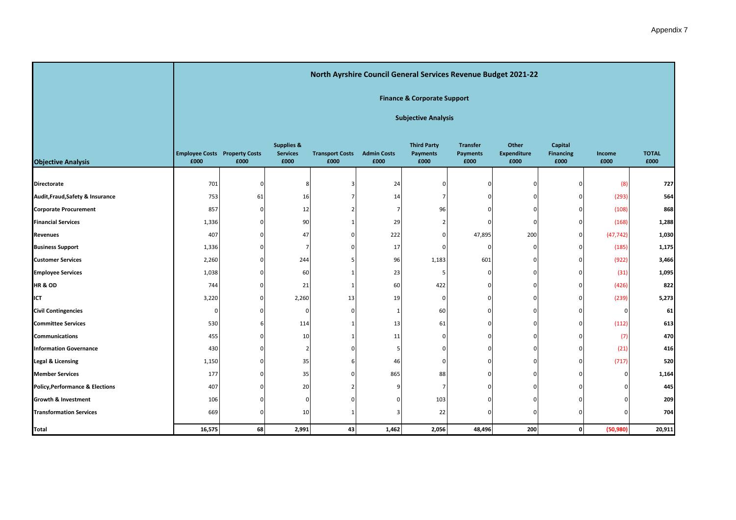Appendix 7

| | North Ayrshire Council General Services Revenue Budget 2021-22 | | | | | | | | | | |
|---|---|---|---|---|---|---|---|---|---|---|---|
| | Finance & Corporate Support | | | | | | | | | | |
| | Subjective Analysis | | | | | | | | | | |
| **Objective Analysis** | **Employee Costs £000** | **Property Costs £000** | **Supplies & Services £000** | **Transport Costs £000** | **Admin Costs £000** | **Third Party Payments £000** | **Transfer Payments £000** | **Other Expenditure £000** | **Capital Financing £000** | **Income £000** | **TOTAL £000** |
| **Directorate** | 701 | 0 | 8 | 3 | 24 | 0 | 0 | 0 | 0 | (8) | **727** |
| **Audit,Fraud,Safety & Insurance** | 753 | 61 | 16 | 7 | 14 | 7 | 0 | 0 | 0 | (293) | **564** |
| **Corporate Procurement** | 857 | 0 | 12 | 2 | 7 | 96 | 0 | 0 | 0 | (108) | **868** |
| **Financial Services** | 1,336 | 0 | 90 | 1 | 29 | 2 | 0 | 0 | 0 | (168) | **1,288** |
| **Revenues** | 407 | 0 | 47 | 0 | 222 | 0 | 47,895 | 200 | 0 | (47,742) | **1,030** |
| **Business Support** | 1,336 | 0 | 7 | 0 | 17 | 0 | 0 | 0 | 0 | (185) | **1,175** |
| **Customer Services** | 2,260 | 0 | 244 | 5 | 96 | 1,183 | 601 | 0 | 0 | (922) | **3,466** |
| **Employee Services** | 1,038 | 0 | 60 | 1 | 23 | 5 | 0 | 0 | 0 | (31) | **1,095** |
| **HR & OD** | 744 | 0 | 21 | 1 | 60 | 422 | 0 | 0 | 0 | (426) | **822** |
| **ICT** | 3,220 | 0 | 2,260 | 13 | 19 | 0 | 0 | 0 | 0 | (239) | **5,273** |
| **Civil Contingencies** | 0 | 0 | 0 | 0 | 1 | 60 | 0 | 0 | 0 | 0 | **61** |
| **Committee Services** | 530 | 6 | 114 | 1 | 13 | 61 | 0 | 0 | 0 | (112) | **613** |
| **Communications** | 455 | 0 | 10 | 1 | 11 | 0 | 0 | 0 | 0 | (7) | **470** |
| **Information Governance** | 430 | 0 | 2 | 0 | 5 | 0 | 0 | 0 | 0 | (21) | **416** |
| **Legal & Licensing** | 1,150 | 0 | 35 | 6 | 46 | 0 | 0 | 0 | 0 | (717) | **520** |
| **Member Services** | 177 | 0 | 35 | 0 | 865 | 88 | 0 | 0 | 0 | 0 | **1,164** |
| **Policy,Performance & Elections** | 407 | 0 | 20 | 2 | 9 | 7 | 0 | 0 | 0 | 0 | **445** |
| **Growth & Investment** | 106 | 0 | 0 | 0 | 0 | 103 | 0 | 0 | 0 | 0 | **209** |
| **Transformation Services** | 669 | 0 | 10 | 1 | 3 | 22 | 0 | 0 | 0 | 0 | **704** |
| **Total** | **16,575** | **68** | **2,991** | **43** | **1,462** | **2,056** | **48,496** | **200** | **0** | **(50,980)** | **20,911** |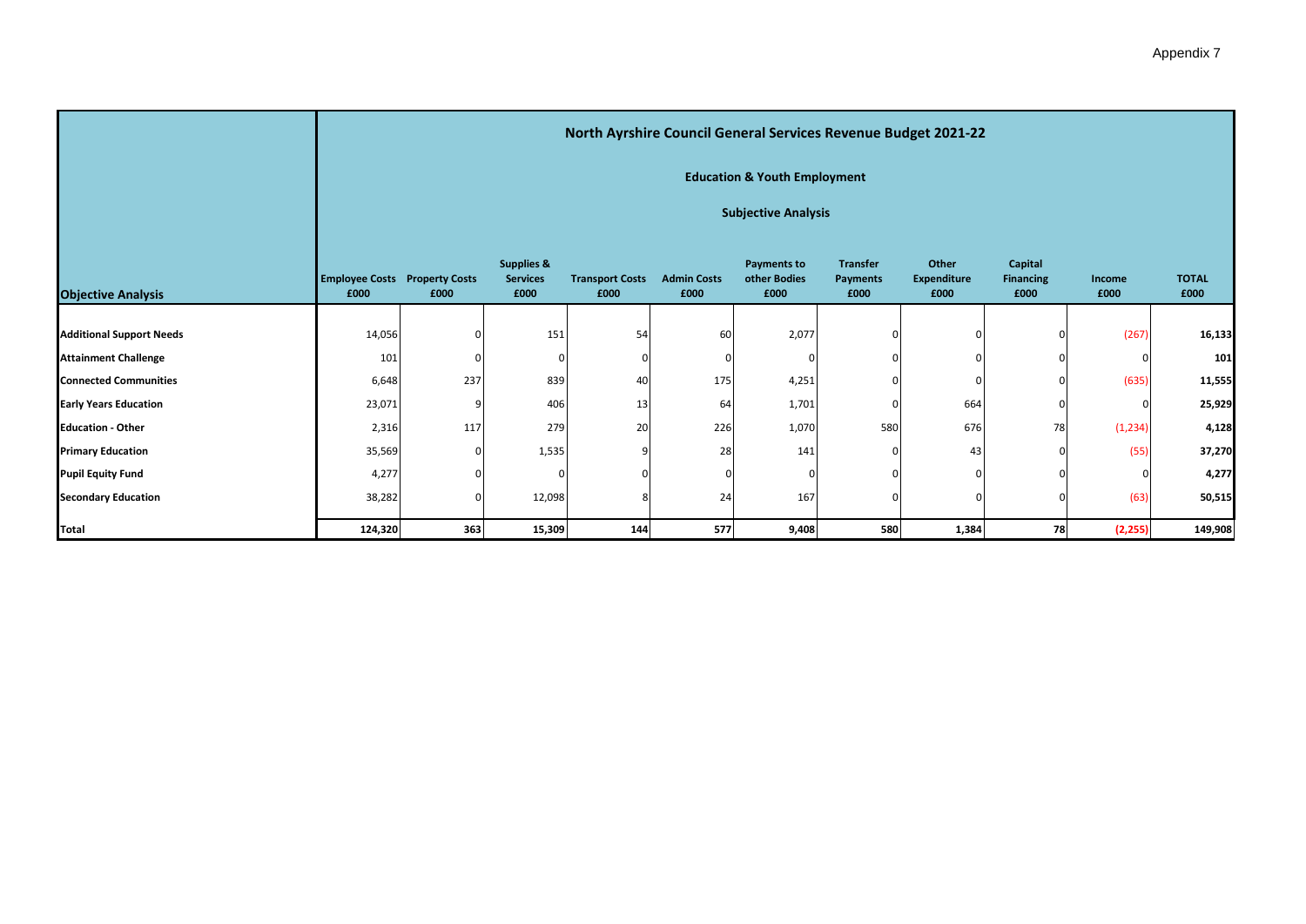Appendix 7

| | North Ayrshire Council General Services Revenue Budget 2021-22 | | | | | | | | | | |
|---|---|---|---|---|---|---|---|---|---|---|---|
| | Education & Youth Employment | | | | | | | | | | |
| | Subjective Analysis | | | | | | | | | | |
| **Objective Analysis** | **Employee Costs £000** | **Property Costs £000** | **Supplies & Services £000** | **Transport Costs £000** | **Admin Costs £000** | **Payments to other Bodies £000** | **Transfer Payments £000** | **Other Expenditure £000** | **Capital Financing £000** | **Income £000** | **TOTAL £000** |
| **Additional Support Needs** | 14,056 | 0 | 151 | 54 | 60 | 2,077 | 0 | 0 | 0 | (267) | **16,133** |
| **Attainment Challenge** | 101 | 0 | 0 | 0 | 0 | 0 | 0 | 0 | 0 | 0 | **101** |
| **Connected Communities** | 6,648 | 237 | 839 | 40 | 175 | 4,251 | 0 | 0 | 0 | (635) | **11,555** |
| **Early Years Education** | 23,071 | 9 | 406 | 13 | 64 | 1,701 | 0 | 664 | 0 | 0 | **25,929** |
| **Education - Other** | 2,316 | 117 | 279 | 20 | 226 | 1,070 | 580 | 676 | 78 | (1,234) | **4,128** |
| **Primary Education** | 35,569 | 0 | 1,535 | 9 | 28 | 141 | 0 | 43 | 0 | (55) | **37,270** |
| **Pupil Equity Fund** | 4,277 | 0 | 0 | 0 | 0 | 0 | 0 | 0 | 0 | 0 | **4,277** |
| **Secondary Education** | 38,282 | 0 | 12,098 | 8 | 24 | 167 | 0 | 0 | 0 | (63) | **50,515** |
| **Total** | **124,320** | **363** | **15,309** | **144** | **577** | **9,408** | **580** | **1,384** | **78** | **(2,255)** | **149,908** |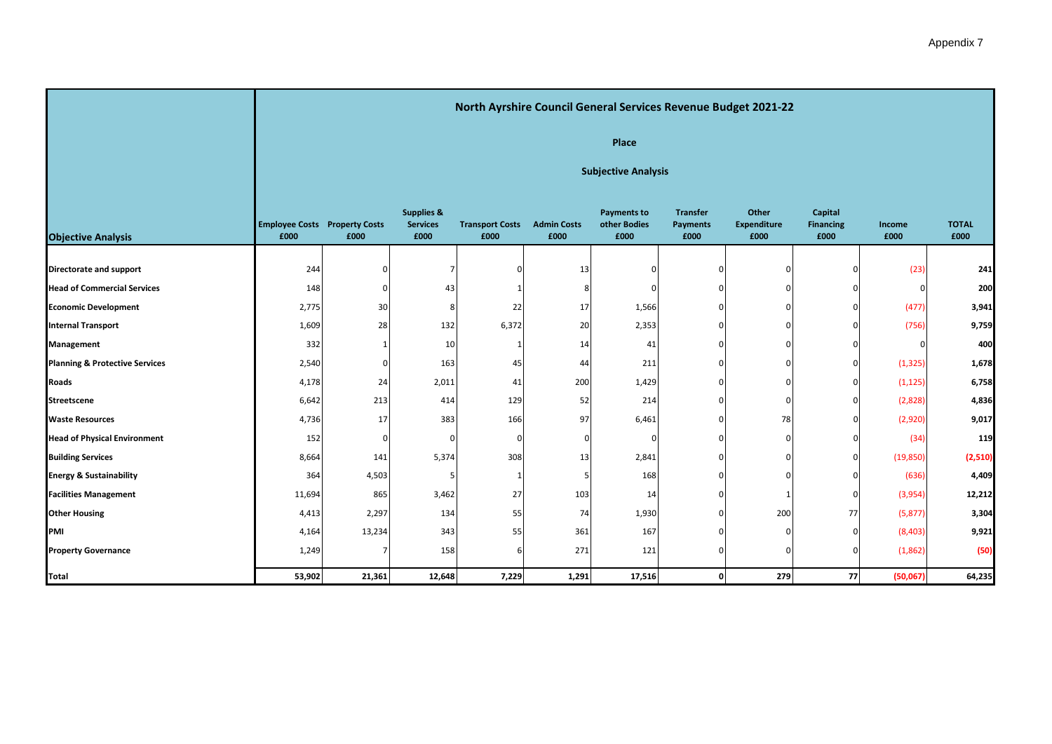Appendix 7

| Objective Analysis | North Ayrshire Council General Services Revenue Budget 2021-22 — Place — Subjective Analysis | | | | | | | | | | |
|---|---|---|---|---|---|---|---|---|---|---|---|
| | Employee Costs £000 | Property Costs £000 | Supplies & Services £000 | Transport Costs £000 | Admin Costs £000 | Payments to other Bodies £000 | Transfer Payments £000 | Other Expenditure £000 | Capital Financing £000 | Income £000 | TOTAL £000 |
| **Directorate and support** | 244 | 0 | 7 | 0 | 13 | 0 | 0 | 0 | 0 | (23) | **241** |
| **Head of Commercial Services** | 148 | 0 | 43 | 1 | 8 | 0 | 0 | 0 | 0 | 0 | **200** |
| **Economic Development** | 2,775 | 30 | 8 | 22 | 17 | 1,566 | 0 | 0 | 0 | (477) | **3,941** |
| **Internal Transport** | 1,609 | 28 | 132 | 6,372 | 20 | 2,353 | 0 | 0 | 0 | (756) | **9,759** |
| **Management** | 332 | 1 | 10 | 1 | 14 | 41 | 0 | 0 | 0 | 0 | **400** |
| **Planning & Protective Services** | 2,540 | 0 | 163 | 45 | 44 | 211 | 0 | 0 | 0 | (1,325) | **1,678** |
| **Roads** | 4,178 | 24 | 2,011 | 41 | 200 | 1,429 | 0 | 0 | 0 | (1,125) | **6,758** |
| **Streetscene** | 6,642 | 213 | 414 | 129 | 52 | 214 | 0 | 0 | 0 | (2,828) | **4,836** |
| **Waste Resources** | 4,736 | 17 | 383 | 166 | 97 | 6,461 | 0 | 78 | 0 | (2,920) | **9,017** |
| **Head of Physical Environment** | 152 | 0 | 0 | 0 | 0 | 0 | 0 | 0 | 0 | (34) | **119** |
| **Building Services** | 8,664 | 141 | 5,374 | 308 | 13 | 2,841 | 0 | 0 | 0 | (19,850) | **(2,510)** |
| **Energy & Sustainability** | 364 | 4,503 | 5 | 1 | 5 | 168 | 0 | 0 | 0 | (636) | **4,409** |
| **Facilities Management** | 11,694 | 865 | 3,462 | 27 | 103 | 14 | 0 | 1 | 0 | (3,954) | **12,212** |
| **Other Housing** | 4,413 | 2,297 | 134 | 55 | 74 | 1,930 | 0 | 200 | 77 | (5,877) | **3,304** |
| **PMI** | 4,164 | 13,234 | 343 | 55 | 361 | 167 | 0 | 0 | 0 | (8,403) | **9,921** |
| **Property Governance** | 1,249 | 7 | 158 | 6 | 271 | 121 | 0 | 0 | 0 | (1,862) | **(50)** |
| **Total** | **53,902** | **21,361** | **12,648** | **7,229** | **1,291** | **17,516** | **0** | **279** | **77** | **(50,067)** | **64,235** |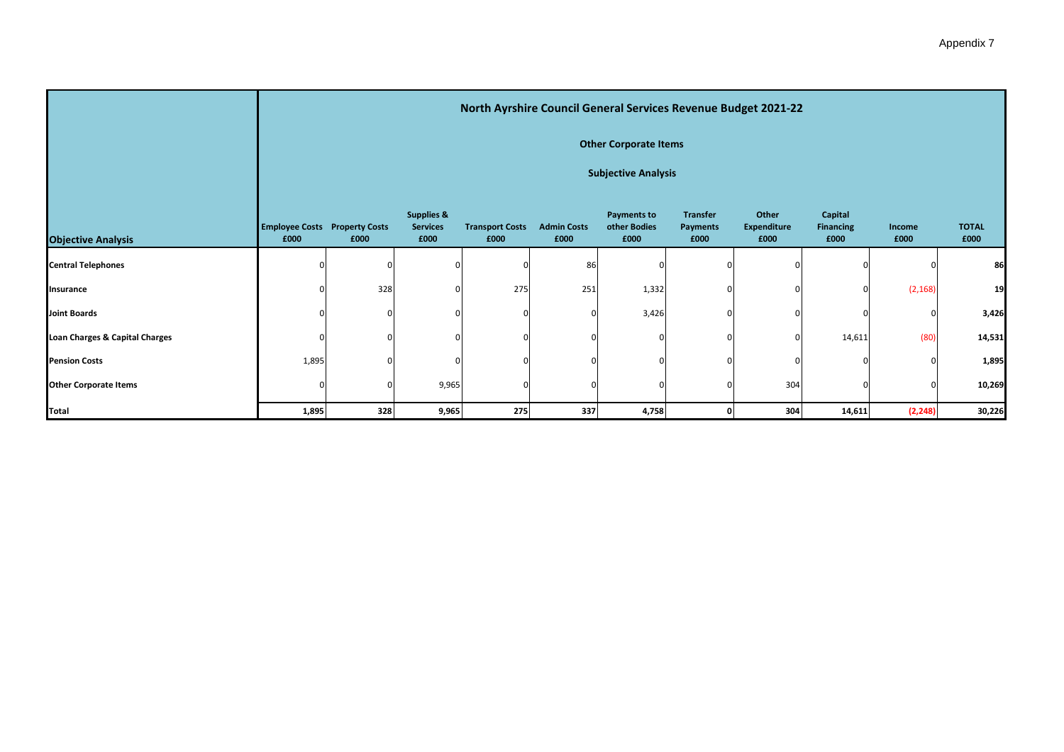Appendix 7

| | North Ayrshire Council General Services Revenue Budget 2021-22 | | | | | | | | | | |
|---|---|---|---|---|---|---|---|---|---|---|---|
| | Other Corporate Items | | | | | | | | | | |
| | Subjective Analysis | | | | | | | | | | |
| **Objective Analysis** | **Employee Costs £000** | **Property Costs £000** | **Supplies & Services £000** | **Transport Costs £000** | **Admin Costs £000** | **Payments to other Bodies £000** | **Transfer Payments £000** | **Other Expenditure £000** | **Capital Financing £000** | **Income £000** | **TOTAL £000** |
| **Central Telephones** | 0 | 0 | 0 | 0 | 86 | 0 | 0 | 0 | 0 | 0 | **86** |
| **Insurance** | 0 | 328 | 0 | 275 | 251 | 1,332 | 0 | 0 | 0 | (2,168) | **19** |
| **Joint Boards** | 0 | 0 | 0 | 0 | 0 | 3,426 | 0 | 0 | 0 | 0 | **3,426** |
| **Loan Charges & Capital Charges** | 0 | 0 | 0 | 0 | 0 | 0 | 0 | 0 | 14,611 | (80) | **14,531** |
| **Pension Costs** | 1,895 | 0 | 0 | 0 | 0 | 0 | 0 | 0 | 0 | 0 | **1,895** |
| **Other Corporate Items** | 0 | 0 | 9,965 | 0 | 0 | 0 | 0 | 304 | 0 | 0 | **10,269** |
| **Total** | **1,895** | **328** | **9,965** | **275** | **337** | **4,758** | **0** | **304** | **14,611** | **(2,248)** | **30,226** |